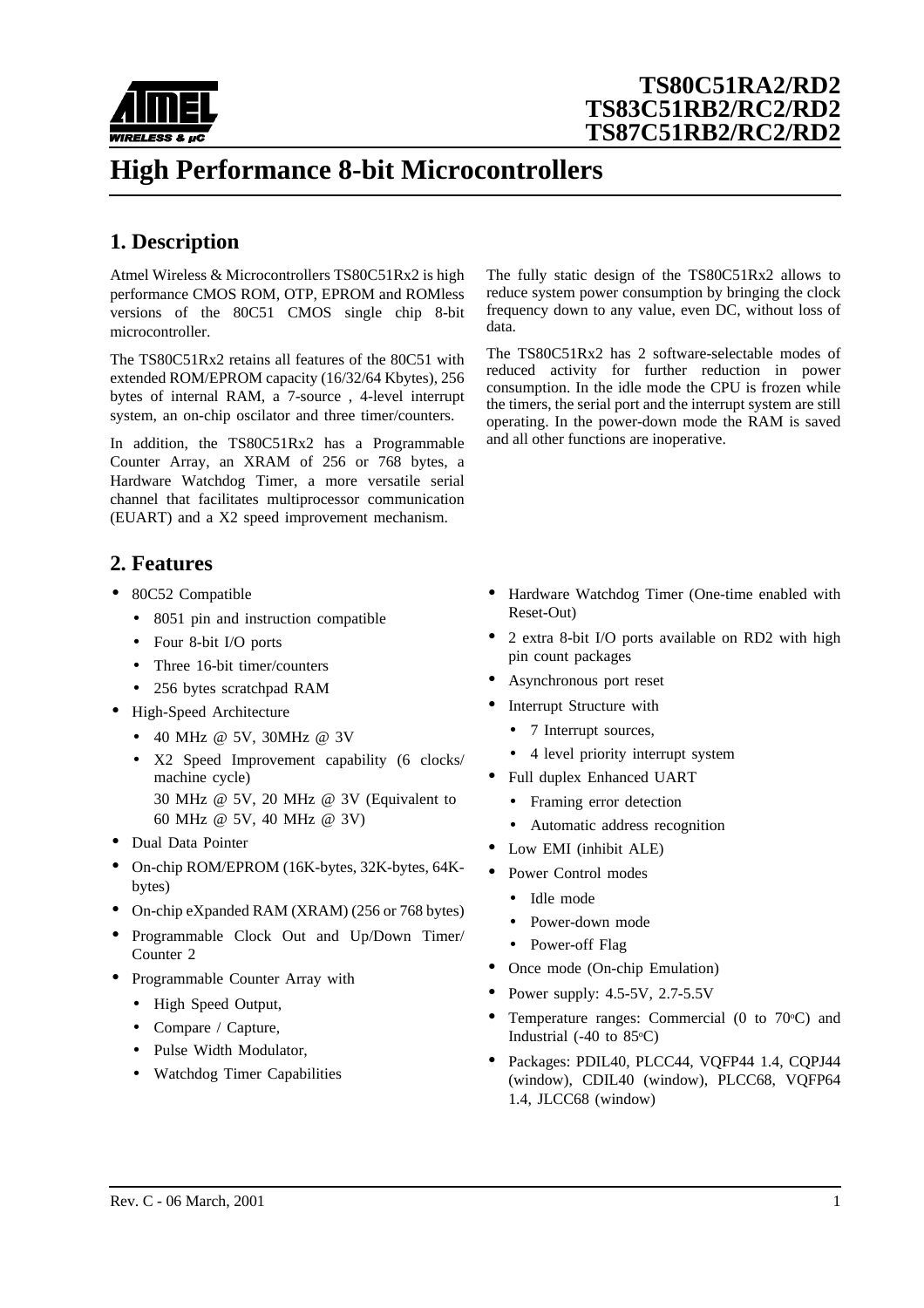# TS80C51RA2/RD2
# TS83C51RB2/RC2/RD2
# TS87C51RB2/RC2/RD2

# High Performance 8-bit Microcontrollers

## 1. Description

Atmel Wireless & Microcontrollers TS80C51Rx2 is high performance CMOS ROM, OTP, EPROM and ROMless versions of the 80C51 CMOS single chip 8-bit microcontroller.

The TS80C51Rx2 retains all features of the 80C51 with extended ROM/EPROM capacity (16/32/64 Kbytes), 256 bytes of internal RAM, a 7-source , 4-level interrupt system, an on-chip oscillator and three timer/counters.

In addition, the TS80C51Rx2 has a Programmable Counter Array, an XRAM of 256 or 768 bytes, a Hardware Watchdog Timer, a more versatile serial channel that facilitates multiprocessor communication (EUART) and a X2 speed improvement mechanism.

The fully static design of the TS80C51Rx2 allows to reduce system power consumption by bringing the clock frequency down to any value, even DC, without loss of data.

The TS80C51Rx2 has 2 software-selectable modes of reduced activity for further reduction in power consumption. In the idle mode the CPU is frozen while the timers, the serial port and the interrupt system are still operating. In the power-down mode the RAM is saved and all other functions are inoperative.

## 2. Features

- 80C52 Compatible
  - 8051 pin and instruction compatible
  - Four 8-bit I/O ports
  - Three 16-bit timer/counters
  - 256 bytes scratchpad RAM
- High-Speed Architecture
  - 40 MHz @ 5V, 30MHz @ 3V
  - X2 Speed Improvement capability (6 clocks/ machine cycle)
    30 MHz @ 5V, 20 MHz @ 3V (Equivalent to 60 MHz @ 5V, 40 MHz @ 3V)
- Dual Data Pointer
- On-chip ROM/EPROM (16K-bytes, 32K-bytes, 64K-bytes)
- On-chip eXpanded RAM (XRAM) (256 or 768 bytes)
- Programmable Clock Out and Up/Down Timer/ Counter 2
- Programmable Counter Array with
  - High Speed Output,
  - Compare / Capture,
  - Pulse Width Modulator,
  - Watchdog Timer Capabilities
- Hardware Watchdog Timer (One-time enabled with Reset-Out)
- 2 extra 8-bit I/O ports available on RD2 with high pin count packages
- Asynchronous port reset
- Interrupt Structure with
  - 7 Interrupt sources,
  - 4 level priority interrupt system
- Full duplex Enhanced UART
  - Framing error detection
  - Automatic address recognition
- Low EMI (inhibit ALE)
- Power Control modes
  - Idle mode
  - Power-down mode
  - Power-off Flag
- Once mode (On-chip Emulation)
- Power supply: 4.5-5V, 2.7-5.5V
- Temperature ranges: Commercial (0 to 70°C) and Industrial (-40 to 85°C)
- Packages: PDIL40, PLCC44, VQFP44 1.4, CQPJ44 (window), CDIL40 (window), PLCC68, VQFP64 1.4, JLCC68 (window)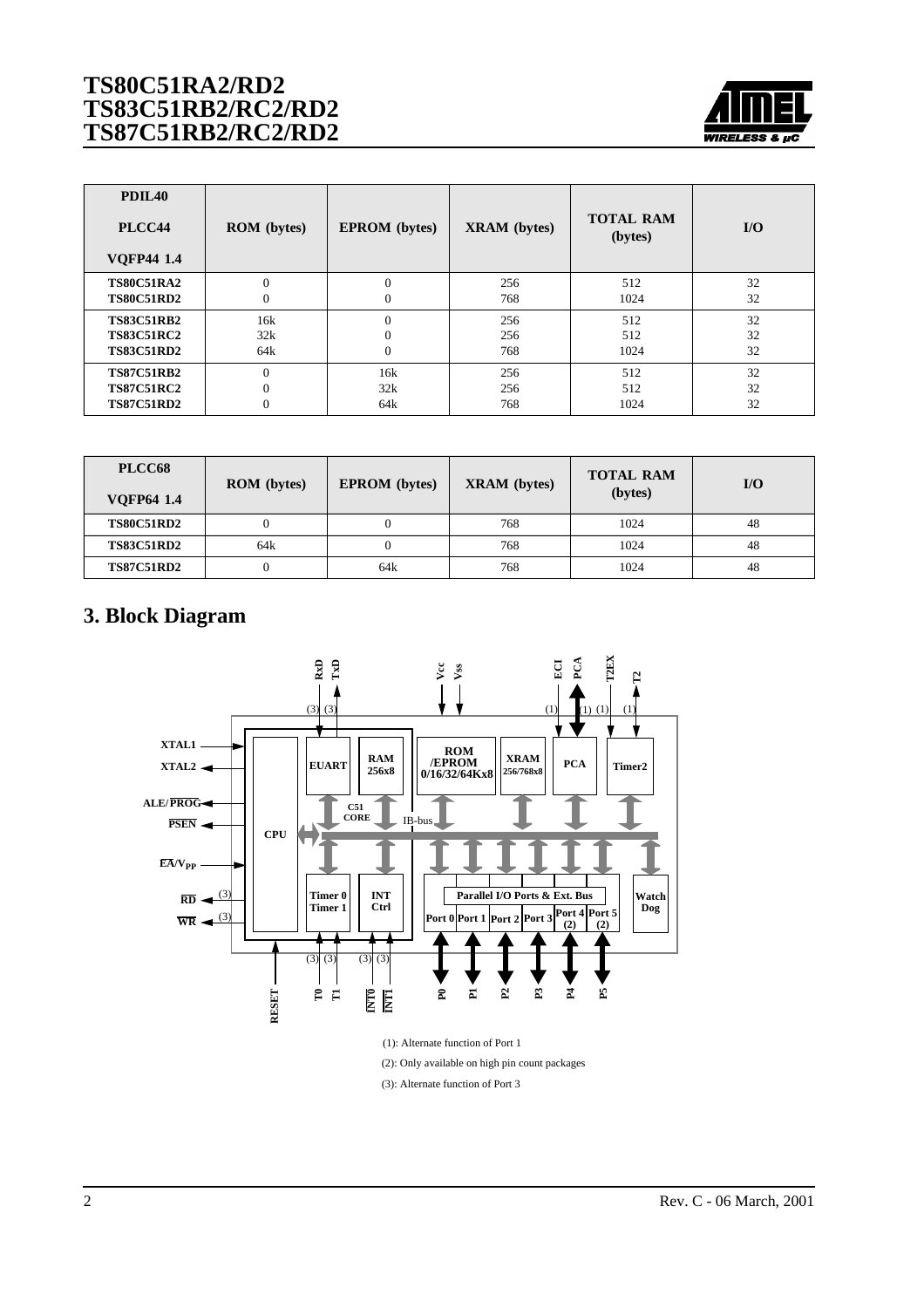| PDIL40<br>PLCC44<br>VQFP44 1.4 | ROM (bytes) | EPROM (bytes) | XRAM (bytes) | TOTAL RAM (bytes) | I/O |
|---|---|---|---|---|---|
| TS80C51RA2 | 0 | 0 | 256 | 512 | 32 |
| TS80C51RD2 | 0 | 0 | 768 | 1024 | 32 |
| TS83C51RB2 | 16k | 0 | 256 | 512 | 32 |
| TS83C51RC2 | 32k | 0 | 256 | 512 | 32 |
| TS83C51RD2 | 64k | 0 | 768 | 1024 | 32 |
| TS87C51RB2 | 0 | 16k | 256 | 512 | 32 |
| TS87C51RC2 | 0 | 32k | 256 | 512 | 32 |
| TS87C51RD2 | 0 | 64k | 768 | 1024 | 32 |

| PLCC68<br>VQFP64 1.4 | ROM (bytes) | EPROM (bytes) | XRAM (bytes) | TOTAL RAM (bytes) | I/O |
|---|---|---|---|---|---|
| TS80C51RD2 | 0 | 0 | 768 | 1024 | 48 |
| TS83C51RD2 | 64k | 0 | 768 | 1024 | 48 |
| TS87C51RD2 | 0 | 64k | 768 | 1024 | 48 |

# 3. Block Diagram

(1): Alternate function of Port 1

(2): Only available on high pin count packages

(3): Alternate function of Port 3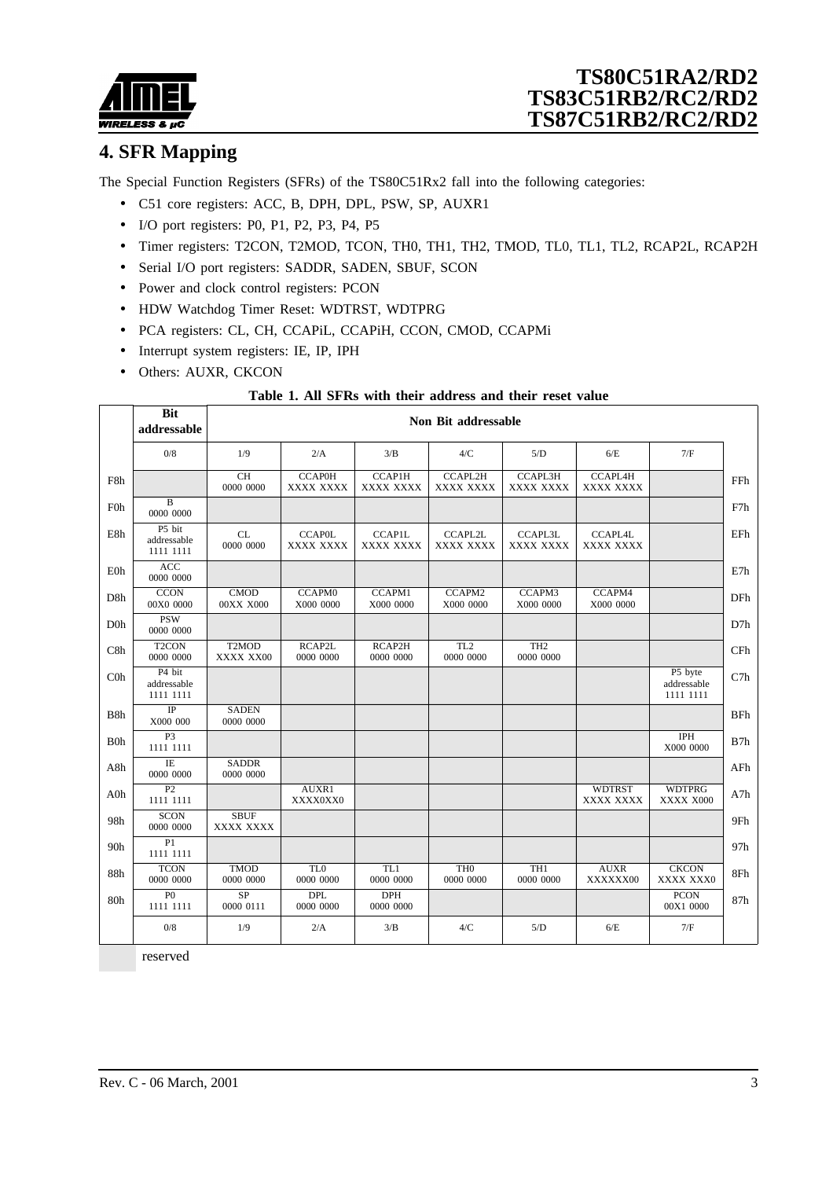# 4. SFR Mapping

The Special Function Registers (SFRs) of the TS80C51Rx2 fall into the following categories:

- C51 core registers: ACC, B, DPH, DPL, PSW, SP, AUXR1
- I/O port registers: P0, P1, P2, P3, P4, P5
- Timer registers: T2CON, T2MOD, TCON, TH0, TH1, TH2, TMOD, TL0, TL1, TL2, RCAP2L, RCAP2H
- Serial I/O port registers: SADDR, SADEN, SBUF, SCON
- Power and clock control registers: PCON
- HDW Watchdog Timer Reset: WDTRST, WDTPRG
- PCA registers: CL, CH, CCAPiL, CCAPiH, CCON, CMOD, CCAPMi
- Interrupt system registers: IE, IP, IPH
- Others: AUXR, CKCON

**Table 1. All SFRs with their address and their reset value**

| | Bit addressable | Non Bit addressable | | | | | | | |
|---|---|---|---|---|---|---|---|---|---|
| | 0/8 | 1/9 | 2/A | 3/B | 4/C | 5/D | 6/E | 7/F | |
| F8h | | CH 0000 0000 | CCAP0H XXXX XXXX | CCAP1H XXXX XXXX | CCAPL2H XXXX XXXX | CCAPL3H XXXX XXXX | CCAPL4H XXXX XXXX | | FFh |
| F0h | B 0000 0000 | | | | | | | | F7h |
| E8h | P5 bit addressable 1111 1111 | CL 0000 0000 | CCAP0L XXXX XXXX | CCAP1L XXXX XXXX | CCAPL2L XXXX XXXX | CCAPL3L XXXX XXXX | CCAPL4L XXXX XXXX | | EFh |
| E0h | ACC 0000 0000 | | | | | | | | E7h |
| D8h | CCON 00X0 0000 | CMOD 00XX X000 | CCAPM0 X000 0000 | CCAPM1 X000 0000 | CCAPM2 X000 0000 | CCAPM3 X000 0000 | CCAPM4 X000 0000 | | DFh |
| D0h | PSW 0000 0000 | | | | | | | | D7h |
| C8h | T2CON 0000 0000 | T2MOD XXXX XX00 | RCAP2L 0000 0000 | RCAP2H 0000 0000 | TL2 0000 0000 | TH2 0000 0000 | | | CFh |
| C0h | P4 bit addressable 1111 1111 | | | | | | | P5 byte addressable 1111 1111 | C7h |
| B8h | IP X000 000 | SADEN 0000 0000 | | | | | | | BFh |
| B0h | P3 1111 1111 | | | | | | | IPH X000 0000 | B7h |
| A8h | IE 0000 0000 | SADDR 0000 0000 | | | | | | | AFh |
| A0h | P2 1111 1111 | | AUXR1 XXXX0XX0 | | | | WDTRST XXXX XXXX | WDTPRG XXXX X000 | A7h |
| 98h | SCON 0000 0000 | SBUF XXXX XXXX | | | | | | | 9Fh |
| 90h | P1 1111 1111 | | | | | | | | 97h |
| 88h | TCON 0000 0000 | TMOD 0000 0000 | TL0 0000 0000 | TL1 0000 0000 | TH0 0000 0000 | TH1 0000 0000 | AUXR XXXXXX00 | CKCON XXXX XXX0 | 8Fh |
| 80h | P0 1111 1111 | SP 0000 0111 | DPL 0000 0000 | DPH 0000 0000 | | | | PCON 00X1 0000 | 87h |
| | 0/8 | 1/9 | 2/A | 3/B | 4/C | 5/D | 6/E | 7/F | |

reserved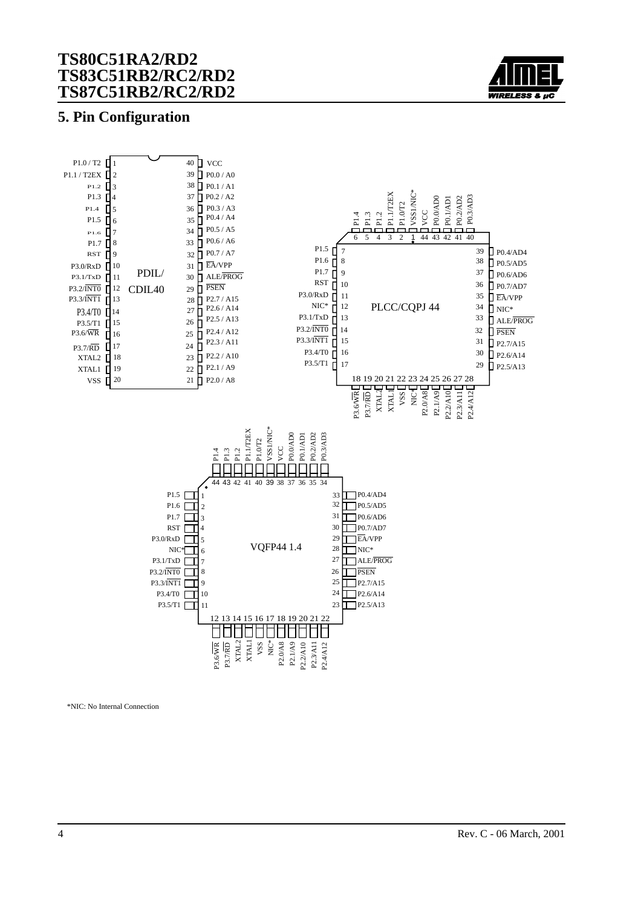# 5. Pin Configuration

**PDIL/CDIL40**

| Pin | Name | Pin | Name |
|---|---|---|---|
| 1 | P1.0 / T2 | 40 | VCC |
| 2 | P1.1 / T2EX | 39 | P0.0 / A0 |
| 3 | P1.2 | 38 | P0.1 / A1 |
| 4 | P1.3 | 37 | P0.2 / A2 |
| 5 | P1.4 | 36 | P0.3 / A3 |
| 6 | P1.5 | 35 | P0.4 / A4 |
| 7 | P1.6 | 34 | P0.5 / A5 |
| 8 | P1.7 | 33 | P0.6 / A6 |
| 9 | RST | 32 | P0.7 / A7 |
| 10 | P3.0/RxD | 31 | EA/VPP |
| 11 | P3.1/TxD | 30 | ALE/PROG |
| 12 | P3.2/INT0 | 29 | PSEN |
| 13 | P3.3/INT1 | 28 | P2.7 / A15 |
| 14 | P3.4/T0 | 27 | P2.6 / A14 |
| 15 | P3.5/T1 | 26 | P2.5 / A13 |
| 16 | P3.6/WR | 25 | P2.4 / A12 |
| 17 | P3.7/RD | 24 | P2.3 / A11 |
| 18 | XTAL2 | 23 | P2.2 / A10 |
| 19 | XTAL1 | 22 | P2.1 / A9 |
| 20 | VSS | 21 | P2.0 / A8 |

**PLCC/CQPJ 44**

| Pin | Name | Pin | Name |
|---|---|---|---|
| 1 | VSS1/NIC* | 23 | XTAL1 |
| 2 | P1.0/T2 | 24 | P2.0/A8 |
| 3 | P1.1/T2EX | 25 | P2.1/A9 |
| 4 | P1.2 | 26 | P2.2/A10 |
| 5 | P1.3 | 27 | P2.3/A11 |
| 6 | P1.4 | 28 | P2.4/A12 |
| 7 | P1.5 | 29 | P2.5/A13 |
| 8 | P1.6 | 30 | P2.6/A14 |
| 9 | P1.7 | 31 | P2.7/A15 |
| 10 | RST | 32 | PSEN |
| 11 | P3.0/RxD | 33 | ALE/PROG |
| 12 | NIC* | 34 | NIC* |
| 13 | P3.1/TxD | 35 | EA/VPP |
| 14 | P3.2/INT0 | 36 | P0.7/AD7 |
| 15 | P3.3/INT1 | 37 | P0.6/AD6 |
| 16 | P3.4/T0 | 38 | P0.5/AD5 |
| 17 | P3.5/T1 | 39 | P0.4/AD4 |
| 18 | P3.6/WR | 40 | P0.3/AD3 |
| 19 | P3.7/RD | 41 | P0.2/AD2 |
| 20 | XTAL2 | 42 | P0.1/AD1 |
| 21 | XTAL1 | 43 | P0.0/AD0 |
| 22 | VSS | 44 | VCC |

**VQFP44 1.4**

| Pin | Name | Pin | Name |
|---|---|---|---|
| 1 | P1.5 | 23 | P2.5/A13 |
| 2 | P1.6 | 24 | P2.6/A14 |
| 3 | P1.7 | 25 | P2.7/A15 |
| 4 | RST | 26 | PSEN |
| 5 | P3.0/RxD | 27 | ALE/PROG |
| 6 | NIC* | 28 | NIC* |
| 7 | P3.1/TxD | 29 | EA/VPP |
| 8 | P3.2/INT0 | 30 | P0.7/AD7 |
| 9 | P3.3/INT1 | 31 | P0.6/AD6 |
| 10 | P3.4/T0 | 32 | P0.5/AD5 |
| 11 | P3.5/T1 | 33 | P0.4/AD4 |
| 12 | P3.6/WR | 34 | P0.3/AD3 |
| 13 | P3.7/RD | 35 | P0.2/AD2 |
| 14 | XTAL2 | 36 | P0.1/AD1 |
| 15 | XTAL1 | 37 | P0.0/AD0 |
| 16 | VSS | 38 | VCC |
| 17 | NIC* | 39 | VSS1/NIC* |
| 18 | P2.0/A8 | 40 | P1.0/T2 |
| 19 | P2.1/A9 | 41 | P1.1/T2EX |
| 20 | P2.2/A10 | 42 | P1.2 |
| 21 | P2.3/A11 | 43 | P1.3 |
| 22 | P2.4/A12 | 44 | P1.4 |

*NIC: No Internal Connection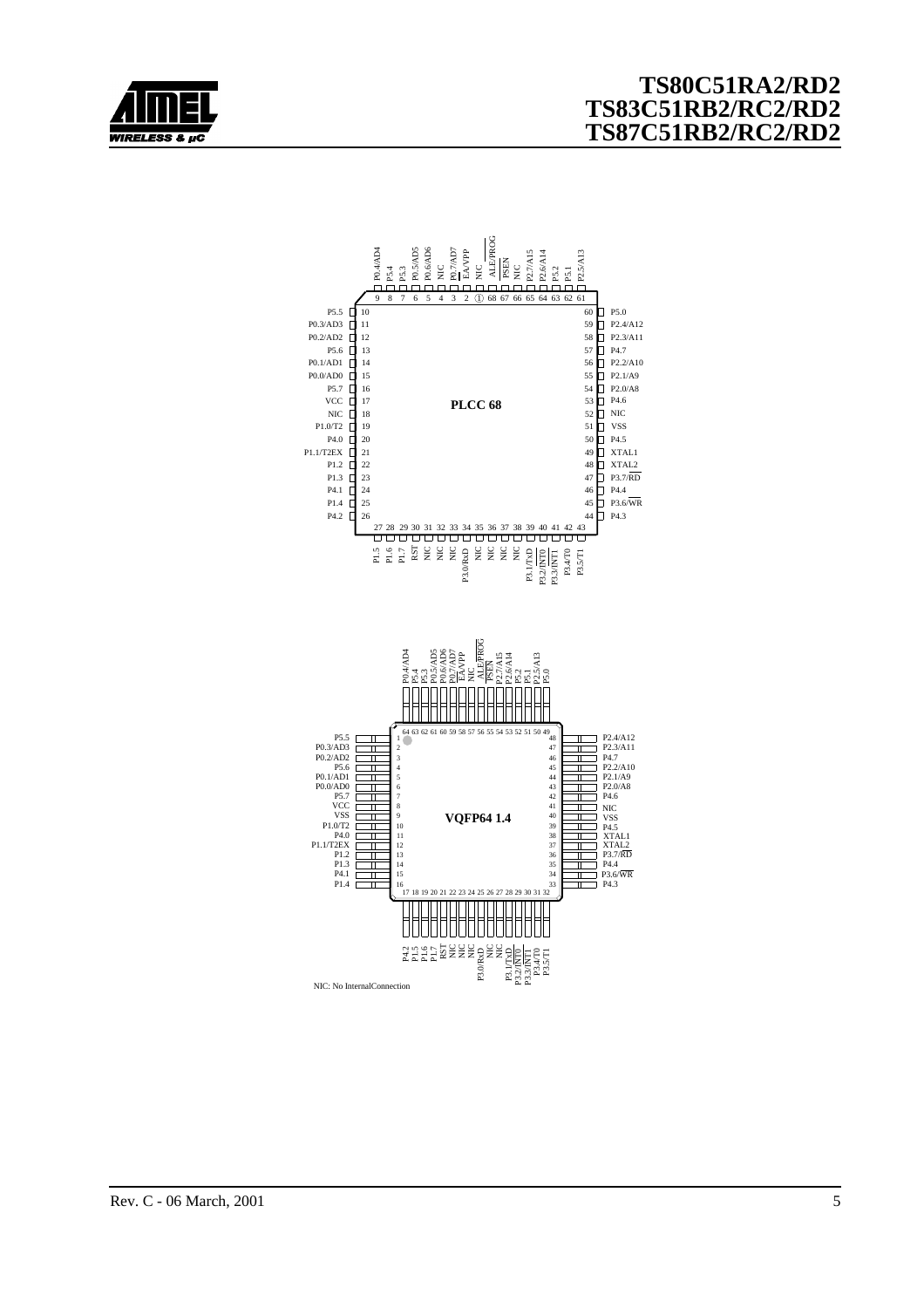**PLCC 68**

| Pin | Signal | Pin | Signal |
|---|---|---|---|
| 1 | NIC | 35 | NIC |
| 2 | EA/VPP | 36 | NIC |
| 3 | P0.7/AD7 | 37 | NIC |
| 4 | NIC | 38 | |
| 5 | P0.6/AD6 | 39 | P3.1/TxD |
| 6 | P0.5/AD5 | 40 | P3.2/INT0 |
| 7 | P5.3 | 41 | P3.3/INT1 |
| 8 | P5.4 | 42 | P3.4/T0 |
| 9 | P0.4/AD4 | 43 | P3.5/T1 |
| 10 | P5.5 | 44 | P4.3 |
| 11 | P0.3/AD3 | 45 | P3.6/WR |
| 12 | P0.2/AD2 | 46 | P4.4 |
| 13 | P5.6 | 47 | P3.7/RD |
| 14 | P0.1/AD1 | 48 | XTAL2 |
| 15 | P0.0/AD0 | 49 | XTAL1 |
| 16 | P5.7 | 50 | P4.5 |
| 17 | VCC | 51 | VSS |
| 18 | NIC | 52 | NIC |
| 19 | P1.0/T2 | 53 | P4.6 |
| 20 | P4.0 | 54 | P2.0/A8 |
| 21 | P1.1/T2EX | 55 | P2.1/A9 |
| 22 | P1.2 | 56 | P2.2/A10 |
| 23 | P1.3 | 57 | P4.7 |
| 24 | P4.1 | 58 | P2.3/A11 |
| 25 | P1.4 | 59 | P2.4/A12 |
| 26 | P4.2 | 60 | P5.0 |
| 27 | P1.5 | 61 | P2.5/A13 |
| 28 | P1.6 | 62 | P5.1 |
| 29 | P1.7 | 63 | P5.2 |
| 30 | RST | 64 | P2.6/A14 |
| 31 | NIC | 65 | P2.7/A15 |
| 32 | NIC | 66 | NIC |
| 33 | NIC | 67 | PSEN |
| 34 | P3.0/RxD | 68 | ALE/PROG |

**VQFP64 1.4**

| Pin | Signal | Pin | Signal |
|---|---|---|---|
| 1 | P5.5 | 33 | P4.3 |
| 2 | P0.3/AD3 | 34 | P3.6/WR |
| 3 | P0.2/AD2 | 35 | P4.4 |
| 4 | P5.6 | 36 | P3.7/RD |
| 5 | P0.1/AD1 | 37 | XTAL2 |
| 6 | P0.0/AD0 | 38 | XTAL1 |
| 7 | P5.7 | 39 | P4.5 |
| 8 | VCC | 40 | VSS |
| 9 | VSS | 41 | NIC |
| 10 | P1.0/T2 | 42 | P4.6 |
| 11 | P4.0 | 43 | P2.0/A8 |
| 12 | P1.1/T2EX | 44 | P2.1/A9 |
| 13 | P1.2 | 45 | P2.2/A10 |
| 14 | P1.3 | 46 | P4.7 |
| 15 | P4.1 | 47 | P2.3/A11 |
| 16 | P1.4 | 48 | P2.4/A12 |
| 17 | P4.2 | 49 | P5.0 |
| 18 | P1.5 | 50 | P2.5/A13 |
| 19 | P1.6 | 51 | P5.1 |
| 20 | P1.7 | 52 | P5.2 |
| 21 | RST | 53 | P2.6/A14 |
| 22 | NIC | 54 | P2.7/A15 |
| 23 | NIC | 55 | PSEN |
| 24 | NIC | 56 | ALE/PROG |
| 25 | P3.0/RxD | 57 | NIC |
| 26 | NIC | 58 | EA/VPP |
| 27 | NIC | 59 | P0.7/AD7 |
| 28 | P3.1/TxD | 60 | P0.6/AD6 |
| 29 | P3.2/INT0 | 61 | P0.5/AD5 |
| 30 | P3.3/INT1 | 62 | P5.3 |
| 31 | P3.4/T0 | 63 | P5.4 |
| 32 | P3.5/T1 | 64 | P0.4/AD4 |

NIC: No InternalConnection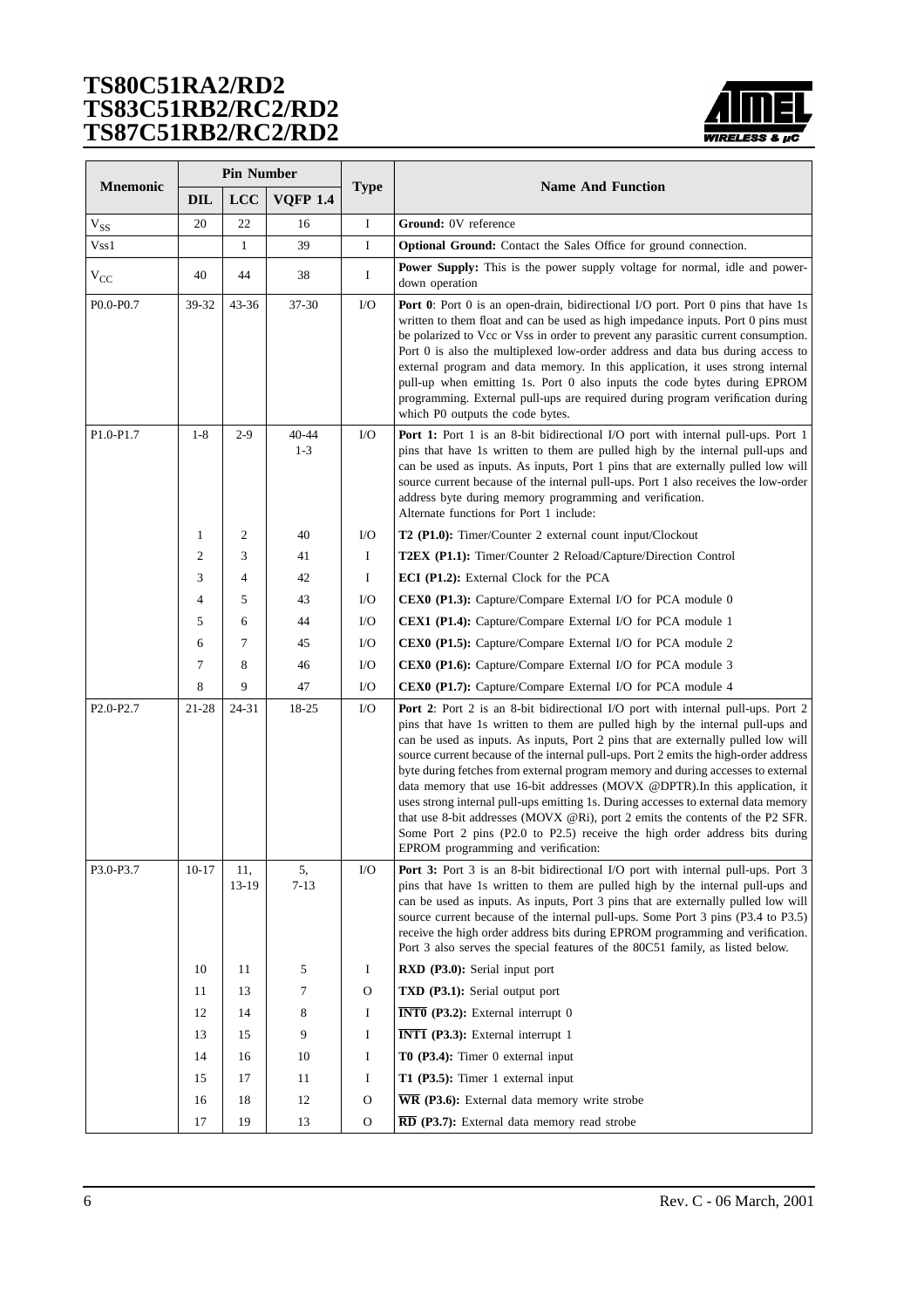| Mnemonic | Pin Number | | | Type | Name And Function |
|---|---|---|---|---|---|
| | DIL | LCC | VQFP 1.4 | | |
| $V_{SS}$ | 20 | 22 | 16 | I | **Ground:** 0V reference |
| Vss1 | | 1 | 39 | I | **Optional Ground:** Contact the Sales Office for ground connection. |
| $V_{CC}$ | 40 | 44 | 38 | I | **Power Supply:** This is the power supply voltage for normal, idle and power-down operation |
| P0.0-P0.7 | 39-32 | 43-36 | 37-30 | I/O | **Port 0**: Port 0 is an open-drain, bidirectional I/O port. Port 0 pins that have 1s written to them float and can be used as high impedance inputs. Port 0 pins must be polarized to Vcc or Vss in order to prevent any parasitic current consumption. Port 0 is also the multiplexed low-order address and data bus during access to external program and data memory. In this application, it uses strong internal pull-up when emitting 1s. Port 0 also inputs the code bytes during EPROM programming. External pull-ups are required during program verification during which P0 outputs the code bytes. |
| P1.0-P1.7 | 1-8 | 2-9 | 40-44 1-3 | I/O | **Port 1:** Port 1 is an 8-bit bidirectional I/O port with internal pull-ups. Port 1 pins that have 1s written to them are pulled high by the internal pull-ups and can be used as inputs. As inputs, Port 1 pins that are externally pulled low will source current because of the internal pull-ups. Port 1 also receives the low-order address byte during memory programming and verification. Alternate functions for Port 1 include: |
| | 1 | 2 | 40 | I/O | **T2 (P1.0):** Timer/Counter 2 external count input/Clockout |
| | 2 | 3 | 41 | I | **T2EX (P1.1):** Timer/Counter 2 Reload/Capture/Direction Control |
| | 3 | 4 | 42 | I | **ECI (P1.2):** External Clock for the PCA |
| | 4 | 5 | 43 | I/O | **CEX0 (P1.3):** Capture/Compare External I/O for PCA module 0 |
| | 5 | 6 | 44 | I/O | **CEX1 (P1.4):** Capture/Compare External I/O for PCA module 1 |
| | 6 | 7 | 45 | I/O | **CEX0 (P1.5):** Capture/Compare External I/O for PCA module 2 |
| | 7 | 8 | 46 | I/O | **CEX0 (P1.6):** Capture/Compare External I/O for PCA module 3 |
| | 8 | 9 | 47 | I/O | **CEX0 (P1.7):** Capture/Compare External I/O for PCA module 4 |
| P2.0-P2.7 | 21-28 | 24-31 | 18-25 | I/O | **Port 2**: Port 2 is an 8-bit bidirectional I/O port with internal pull-ups. Port 2 pins that have 1s written to them are pulled high by the internal pull-ups and can be used as inputs. As inputs, Port 2 pins that are externally pulled low will source current because of the internal pull-ups. Port 2 emits the high-order address byte during fetches from external program memory and during accesses to external data memory that use 16-bit addresses (MOVX @DPTR).In this application, it uses strong internal pull-ups emitting 1s. During accesses to external data memory that use 8-bit addresses (MOVX @Ri), port 2 emits the contents of the P2 SFR. Some Port 2 pins (P2.0 to P2.5) receive the high order address bits during EPROM programming and verification: |
| P3.0-P3.7 | 10-17 | 11, 13-19 | 5, 7-13 | I/O | **Port 3:** Port 3 is an 8-bit bidirectional I/O port with internal pull-ups. Port 3 pins that have 1s written to them are pulled high by the internal pull-ups and can be used as inputs. As inputs, Port 3 pins that are externally pulled low will source current because of the internal pull-ups. Some Port 3 pins (P3.4 to P3.5) receive the high order address bits during EPROM programming and verification. Port 3 also serves the special features of the 80C51 family, as listed below. |
| | 10 | 11 | 5 | I | **RXD (P3.0):** Serial input port |
| | 11 | 13 | 7 | O | **TXD (P3.1):** Serial output port |
| | 12 | 14 | 8 | I | $\overline{\textbf{INT0}}$ **(P3.2):** External interrupt 0 |
| | 13 | 15 | 9 | I | $\overline{\textbf{INT1}}$ **(P3.3):** External interrupt 1 |
| | 14 | 16 | 10 | I | **T0 (P3.4):** Timer 0 external input |
| | 15 | 17 | 11 | I | **T1 (P3.5):** Timer 1 external input |
| | 16 | 18 | 12 | O | $\overline{\textbf{WR}}$ **(P3.6):** External data memory write strobe |
| | 17 | 19 | 13 | O | $\overline{\textbf{RD}}$ **(P3.7):** External data memory read strobe |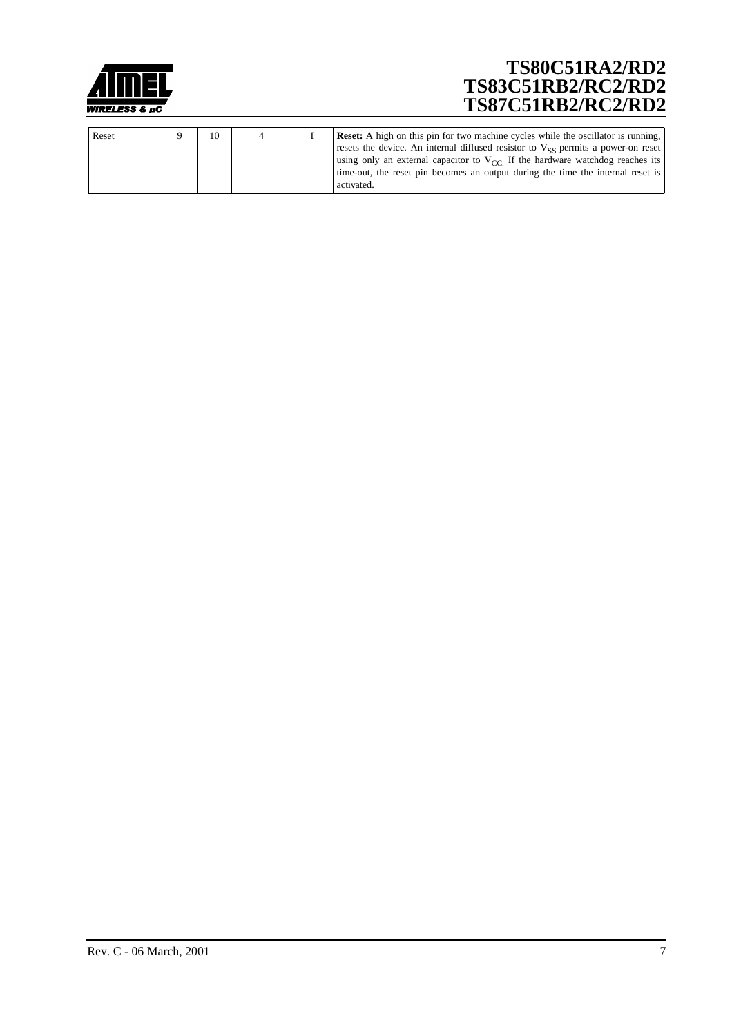| Reset | 9 | 10 | 4 | I | **Reset:** A high on this pin for two machine cycles while the oscillator is running, resets the device. An internal diffused resistor to $V_{SS}$ permits a power-on reset using only an external capacitor to $V_{CC.}$ If the hardware watchdog reaches its time-out, the reset pin becomes an output during the time the internal reset is activated. |
|---|---|---|---|---|---|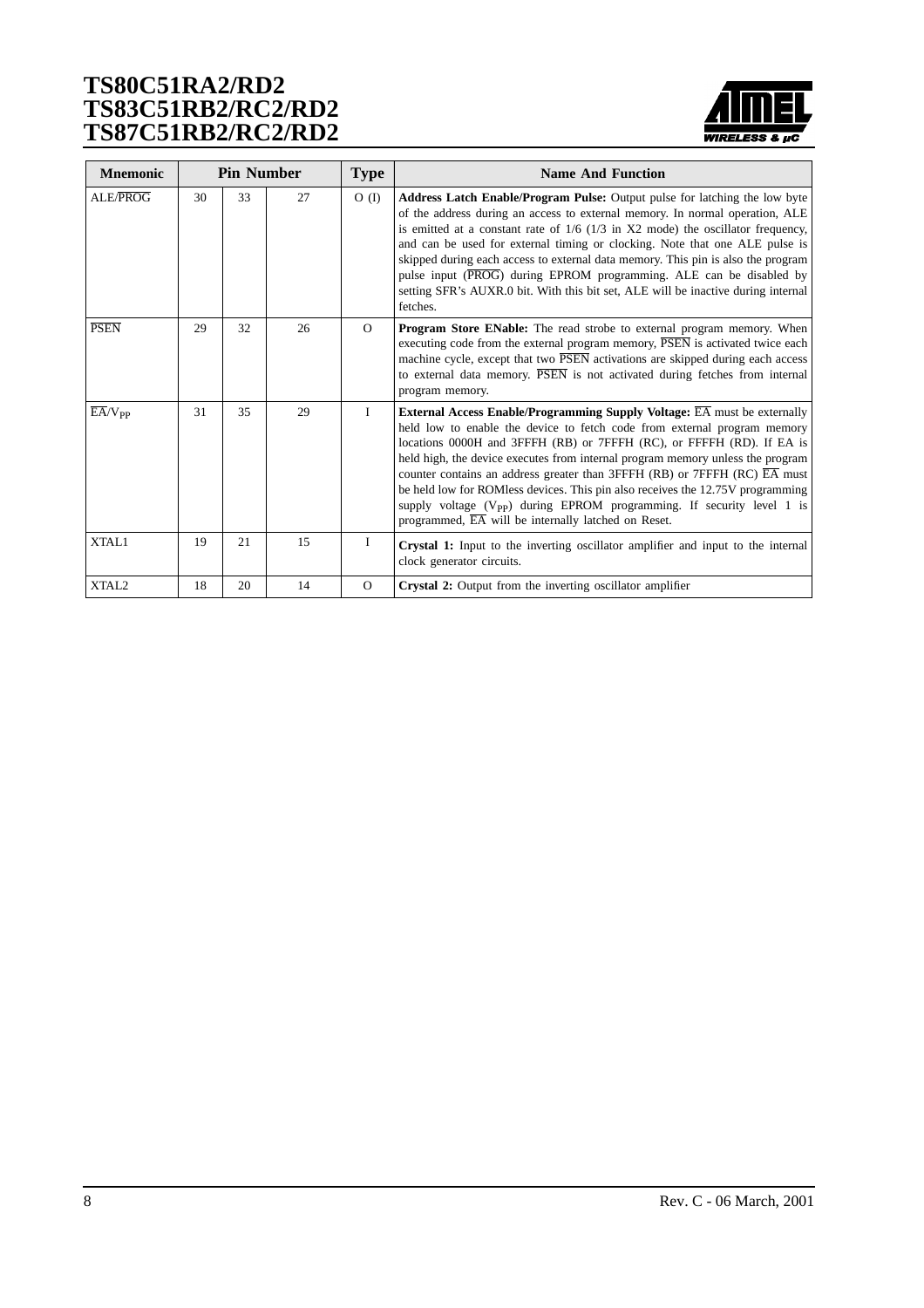| Mnemonic | Pin Number | | | Type | Name And Function |
|---|---|---|---|---|---|
| ALE/$\overline{\text{PROG}}$ | 30 | 33 | 27 | O (I) | **Address Latch Enable/Program Pulse:** Output pulse for latching the low byte of the address during an access to external memory. In normal operation, ALE is emitted at a constant rate of 1/6 (1/3 in X2 mode) the oscillator frequency, and can be used for external timing or clocking. Note that one ALE pulse is skipped during each access to external data memory. This pin is also the program pulse input ($\overline{\text{PROG}}$) during EPROM programming. ALE can be disabled by setting SFR's AUXR.0 bit. With this bit set, ALE will be inactive during internal fetches. |
| $\overline{\text{PSEN}}$ | 29 | 32 | 26 | O | **Program Store ENable:** The read strobe to external program memory. When executing code from the external program memory, $\overline{\text{PSEN}}$ is activated twice each machine cycle, except that two $\overline{\text{PSEN}}$ activations are skipped during each access to external data memory. $\overline{\text{PSEN}}$ is not activated during fetches from internal program memory. |
| $\overline{\text{EA}}$/$V_{PP}$ | 31 | 35 | 29 | I | **External Access Enable/Programming Supply Voltage:** $\overline{\text{EA}}$ must be externally held low to enable the device to fetch code from external program memory locations 0000H and 3FFFH (RB) or 7FFFH (RC), or FFFFH (RD). If EA is held high, the device executes from internal program memory unless the program counter contains an address greater than 3FFFH (RB) or 7FFFH (RC) $\overline{\text{EA}}$ must be held low for ROMless devices. This pin also receives the 12.75V programming supply voltage ($V_{PP}$) during EPROM programming. If security level 1 is programmed, $\overline{\text{EA}}$ will be internally latched on Reset. |
| XTAL1 | 19 | 21 | 15 | I | **Crystal 1:** Input to the inverting oscillator amplifier and input to the internal clock generator circuits. |
| XTAL2 | 18 | 20 | 14 | O | **Crystal 2:** Output from the inverting oscillator amplifier |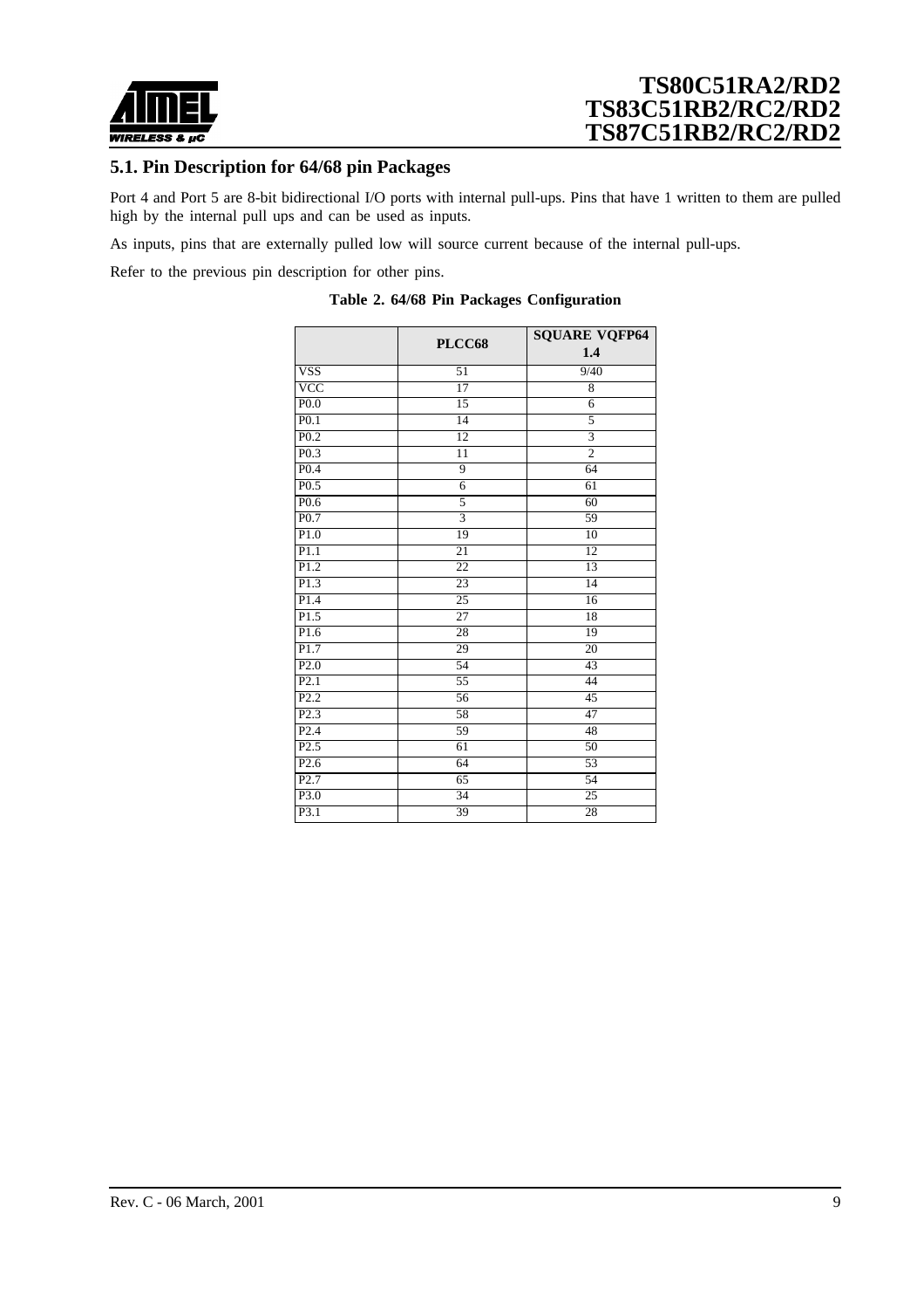## 5.1. Pin Description for 64/68 pin Packages

Port 4 and Port 5 are 8-bit bidirectional I/O ports with internal pull-ups. Pins that have 1 written to them are pulled high by the internal pull ups and can be used as inputs.

As inputs, pins that are externally pulled low will source current because of the internal pull-ups.

Refer to the previous pin description for other pins.

**Table 2. 64/68 Pin Packages Configuration**

| | PLCC68 | SQUARE VQFP64 1.4 |
|---|---|---|
| VSS | 51 | 9/40 |
| VCC | 17 | 8 |
| P0.0 | 15 | 6 |
| P0.1 | 14 | 5 |
| P0.2 | 12 | 3 |
| P0.3 | 11 | 2 |
| P0.4 | 9 | 64 |
| P0.5 | 6 | 61 |
| P0.6 | 5 | 60 |
| P0.7 | 3 | 59 |
| P1.0 | 19 | 10 |
| P1.1 | 21 | 12 |
| P1.2 | 22 | 13 |
| P1.3 | 23 | 14 |
| P1.4 | 25 | 16 |
| P1.5 | 27 | 18 |
| P1.6 | 28 | 19 |
| P1.7 | 29 | 20 |
| P2.0 | 54 | 43 |
| P2.1 | 55 | 44 |
| P2.2 | 56 | 45 |
| P2.3 | 58 | 47 |
| P2.4 | 59 | 48 |
| P2.5 | 61 | 50 |
| P2.6 | 64 | 53 |
| P2.7 | 65 | 54 |
| P3.0 | 34 | 25 |
| P3.1 | 39 | 28 |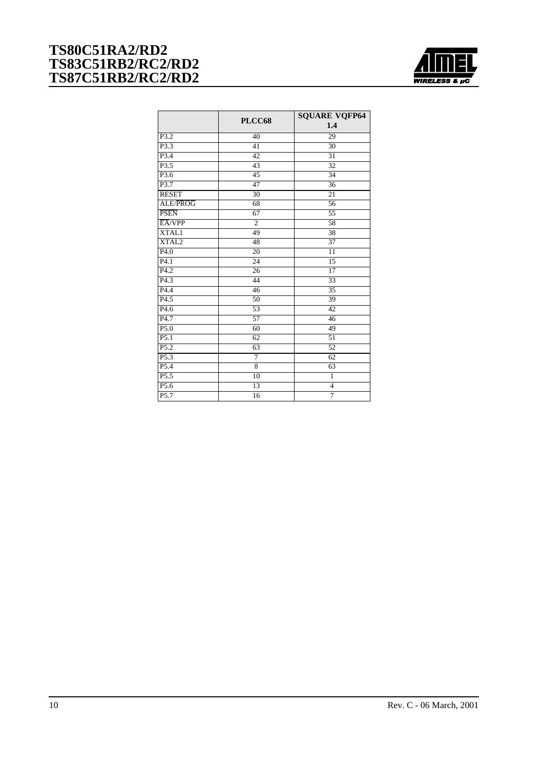|  | PLCC68 | SQUARE VQFP64 1.4 |
|---|---|---|
| P3.2 | 40 | 29 |
| P3.3 | 41 | 30 |
| P3.4 | 42 | 31 |
| P3.5 | 43 | 32 |
| P3.6 | 45 | 34 |
| P3.7 | 47 | 36 |
| RESET | 30 | 21 |
| ALE/$\overline{PROG}$ | 68 | 56 |
| $\overline{PSEN}$ | 67 | 55 |
| $\overline{EA}$/VPP | 2 | 58 |
| XTAL1 | 49 | 38 |
| XTAL2 | 48 | 37 |
| P4.0 | 20 | 11 |
| P4.1 | 24 | 15 |
| P4.2 | 26 | 17 |
| P4.3 | 44 | 33 |
| P4.4 | 46 | 35 |
| P4.5 | 50 | 39 |
| P4.6 | 53 | 42 |
| P4.7 | 57 | 46 |
| P5.0 | 60 | 49 |
| P5.1 | 62 | 51 |
| P5.2 | 63 | 52 |
| P5.3 | 7 | 62 |
| P5.4 | 8 | 63 |
| P5.5 | 10 | 1 |
| P5.6 | 13 | 4 |
| P5.7 | 16 | 7 |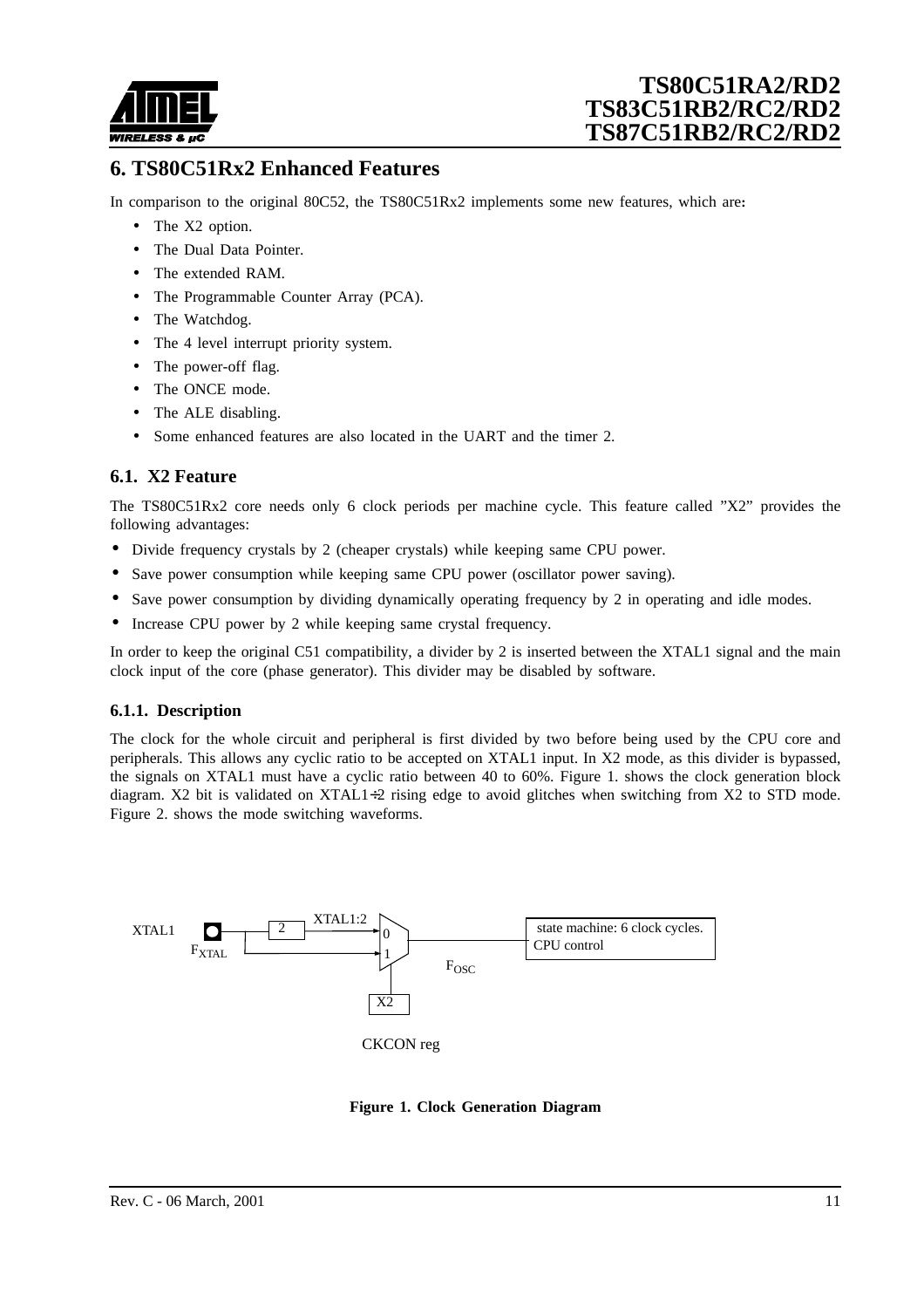# 6. TS80C51Rx2 Enhanced Features

In comparison to the original 80C52, the TS80C51Rx2 implements some new features, which are:

- The X2 option.
- The Dual Data Pointer.
- The extended RAM.
- The Programmable Counter Array (PCA).
- The Watchdog.
- The 4 level interrupt priority system.
- The power-off flag.
- The ONCE mode.
- The ALE disabling.
- Some enhanced features are also located in the UART and the timer 2.

## 6.1. X2 Feature

The TS80C51Rx2 core needs only 6 clock periods per machine cycle. This feature called "X2" provides the following advantages:

- Divide frequency crystals by 2 (cheaper crystals) while keeping same CPU power.
- Save power consumption while keeping same CPU power (oscillator power saving).
- Save power consumption by dividing dynamically operating frequency by 2 in operating and idle modes.
- Increase CPU power by 2 while keeping same crystal frequency.

In order to keep the original C51 compatibility, a divider by 2 is inserted between the XTAL1 signal and the main clock input of the core (phase generator). This divider may be disabled by software.

### 6.1.1. Description

The clock for the whole circuit and peripheral is first divided by two before being used by the CPU core and peripherals. This allows any cyclic ratio to be accepted on XTAL1 input. In X2 mode, as this divider is bypassed, the signals on XTAL1 must have a cyclic ratio between 40 to 60%. Figure 1. shows the clock generation block diagram. X2 bit is validated on XTAL1÷2 rising edge to avoid glitches when switching from X2 to STD mode. Figure 2. shows the mode switching waveforms.

XTAL1 | $F_{XTAL}$ | 2 | XTAL1:2 | 0 | 1 | X2 | CKCON reg | $F_{OSC}$ | state machine: 6 clock cycles. CPU control

**Figure 1. Clock Generation Diagram**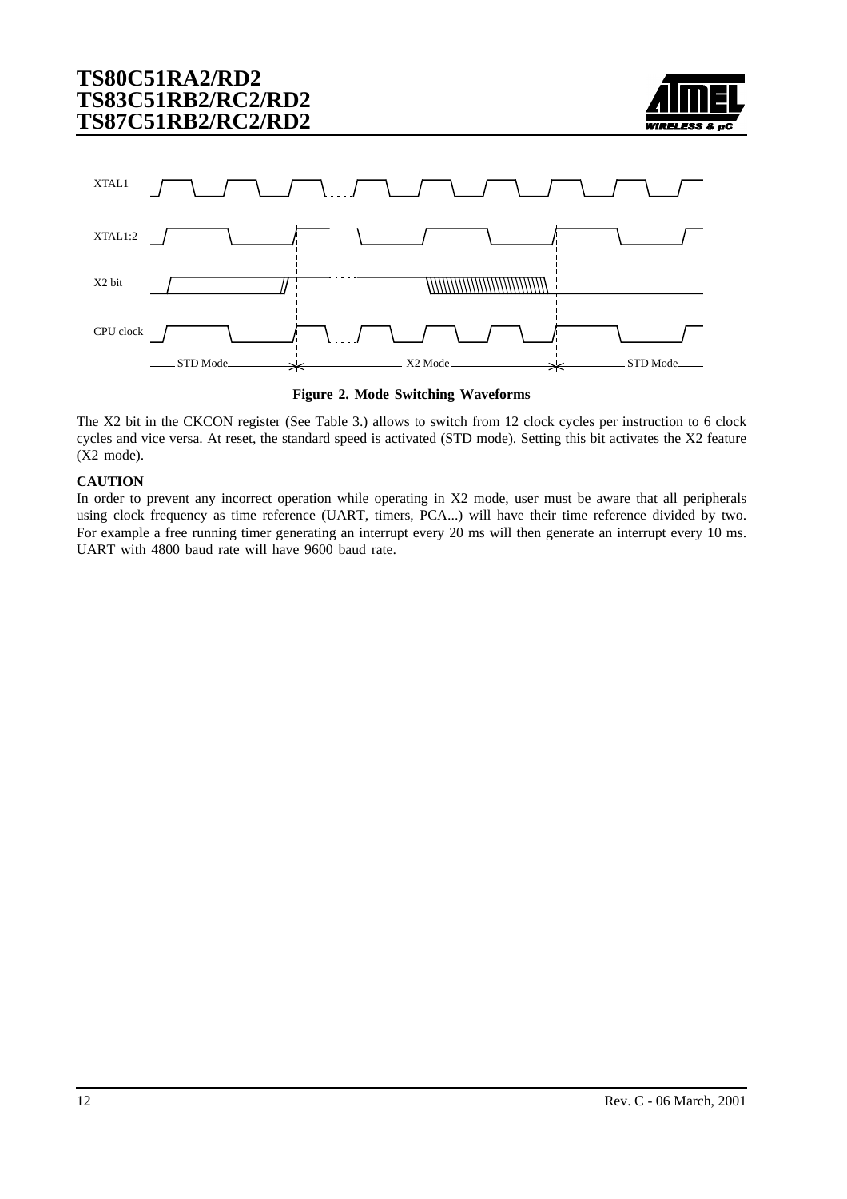**Figure 2. Mode Switching Waveforms**

The X2 bit in the CKCON register (See Table 3.) allows to switch from 12 clock cycles per instruction to 6 clock cycles and vice versa. At reset, the standard speed is activated (STD mode). Setting this bit activates the X2 feature (X2 mode).

**CAUTION**

In order to prevent any incorrect operation while operating in X2 mode, user must be aware that all peripherals using clock frequency as time reference (UART, timers, PCA...) will have their time reference divided by two. For example a free running timer generating an interrupt every 20 ms will then generate an interrupt every 10 ms. UART with 4800 baud rate will have 9600 baud rate.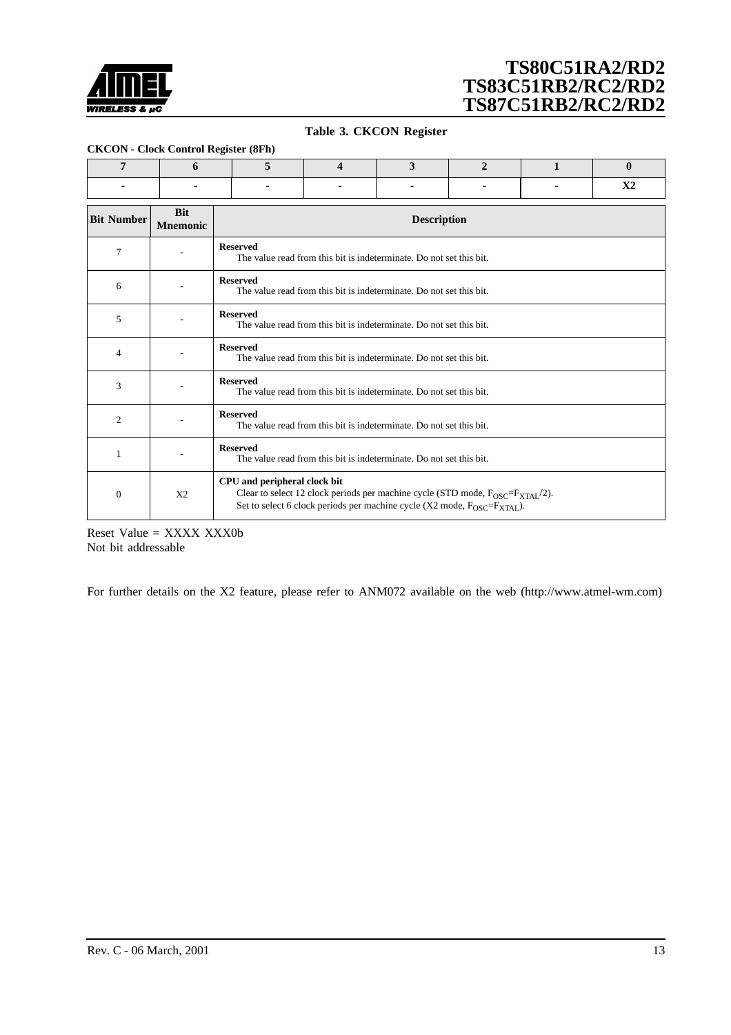**Table 3. CKCON Register**

**CKCON - Clock Control Register (8Fh)**

| 7 | 6 | 5 | 4 | 3 | 2 | 1 | 0 |
|---|---|---|---|---|---|---|---|
| - | - | - | - | - | - | - | X2 |

| Bit Number | Bit Mnemonic | Description |
|---|---|---|
| 7 | - | **Reserved**<br>The value read from this bit is indeterminate. Do not set this bit. |
| 6 | - | **Reserved**<br>The value read from this bit is indeterminate. Do not set this bit. |
| 5 | - | **Reserved**<br>The value read from this bit is indeterminate. Do not set this bit. |
| 4 | - | **Reserved**<br>The value read from this bit is indeterminate. Do not set this bit. |
| 3 | - | **Reserved**<br>The value read from this bit is indeterminate. Do not set this bit. |
| 2 | - | **Reserved**<br>The value read from this bit is indeterminate. Do not set this bit. |
| 1 | - | **Reserved**<br>The value read from this bit is indeterminate. Do not set this bit. |
| 0 | X2 | **CPU and peripheral clock bit**<br>Clear to select 12 clock periods per machine cycle (STD mode, $F_{OSC}=F_{XTAL}/2$).<br>Set to select 6 clock periods per machine cycle (X2 mode, $F_{OSC}=F_{XTAL}$). |

Reset Value = XXXX XXX0b
Not bit addressable

For further details on the X2 feature, please refer to ANM072 available on the web (http://www.atmel-wm.com)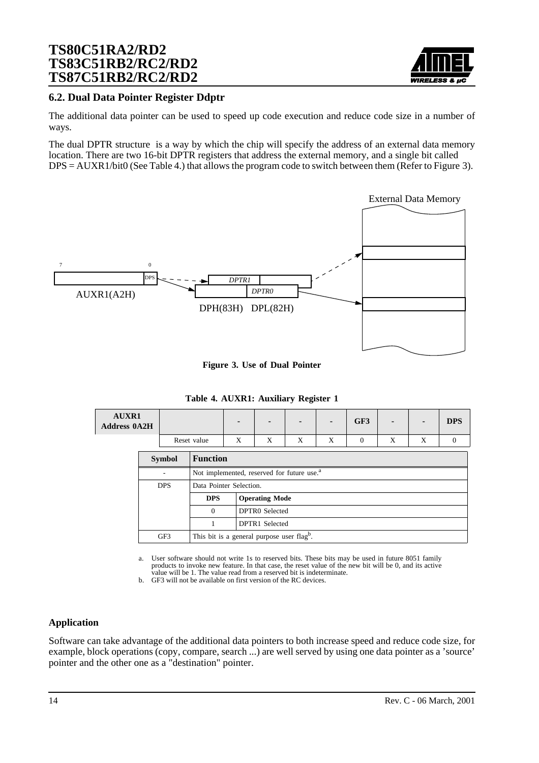## 6.2. Dual Data Pointer Register Ddptr

The additional data pointer can be used to speed up code execution and reduce code size in a number of ways.

The dual DPTR structure is a way by which the chip will specify the address of an external data memory location. There are two 16-bit DPTR registers that address the external memory, and a single bit called DPS = AUXR1/bit0 (See Table 4.) that allows the program code to switch between them (Refer to Figure 3).

**Figure 3. Use of Dual Pointer**

**Table 4. AUXR1: Auxiliary Register 1**

| AUXR1 Address 0A2H | | - | - | - | - | GF3 | - | - | DPS |
|---|---|---|---|---|---|---|---|---|---|
| | Reset value | X | X | X | X | 0 | X | X | 0 |

| Symbol | Function | |
|---|---|---|
| - | Not implemented, reserved for future use.[a] | |
| DPS | Data Pointer Selection. | |
| | **DPS** | **Operating Mode** |
| | 0 | DPTR0 Selected |
| | 1 | DPTR1 Selected |
| GF3 | This bit is a general purpose user flag[b]. | |

a. User software should not write 1s to reserved bits. These bits may be used in future 8051 family products to invoke new feature. In that case, the reset value of the new bit will be 0, and its active value will be 1. The value read from a reserved bit is indeterminate.

b. GF3 will not be available on first version of the RC devices.

### Application

Software can take advantage of the additional data pointers to both increase speed and reduce code size, for example, block operations (copy, compare, search ...) are well served by using one data pointer as a 'source' pointer and the other one as a "destination" pointer.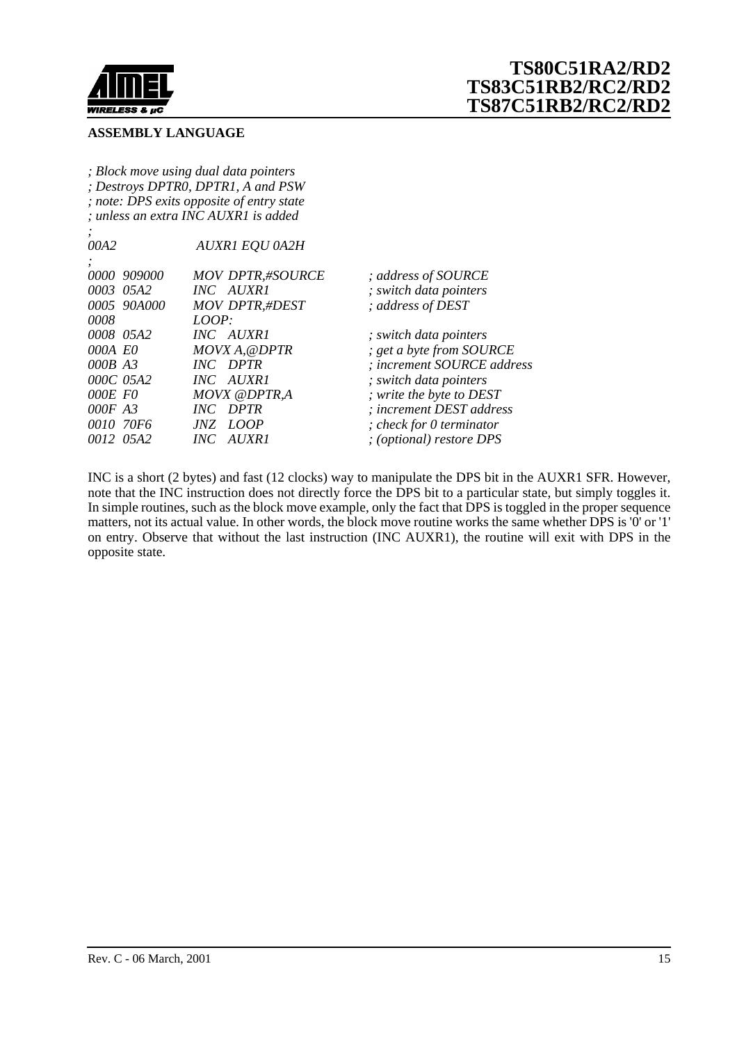**ASSEMBLY LANGUAGE**

```
; Block move using dual data pointers
; Destroys DPTR0, DPTR1, A and PSW
; note: DPS exits opposite of entry state
; unless an extra INC AUXR1 is added
;
00A2            AUXR1 EQU 0A2H
;
0000  909000    MOV DPTR,#SOURCE     ; address of SOURCE
0003  05A2      INC  AUXR1           ; switch data pointers
0005  90A000    MOV DPTR,#DEST       ; address of DEST
0008            LOOP:
0008  05A2      INC  AUXR1           ; switch data pointers
000A  E0        MOVX A,@DPTR         ; get a byte from SOURCE
000B  A3        INC  DPTR            ; increment SOURCE address
000C  05A2      INC  AUXR1           ; switch data pointers
000E  F0        MOVX @DPTR,A         ; write the byte to DEST
000F  A3        INC  DPTR            ; increment DEST address
0010  70F6      JNZ  LOOP            ; check for 0 terminator
0012  05A2      INC  AUXR1           ; (optional) restore DPS
```

INC is a short (2 bytes) and fast (12 clocks) way to manipulate the DPS bit in the AUXR1 SFR. However, note that the INC instruction does not directly force the DPS bit to a particular state, but simply toggles it. In simple routines, such as the block move example, only the fact that DPS is toggled in the proper sequence matters, not its actual value. In other words, the block move routine works the same whether DPS is '0' or '1' on entry. Observe that without the last instruction (INC AUXR1), the routine will exit with DPS in the opposite state.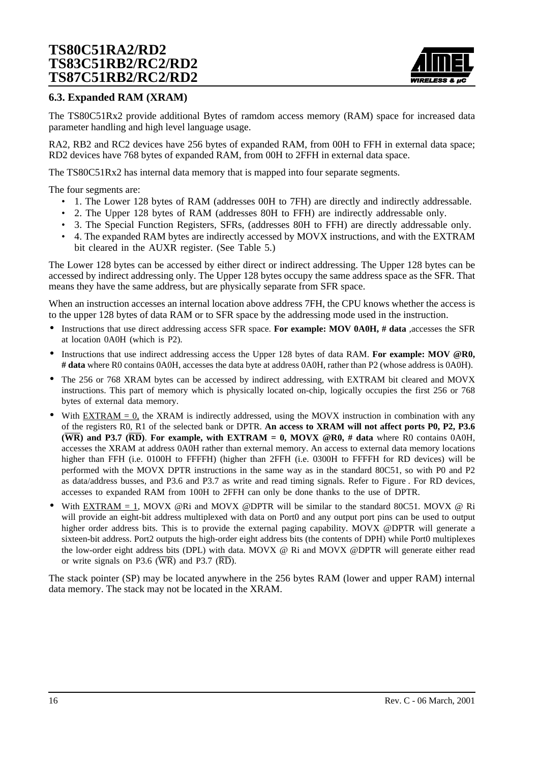### 6.3. Expanded RAM (XRAM)

The TS80C51Rx2 provide additional Bytes of ramdom access memory (RAM) space for increased data parameter handling and high level language usage.

RA2, RB2 and RC2 devices have 256 bytes of expanded RAM, from 00H to FFH in external data space; RD2 devices have 768 bytes of expanded RAM, from 00H to 2FFH in external data space.

The TS80C51Rx2 has internal data memory that is mapped into four separate segments.

The four segments are:

- 1. The Lower 128 bytes of RAM (addresses 00H to 7FH) are directly and indirectly addressable.
- 2. The Upper 128 bytes of RAM (addresses 80H to FFH) are indirectly addressable only.
- 3. The Special Function Registers, SFRs, (addresses 80H to FFH) are directly addressable only.
- 4. The expanded RAM bytes are indirectly accessed by MOVX instructions, and with the EXTRAM bit cleared in the AUXR register. (See Table 5.)

The Lower 128 bytes can be accessed by either direct or indirect addressing. The Upper 128 bytes can be accessed by indirect addressing only. The Upper 128 bytes occupy the same address space as the SFR. That means they have the same address, but are physically separate from SFR space.

When an instruction accesses an internal location above address 7FH, the CPU knows whether the access is to the upper 128 bytes of data RAM or to SFR space by the addressing mode used in the instruction.

- Instructions that use direct addressing access SFR space. **For example: MOV 0A0H, # data** ,accesses the SFR at location 0A0H (which is P2).
- Instructions that use indirect addressing access the Upper 128 bytes of data RAM. **For example: MOV @R0, # data** where R0 contains 0A0H, accesses the data byte at address 0A0H, rather than P2 (whose address is 0A0H).
- The 256 or 768 XRAM bytes can be accessed by indirect addressing, with EXTRAM bit cleared and MOVX instructions. This part of memory which is physically located on-chip, logically occupies the first 256 or 768 bytes of external data memory.
- With EXTRAM = 0, the XRAM is indirectly addressed, using the MOVX instruction in combination with any of the registers R0, R1 of the selected bank or DPTR. **An access to XRAM will not affect ports P0, P2, P3.6 ($\overline{WR}$) and P3.7 ($\overline{RD}$)**. **For example, with EXTRAM = 0, MOVX @R0, # data** where R0 contains 0A0H, accesses the XRAM at address 0A0H rather than external memory. An access to external data memory locations higher than FFH (i.e. 0100H to FFFFH) (higher than 2FFH (i.e. 0300H to FFFFH for RD devices) will be performed with the MOVX DPTR instructions in the same way as in the standard 80C51, so with P0 and P2 as data/address busses, and P3.6 and P3.7 as write and read timing signals. Refer to Figure . For RD devices, accesses to expanded RAM from 100H to 2FFH can only be done thanks to the use of DPTR.
- With EXTRAM = 1, MOVX @Ri and MOVX @DPTR will be similar to the standard 80C51. MOVX @ Ri will provide an eight-bit address multiplexed with data on Port0 and any output port pins can be used to output higher order address bits. This is to provide the external paging capability. MOVX @DPTR will generate a sixteen-bit address. Port2 outputs the high-order eight address bits (the contents of DPH) while Port0 multiplexes the low-order eight address bits (DPL) with data. MOVX @ Ri and MOVX @DPTR will generate either read or write signals on P3.6 ($\overline{WR}$) and P3.7 ($\overline{RD}$).

The stack pointer (SP) may be located anywhere in the 256 bytes RAM (lower and upper RAM) internal data memory. The stack may not be located in the XRAM.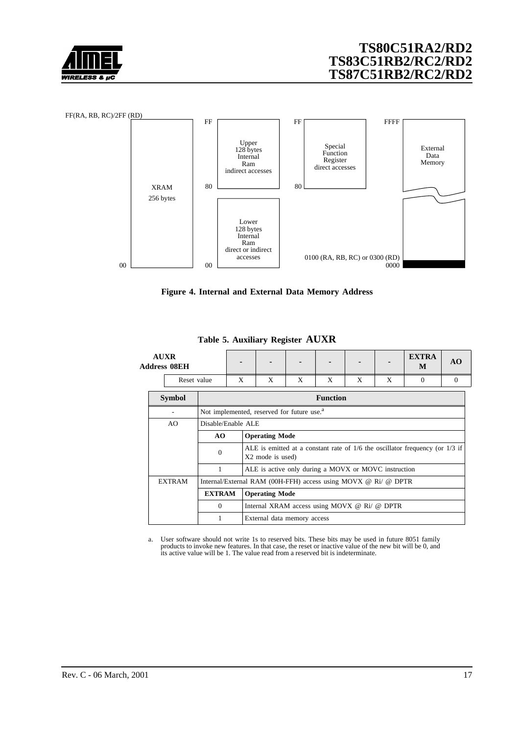FF(RA, RB, RC)/2FF (RD)

XRAM
256 bytes

00

FF
Upper 128 bytes Internal Ram indirect accesses
80

Lower 128 bytes Internal Ram direct or indirect accesses
00

FF
Special Function Register direct accesses
80

FFFF
External Data Memory

0100 (RA, RB, RC) or 0300 (RD)
0000

**Figure 4. Internal and External Data Memory Address**

**Table 5. Auxiliary Register AUXR**

| **AUXR Address 08EH** | **-** | **-** | **-** | **-** | **-** | **-** | **EXTRAM** | **AO** |
|---|---|---|---|---|---|---|---|---|
| Reset value | X | X | X | X | X | X | 0 | 0 |

| **Symbol** | **Function** | |
|---|---|---|
| - | Not implemented, reserved for future use.[a] | |
| AO | Disable/Enable ALE | |
| | **AO** | **Operating Mode** |
| | 0 | ALE is emitted at a constant rate of 1/6 the oscillator frequency (or 1/3 if X2 mode is used) |
| | 1 | ALE is active only during a MOVX or MOVC instruction |
| EXTRAM | Internal/External RAM (00H-FFH) access using MOVX @ Ri/ @ DPTR | |
| | **EXTRAM** | **Operating Mode** |
| | 0 | Internal XRAM access using MOVX @ Ri/ @ DPTR |
| | 1 | External data memory access |

a. User software should not write 1s to reserved bits. These bits may be used in future 8051 family products to invoke new features. In that case, the reset or inactive value of the new bit will be 0, and its active value will be 1. The value read from a reserved bit is indeterminate.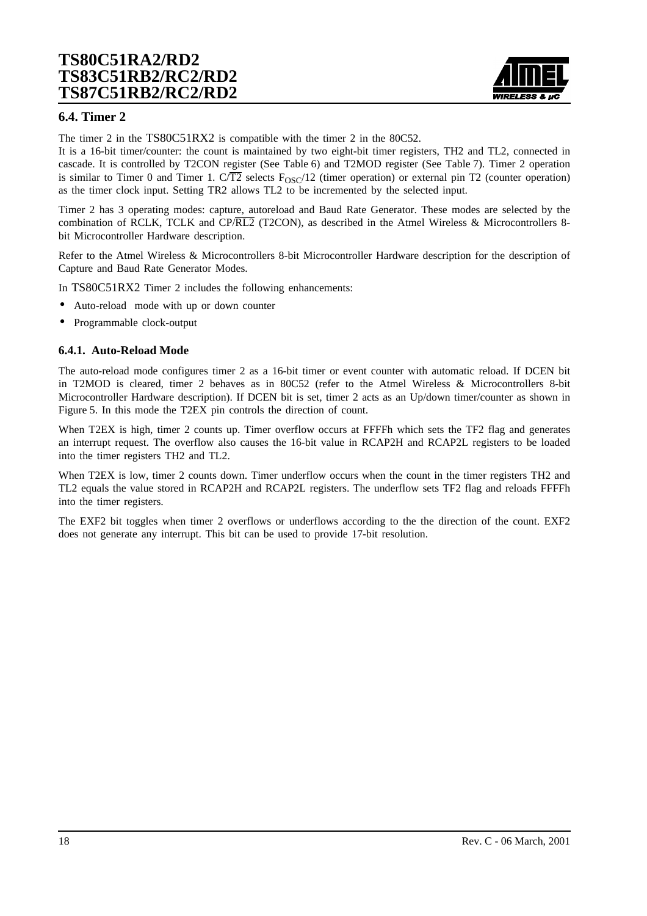### 6.4. Timer 2

The timer 2 in the TS80C51RX2 is compatible with the timer 2 in the 80C52.
It is a 16-bit timer/counter: the count is maintained by two eight-bit timer registers, TH2 and TL2, connected in cascade. It is controlled by T2CON register (See Table 6) and T2MOD register (See Table 7). Timer 2 operation is similar to Timer 0 and Timer 1. C/$\overline{T2}$ selects $F_{OSC}/12$ (timer operation) or external pin T2 (counter operation) as the timer clock input. Setting TR2 allows TL2 to be incremented by the selected input.

Timer 2 has 3 operating modes: capture, autoreload and Baud Rate Generator. These modes are selected by the combination of RCLK, TCLK and CP/$\overline{RL2}$ (T2CON), as described in the Atmel Wireless & Microcontrollers 8-bit Microcontroller Hardware description.

Refer to the Atmel Wireless & Microcontrollers 8-bit Microcontroller Hardware description for the description of Capture and Baud Rate Generator Modes.

In TS80C51RX2 Timer 2 includes the following enhancements:

- Auto-reload mode with up or down counter
- Programmable clock-output

#### 6.4.1. Auto-Reload Mode

The auto-reload mode configures timer 2 as a 16-bit timer or event counter with automatic reload. If DCEN bit in T2MOD is cleared, timer 2 behaves as in 80C52 (refer to the Atmel Wireless & Microcontrollers 8-bit Microcontroller Hardware description). If DCEN bit is set, timer 2 acts as an Up/down timer/counter as shown in Figure 5. In this mode the T2EX pin controls the direction of count.

When T2EX is high, timer 2 counts up. Timer overflow occurs at FFFFh which sets the TF2 flag and generates an interrupt request. The overflow also causes the 16-bit value in RCAP2H and RCAP2L registers to be loaded into the timer registers TH2 and TL2.

When T2EX is low, timer 2 counts down. Timer underflow occurs when the count in the timer registers TH2 and TL2 equals the value stored in RCAP2H and RCAP2L registers. The underflow sets TF2 flag and reloads FFFFh into the timer registers.

The EXF2 bit toggles when timer 2 overflows or underflows according to the the direction of the count. EXF2 does not generate any interrupt. This bit can be used to provide 17-bit resolution.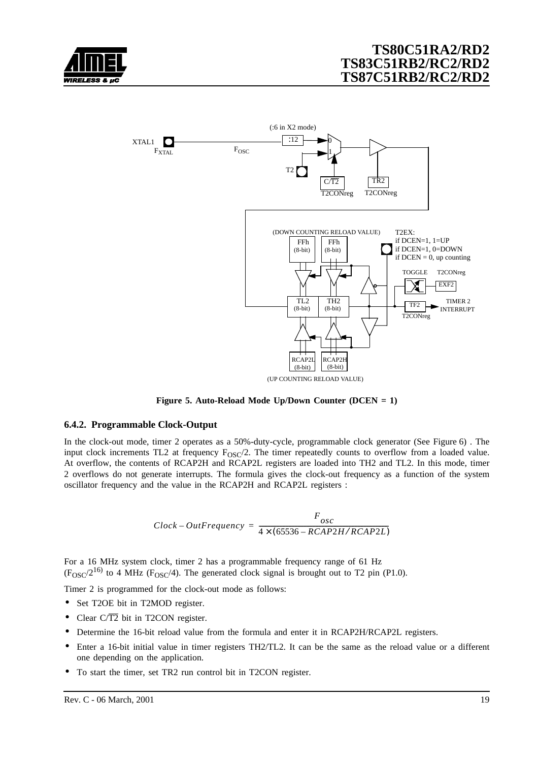Figure 5. Auto-Reload Mode Up/Down Counter (DCEN = 1)

### 6.4.2. Programmable Clock-Output

In the clock-out mode, timer 2 operates as a 50%-duty-cycle, programmable clock generator (See Figure 6) . The input clock increments TL2 at frequency $F_{OSC}/2$. The timer repeatedly counts to overflow from a loaded value. At overflow, the contents of RCAP2H and RCAP2L registers are loaded into TH2 and TL2. In this mode, timer 2 overflows do not generate interrupts. The formula gives the clock-out frequency as a function of the system oscillator frequency and the value in the RCAP2H and RCAP2L registers :

$$Clock - OutFrequency = \frac{F_{osc}}{4 \times (65536 - RCAP2H/RCAP2L)}$$

For a 16 MHz system clock, timer 2 has a programmable frequency range of 61 Hz ($F_{OSC}/2^{16}$) to 4 MHz ($F_{OSC}/4$). The generated clock signal is brought out to T2 pin (P1.0).

Timer 2 is programmed for the clock-out mode as follows:

- Set T2OE bit in T2MOD register.
- Clear C/$\overline{T2}$ bit in T2CON register.
- Determine the 16-bit reload value from the formula and enter it in RCAP2H/RCAP2L registers.
- Enter a 16-bit initial value in timer registers TH2/TL2. It can be the same as the reload value or a different one depending on the application.
- To start the timer, set TR2 run control bit in T2CON register.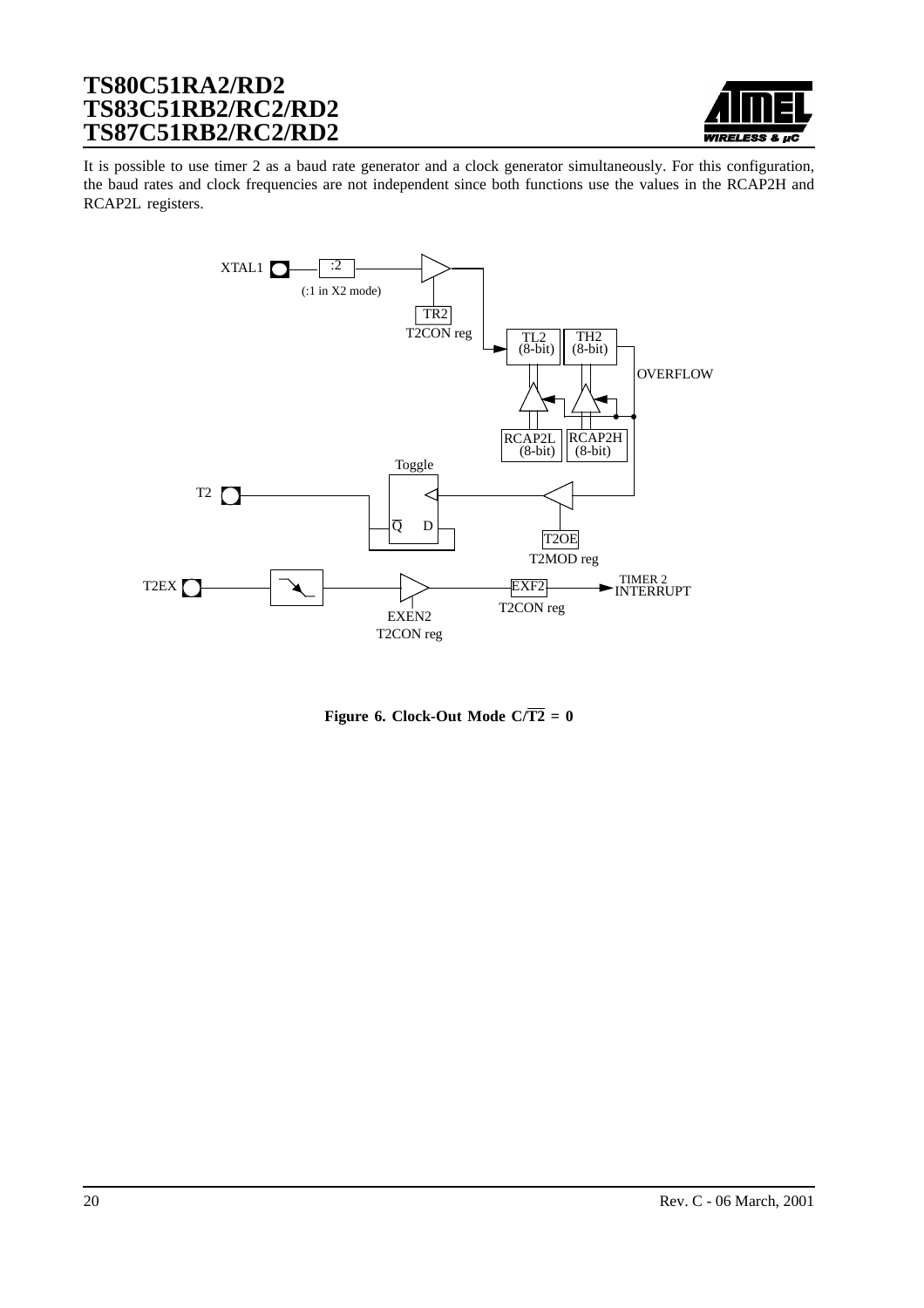It is possible to use timer 2 as a baud rate generator and a clock generator simultaneously. For this configuration, the baud rates and clock frequencies are not independent since both functions use the values in the RCAP2H and RCAP2L registers.

**Figure 6. Clock-Out Mode C/$\overline{T2}$ = 0**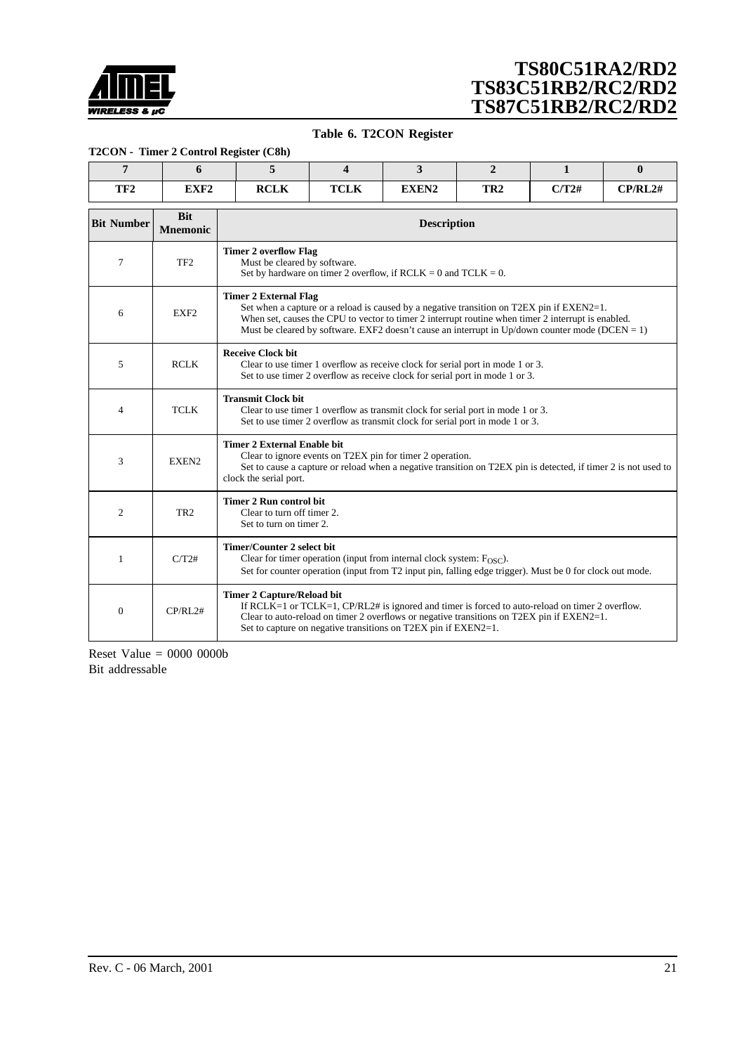**Table 6. T2CON Register**

**T2CON - Timer 2 Control Register (C8h)**

| 7 | 6 | 5 | 4 | 3 | 2 | 1 | 0 |
|---|---|---|---|---|---|---|---|
| **TF2** | **EXF2** | **RCLK** | **TCLK** | **EXEN2** | **TR2** | **C/T2#** | **CP/RL2#** |

| Bit Number | Bit Mnemonic | Description |
|---|---|---|
| 7 | TF2 | **Timer 2 overflow Flag**<br>Must be cleared by software.<br>Set by hardware on timer 2 overflow, if RCLK = 0 and TCLK = 0. |
| 6 | EXF2 | **Timer 2 External Flag**<br>Set when a capture or a reload is caused by a negative transition on T2EX pin if EXEN2=1.<br>When set, causes the CPU to vector to timer 2 interrupt routine when timer 2 interrupt is enabled.<br>Must be cleared by software. EXF2 doesn't cause an interrupt in Up/down counter mode (DCEN = 1) |
| 5 | RCLK | **Receive Clock bit**<br>Clear to use timer 1 overflow as receive clock for serial port in mode 1 or 3.<br>Set to use timer 2 overflow as receive clock for serial port in mode 1 or 3. |
| 4 | TCLK | **Transmit Clock bit**<br>Clear to use timer 1 overflow as transmit clock for serial port in mode 1 or 3.<br>Set to use timer 2 overflow as transmit clock for serial port in mode 1 or 3. |
| 3 | EXEN2 | **Timer 2 External Enable bit**<br>Clear to ignore events on T2EX pin for timer 2 operation.<br>Set to cause a capture or reload when a negative transition on T2EX pin is detected, if timer 2 is not used to clock the serial port. |
| 2 | TR2 | **Timer 2 Run control bit**<br>Clear to turn off timer 2.<br>Set to turn on timer 2. |
| 1 | C/T2# | **Timer/Counter 2 select bit**<br>Clear for timer operation (input from internal clock system: $F_{OSC}$).<br>Set for counter operation (input from T2 input pin, falling edge trigger). Must be 0 for clock out mode. |
| 0 | CP/RL2# | **Timer 2 Capture/Reload bit**<br>If RCLK=1 or TCLK=1, CP/RL2# is ignored and timer is forced to auto-reload on timer 2 overflow.<br>Clear to auto-reload on timer 2 overflows or negative transitions on T2EX pin if EXEN2=1.<br>Set to capture on negative transitions on T2EX pin if EXEN2=1. |

Reset Value = 0000 0000b
Bit addressable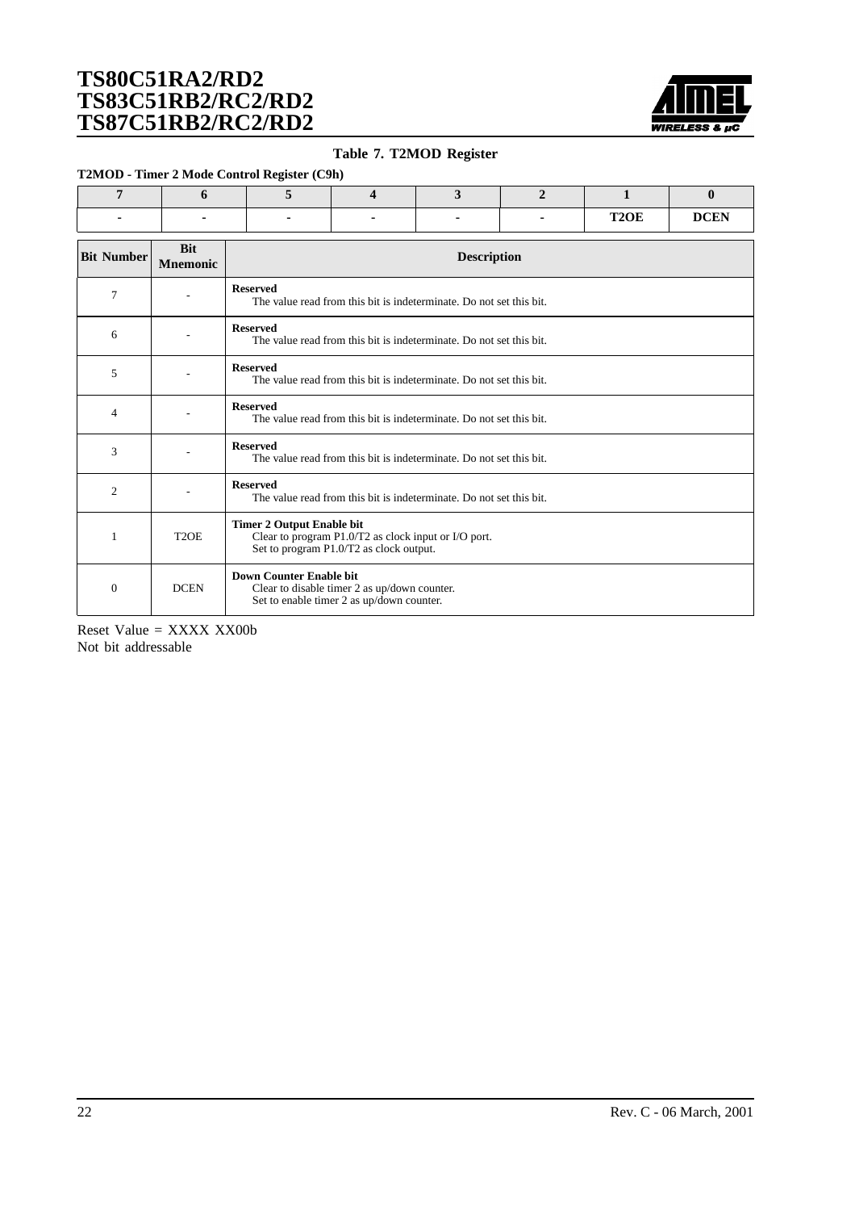**Table 7. T2MOD Register**

**T2MOD - Timer 2 Mode Control Register (C9h)**

| 7 | 6 | 5 | 4 | 3 | 2 | 1 | 0 |
|---|---|---|---|---|---|---|---|
| - | - | - | - | - | - | **T2OE** | **DCEN** |

| Bit Number | Bit Mnemonic | Description |
|---|---|---|
| 7 | - | **Reserved**<br>The value read from this bit is indeterminate. Do not set this bit. |
| 6 | - | **Reserved**<br>The value read from this bit is indeterminate. Do not set this bit. |
| 5 | - | **Reserved**<br>The value read from this bit is indeterminate. Do not set this bit. |
| 4 | - | **Reserved**<br>The value read from this bit is indeterminate. Do not set this bit. |
| 3 | - | **Reserved**<br>The value read from this bit is indeterminate. Do not set this bit. |
| 2 | - | **Reserved**<br>The value read from this bit is indeterminate. Do not set this bit. |
| 1 | T2OE | **Timer 2 Output Enable bit**<br>Clear to program P1.0/T2 as clock input or I/O port.<br>Set to program P1.0/T2 as clock output. |
| 0 | DCEN | **Down Counter Enable bit**<br>Clear to disable timer 2 as up/down counter.<br>Set to enable timer 2 as up/down counter. |

Reset Value = XXXX XX00b
Not bit addressable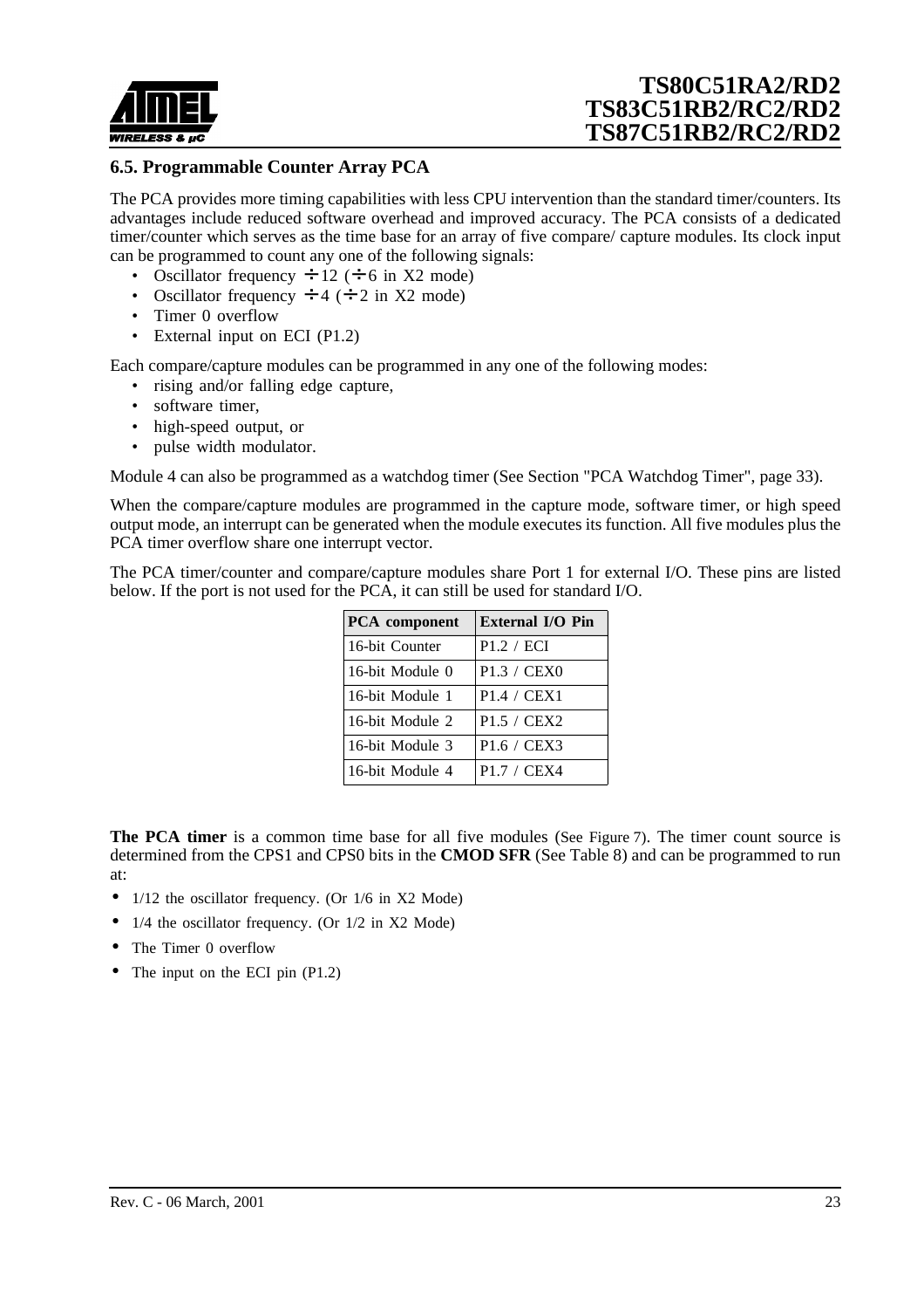### 6.5. Programmable Counter Array PCA

The PCA provides more timing capabilities with less CPU intervention than the standard timer/counters. Its advantages include reduced software overhead and improved accuracy. The PCA consists of a dedicated timer/counter which serves as the time base for an array of five compare/ capture modules. Its clock input can be programmed to count any one of the following signals:

- Oscillator frequency ÷12 (÷6 in X2 mode)
- Oscillator frequency ÷4 (÷2 in X2 mode)
- Timer 0 overflow
- External input on ECI (P1.2)

Each compare/capture modules can be programmed in any one of the following modes:

- rising and/or falling edge capture,
- software timer,
- high-speed output, or
- pulse width modulator.

Module 4 can also be programmed as a watchdog timer (See Section "PCA Watchdog Timer", page 33).

When the compare/capture modules are programmed in the capture mode, software timer, or high speed output mode, an interrupt can be generated when the module executes its function. All five modules plus the PCA timer overflow share one interrupt vector.

The PCA timer/counter and compare/capture modules share Port 1 for external I/O. These pins are listed below. If the port is not used for the PCA, it can still be used for standard I/O.

| PCA component | External I/O Pin |
|---|---|
| 16-bit Counter | P1.2 / ECI |
| 16-bit Module 0 | P1.3 / CEX0 |
| 16-bit Module 1 | P1.4 / CEX1 |
| 16-bit Module 2 | P1.5 / CEX2 |
| 16-bit Module 3 | P1.6 / CEX3 |
| 16-bit Module 4 | P1.7 / CEX4 |

**The PCA timer** is a common time base for all five modules (See Figure 7). The timer count source is determined from the CPS1 and CPS0 bits in the **CMOD SFR** (See Table 8) and can be programmed to run at:

- 1/12 the oscillator frequency. (Or 1/6 in X2 Mode)
- 1/4 the oscillator frequency. (Or 1/2 in X2 Mode)
- The Timer 0 overflow
- The input on the ECI pin (P1.2)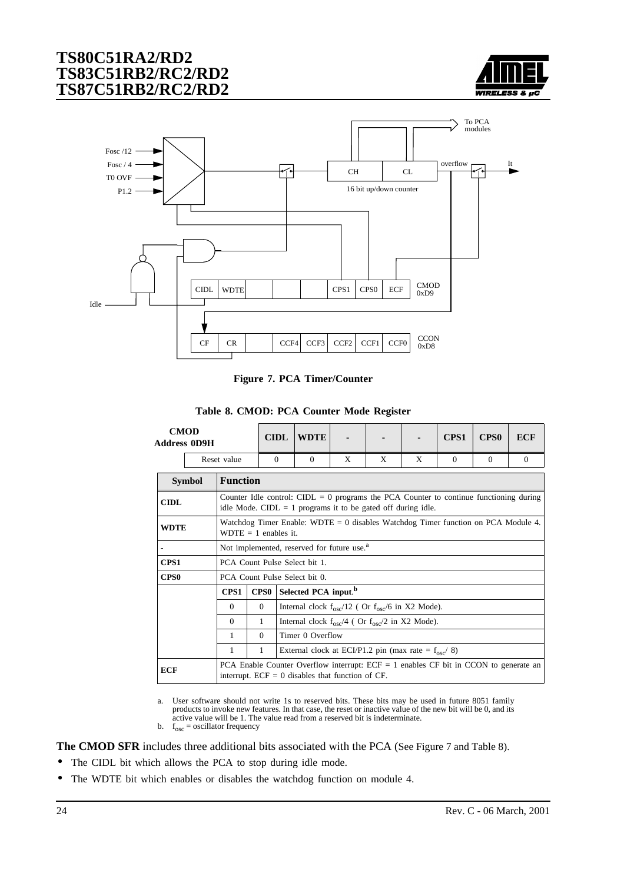**Figure 7. PCA Timer/Counter**

**Table 8. CMOD: PCA Counter Mode Register**

| CMOD Address 0D9H | | CIDL | WDTE | - | - | - | CPS1 | CPS0 | ECF |
|---|---|---|---|---|---|---|---|---|---|
| | Reset value | 0 | 0 | X | X | X | 0 | 0 | 0 |

| Symbol | Function | | |
|---|---|---|---|
| **CIDL** | Counter Idle control: CIDL = 0 programs the PCA Counter to continue functioning during idle Mode. CIDL = 1 programs it to be gated off during idle. | | |
| **WDTE** | Watchdog Timer Enable: WDTE = 0 disables Watchdog Timer function on PCA Module 4. WDTE = 1 enables it. | | |
| - | Not implemented, reserved for future use.[a] | | |
| **CPS1** | PCA Count Pulse Select bit 1. | | |
| **CPS0** | PCA Count Pulse Select bit 0. | | |
| | **CPS1** | **CPS0** | **Selected PCA input.**[b] |
| | 0 | 0 | Internal clock $f_{osc}/12$ ( Or $f_{osc}/6$ in X2 Mode). |
| | 0 | 1 | Internal clock $f_{osc}/4$ ( Or $f_{osc}/2$ in X2 Mode). |
| | 1 | 0 | Timer 0 Overflow |
| | 1 | 1 | External clock at ECI/P1.2 pin (max rate = $f_{osc}/ 8$) |
| **ECF** | PCA Enable Counter Overflow interrupt: ECF = 1 enables CF bit in CCON to generate an interrupt. ECF = 0 disables that function of CF. | | |

a. User software should not write 1s to reserved bits. These bits may be used in future 8051 family products to invoke new features. In that case, the reset or inactive value of the new bit will be 0, and its active value will be 1. The value read from a reserved bit is indeterminate.
b. $f_{osc}$ = oscillator frequency

**The CMOD SFR** includes three additional bits associated with the PCA (See Figure 7 and Table 8).

- The CIDL bit which allows the PCA to stop during idle mode.
- The WDTE bit which enables or disables the watchdog function on module 4.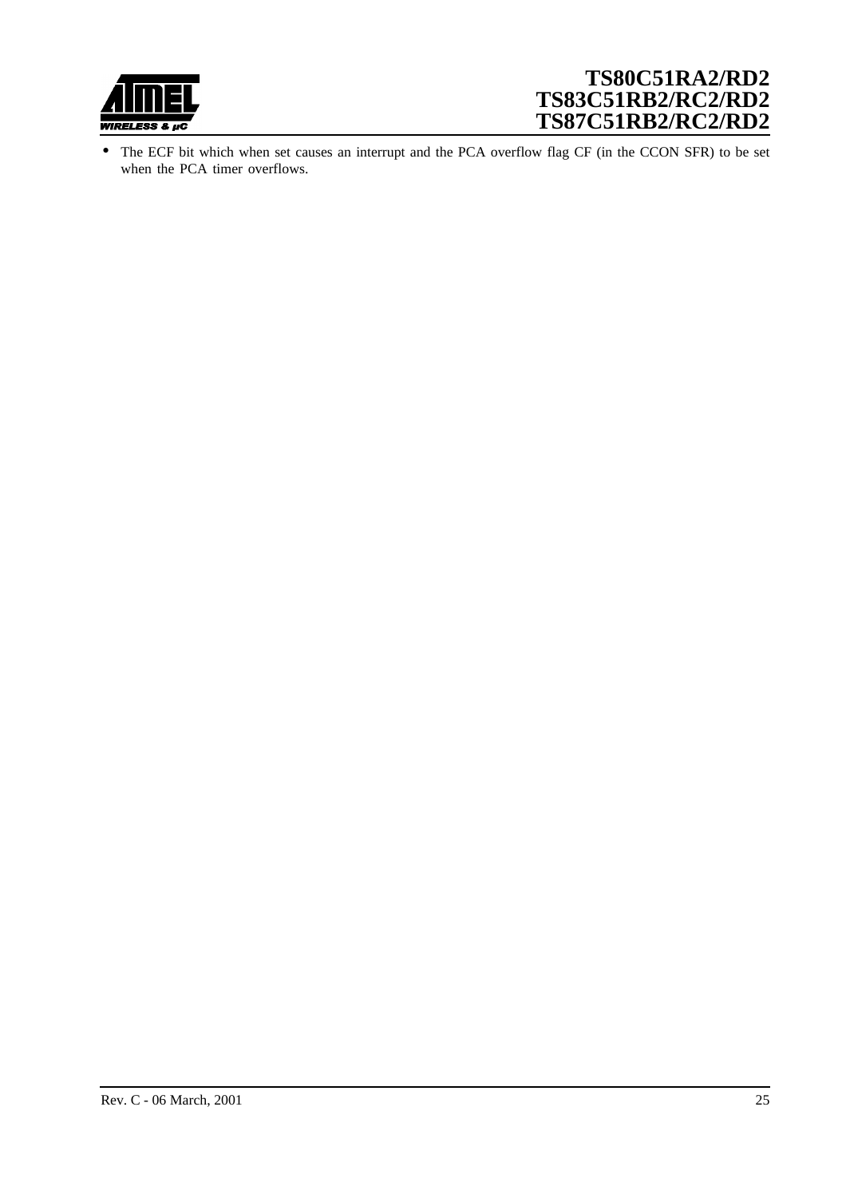- The ECF bit which when set causes an interrupt and the PCA overflow flag CF (in the CCON SFR) to be set when the PCA timer overflows.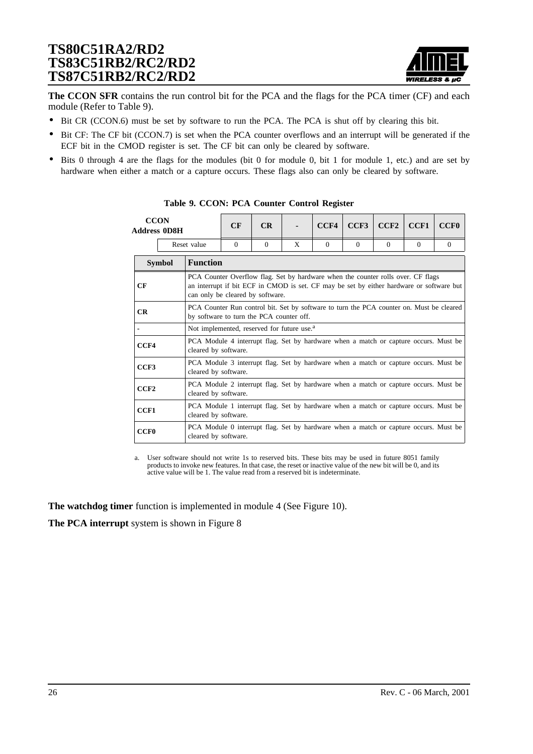**The CCON SFR** contains the run control bit for the PCA and the flags for the PCA timer (CF) and each module (Refer to Table 9).

- Bit CR (CCON.6) must be set by software to run the PCA. The PCA is shut off by clearing this bit.
- Bit CF: The CF bit (CCON.7) is set when the PCA counter overflows and an interrupt will be generated if the ECF bit in the CMOD register is set. The CF bit can only be cleared by software.
- Bits 0 through 4 are the flags for the modules (bit 0 for module 0, bit 1 for module 1, etc.) and are set by hardware when either a match or a capture occurs. These flags also can only be cleared by software.

**Table 9. CCON: PCA Counter Control Register**

| CCON Address 0D8H | CF | CR | - | CCF4 | CCF3 | CCF2 | CCF1 | CCF0 |
|---|---|---|---|---|---|---|---|---|
| Reset value | 0 | 0 | X | 0 | 0 | 0 | 0 | 0 |

| Symbol | Function |
|---|---|
| **CF** | PCA Counter Overflow flag. Set by hardware when the counter rolls over. CF flags an interrupt if bit ECF in CMOD is set. CF may be set by either hardware or software but can only be cleared by software. |
| **CR** | PCA Counter Run control bit. Set by software to turn the PCA counter on. Must be cleared by software to turn the PCA counter off. |
| - | Not implemented, reserved for future use.[a] |
| **CCF4** | PCA Module 4 interrupt flag. Set by hardware when a match or capture occurs. Must be cleared by software. |
| **CCF3** | PCA Module 3 interrupt flag. Set by hardware when a match or capture occurs. Must be cleared by software. |
| **CCF2** | PCA Module 2 interrupt flag. Set by hardware when a match or capture occurs. Must be cleared by software. |
| **CCF1** | PCA Module 1 interrupt flag. Set by hardware when a match or capture occurs. Must be cleared by software. |
| **CCF0** | PCA Module 0 interrupt flag. Set by hardware when a match or capture occurs. Must be cleared by software. |

a. User software should not write 1s to reserved bits. These bits may be used in future 8051 family products to invoke new features. In that case, the reset or inactive value of the new bit will be 0, and its active value will be 1. The value read from a reserved bit is indeterminate.

**The watchdog timer** function is implemented in module 4 (See Figure 10).

**The PCA interrupt** system is shown in Figure 8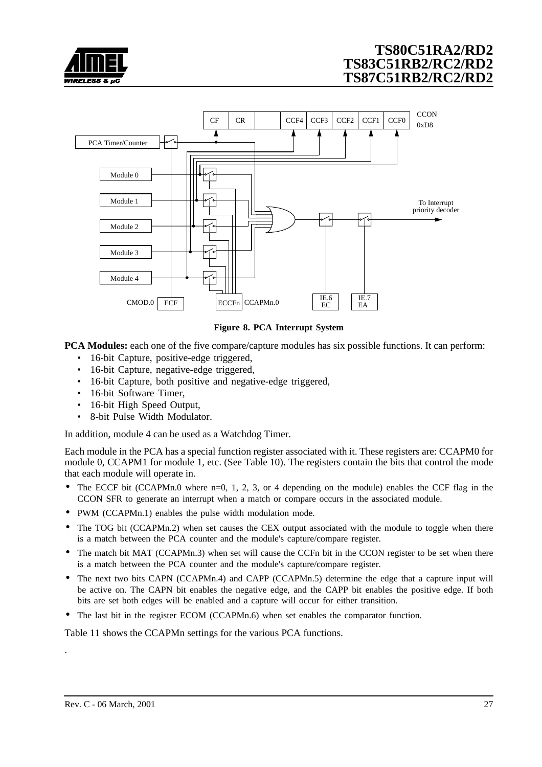**Figure 8. PCA Interrupt System**

**PCA Modules:** each one of the five compare/capture modules has six possible functions. It can perform:

- 16-bit Capture, positive-edge triggered,
- 16-bit Capture, negative-edge triggered,
- 16-bit Capture, both positive and negative-edge triggered,
- 16-bit Software Timer,
- 16-bit High Speed Output,
- 8-bit Pulse Width Modulator.

In addition, module 4 can be used as a Watchdog Timer.

Each module in the PCA has a special function register associated with it. These registers are: CCAPM0 for module 0, CCAPM1 for module 1, etc. (See Table 10). The registers contain the bits that control the mode that each module will operate in.

- The ECCF bit (CCAPMn.0 where n=0, 1, 2, 3, or 4 depending on the module) enables the CCF flag in the CCON SFR to generate an interrupt when a match or compare occurs in the associated module.
- PWM (CCAPMn.1) enables the pulse width modulation mode.
- The TOG bit (CCAPMn.2) when set causes the CEX output associated with the module to toggle when there is a match between the PCA counter and the module's capture/compare register.
- The match bit MAT (CCAPMn.3) when set will cause the CCFn bit in the CCON register to be set when there is a match between the PCA counter and the module's capture/compare register.
- The next two bits CAPN (CCAPMn.4) and CAPP (CCAPMn.5) determine the edge that a capture input will be active on. The CAPN bit enables the negative edge, and the CAPP bit enables the positive edge. If both bits are set both edges will be enabled and a capture will occur for either transition.
- The last bit in the register ECOM (CCAPMn.6) when set enables the comparator function.

Table 11 shows the CCAPMn settings for the various PCA functions.

.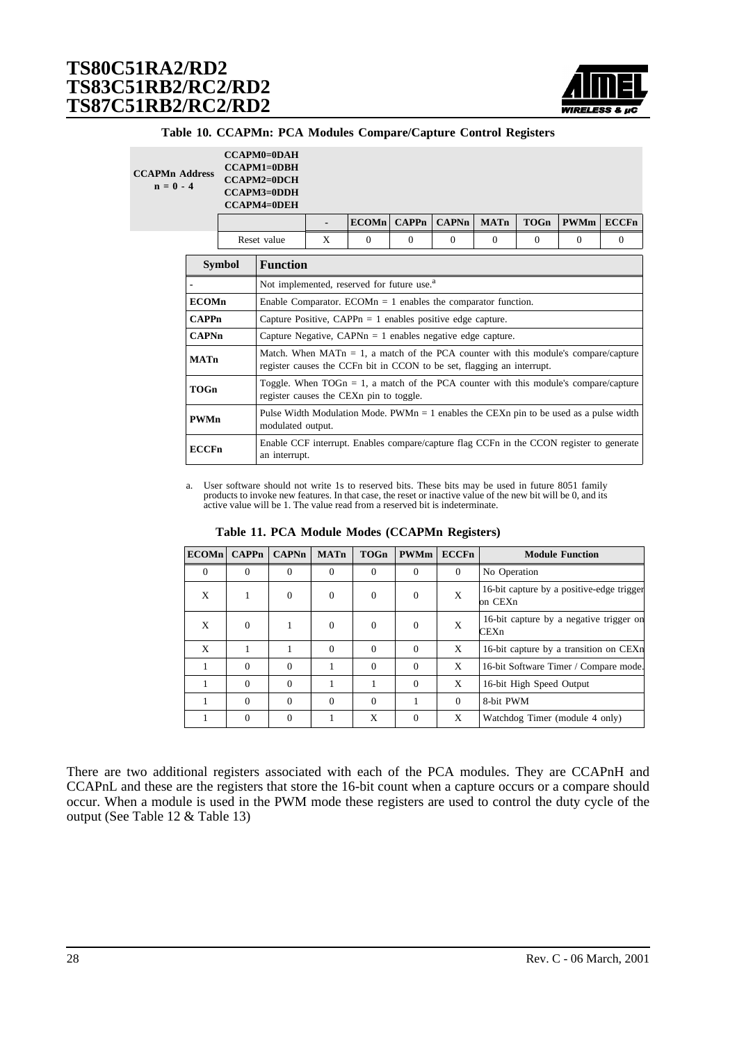**Table 10. CCAPMn: PCA Modules Compare/Capture Control Registers**

| CCAPMn Address n = 0 - 4 | CCAPM0=0DAH CCAPM1=0DBH CCAPM2=0DCH CCAPM3=0DDH CCAPM4=0DEH | | | | | | | |
|---|---|---|---|---|---|---|---|---|
| | | - | ECOMn | CAPPn | CAPNn | MATn | TOGn | PWMm | ECCFn |
| | Reset value | X | 0 | 0 | 0 | 0 | 0 | 0 | 0 |

| Symbol | Function |
|---|---|
| - | Not implemented, reserved for future use.[a] |
| **ECOMn** | Enable Comparator. ECOMn = 1 enables the comparator function. |
| **CAPPn** | Capture Positive, CAPPn = 1 enables positive edge capture. |
| **CAPNn** | Capture Negative, CAPNn = 1 enables negative edge capture. |
| **MATn** | Match. When MATn = 1, a match of the PCA counter with this module's compare/capture register causes the CCFn bit in CCON to be set, flagging an interrupt. |
| **TOGn** | Toggle. When TOGn = 1, a match of the PCA counter with this module's compare/capture register causes the CEXn pin to toggle. |
| **PWMn** | Pulse Width Modulation Mode. PWMn = 1 enables the CEXn pin to be used as a pulse width modulated output. |
| **ECCFn** | Enable CCF interrupt. Enables compare/capture flag CCFn in the CCON register to generate an interrupt. |

a. User software should not write 1s to reserved bits. These bits may be used in future 8051 family products to invoke new features. In that case, the reset or inactive value of the new bit will be 0, and its active value will be 1. The value read from a reserved bit is indeterminate.

**Table 11. PCA Module Modes (CCAPMn Registers)**

| ECOMn | CAPPn | CAPNn | MATn | TOGn | PWMm | ECCFn | Module Function |
|---|---|---|---|---|---|---|---|
| 0 | 0 | 0 | 0 | 0 | 0 | 0 | No Operation |
| X | 1 | 0 | 0 | 0 | 0 | X | 16-bit capture by a positive-edge trigger on CEXn |
| X | 0 | 1 | 0 | 0 | 0 | X | 16-bit capture by a negative trigger on CEXn |
| X | 1 | 1 | 0 | 0 | 0 | X | 16-bit capture by a transition on CEXn |
| 1 | 0 | 0 | 1 | 0 | 0 | X | 16-bit Software Timer / Compare mode. |
| 1 | 0 | 0 | 1 | 1 | 0 | X | 16-bit High Speed Output |
| 1 | 0 | 0 | 0 | 0 | 1 | 0 | 8-bit PWM |
| 1 | 0 | 0 | 1 | X | 0 | X | Watchdog Timer (module 4 only) |

There are two additional registers associated with each of the PCA modules. They are CCAPnH and CCAPnL and these are the registers that store the 16-bit count when a capture occurs or a compare should occur. When a module is used in the PWM mode these registers are used to control the duty cycle of the output (See Table 12 & Table 13)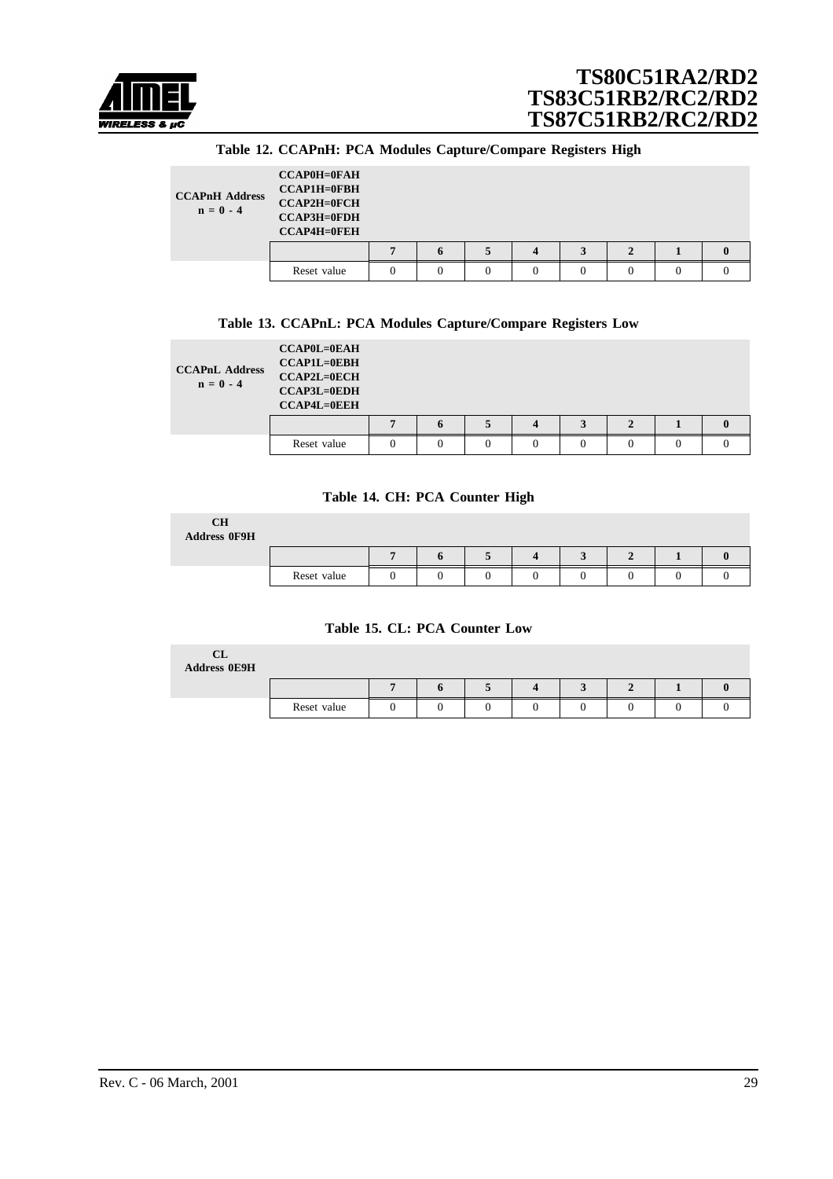**Table 12. CCAPnH: PCA Modules Capture/Compare Registers High**

| CCAPnH Address n = 0 - 4 | CCAP0H=0FAH CCAP1H=0FBH CCAP2H=0FCH CCAP3H=0FDH CCAP4H=0FEH | | | | | | | | |
|---|---|---|---|---|---|---|---|---|---|
| | | 7 | 6 | 5 | 4 | 3 | 2 | 1 | 0 |
| | Reset value | 0 | 0 | 0 | 0 | 0 | 0 | 0 | 0 |

**Table 13. CCAPnL: PCA Modules Capture/Compare Registers Low**

| CCAPnL Address n = 0 - 4 | CCAP0L=0EAH CCAP1L=0EBH CCAP2L=0ECH CCAP3L=0EDH CCAP4L=0EEH | | | | | | | | |
|---|---|---|---|---|---|---|---|---|---|
| | | 7 | 6 | 5 | 4 | 3 | 2 | 1 | 0 |
| | Reset value | 0 | 0 | 0 | 0 | 0 | 0 | 0 | 0 |

**Table 14. CH: PCA Counter High**

| CH Address 0F9H | | | | | | | | | |
|---|---|---|---|---|---|---|---|---|---|
| | | 7 | 6 | 5 | 4 | 3 | 2 | 1 | 0 |
| | Reset value | 0 | 0 | 0 | 0 | 0 | 0 | 0 | 0 |

**Table 15. CL: PCA Counter Low**

| CL Address 0E9H | | | | | | | | | |
|---|---|---|---|---|---|---|---|---|---|
| | | 7 | 6 | 5 | 4 | 3 | 2 | 1 | 0 |
| | Reset value | 0 | 0 | 0 | 0 | 0 | 0 | 0 | 0 |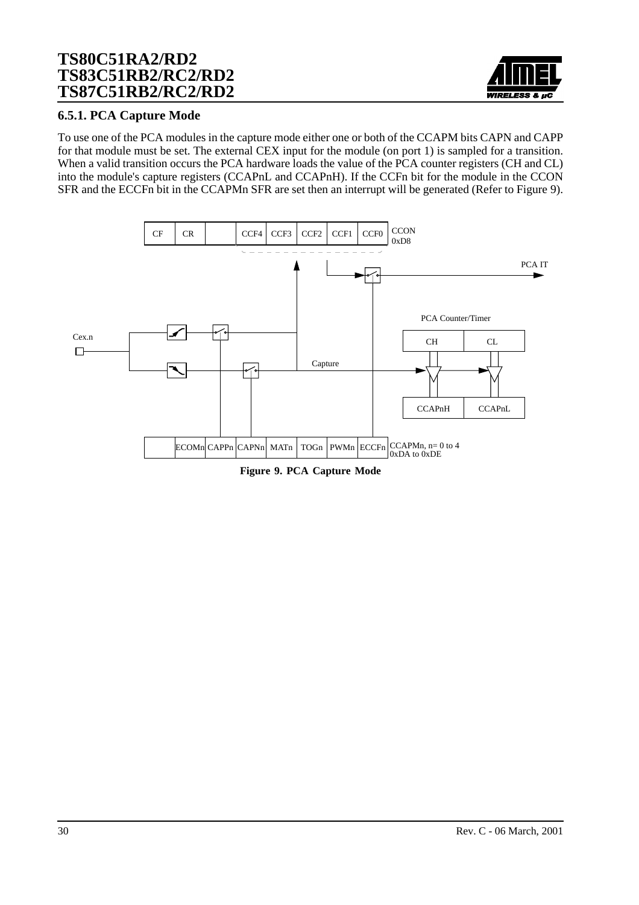### 6.5.1. PCA Capture Mode

To use one of the PCA modules in the capture mode either one or both of the CCAPM bits CAPN and CAPP for that module must be set. The external CEX input for the module (on port 1) is sampled for a transition. When a valid transition occurs the PCA hardware loads the value of the PCA counter registers (CH and CL) into the module's capture registers (CCAPnL and CCAPnH). If the CCFn bit for the module in the CCON SFR and the ECCFn bit in the CCAPMn SFR are set then an interrupt will be generated (Refer to Figure 9).

**Figure 9. PCA Capture Mode**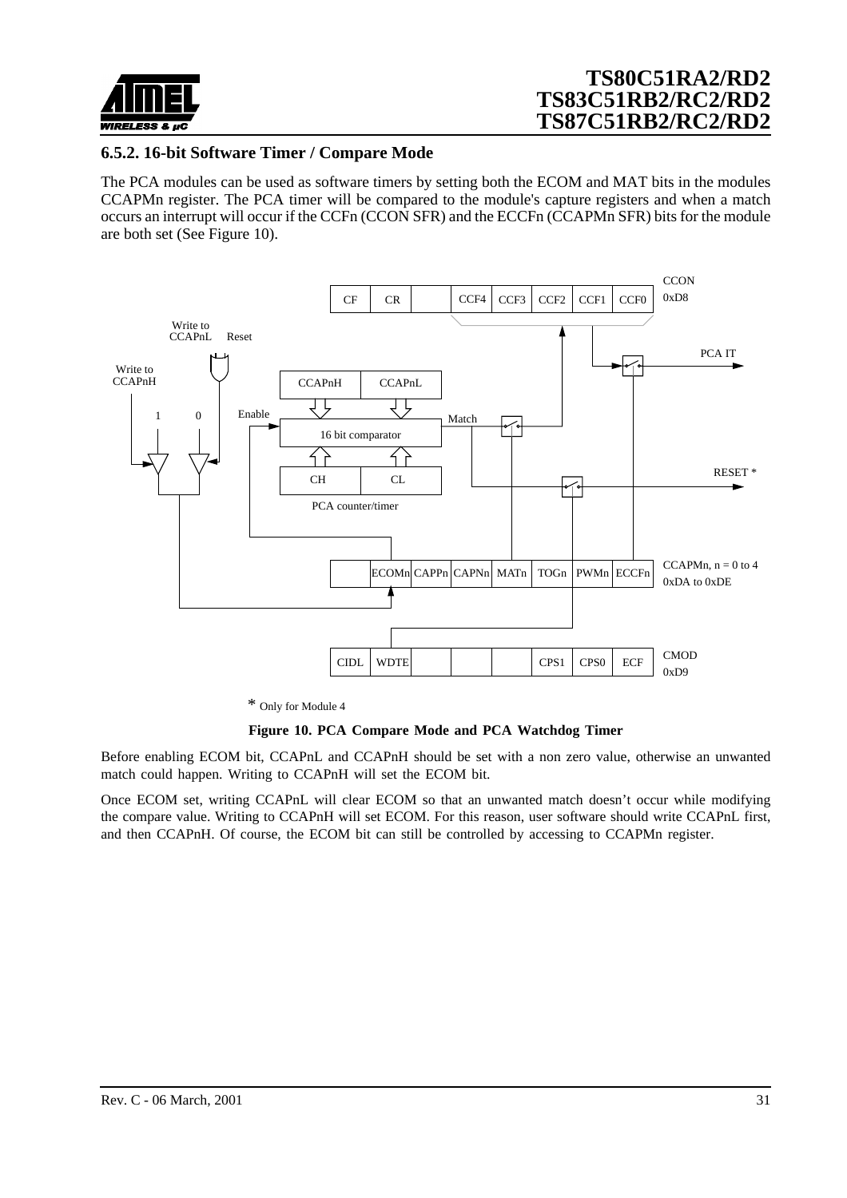### 6.5.2. 16-bit Software Timer / Compare Mode

The PCA modules can be used as software timers by setting both the ECOM and MAT bits in the modules CCAPMn register. The PCA timer will be compared to the module's capture registers and when a match occurs an interrupt will occur if the CCFn (CCON SFR) and the ECCFn (CCAPMn SFR) bits for the module are both set (See Figure 10).

* Only for Module 4

**Figure 10. PCA Compare Mode and PCA Watchdog Timer**

Before enabling ECOM bit, CCAPnL and CCAPnH should be set with a non zero value, otherwise an unwanted match could happen. Writing to CCAPnH will set the ECOM bit.

Once ECOM set, writing CCAPnL will clear ECOM so that an unwanted match doesn't occur while modifying the compare value. Writing to CCAPnH will set ECOM. For this reason, user software should write CCAPnL first, and then CCAPnH. Of course, the ECOM bit can still be controlled by accessing to CCAPMn register.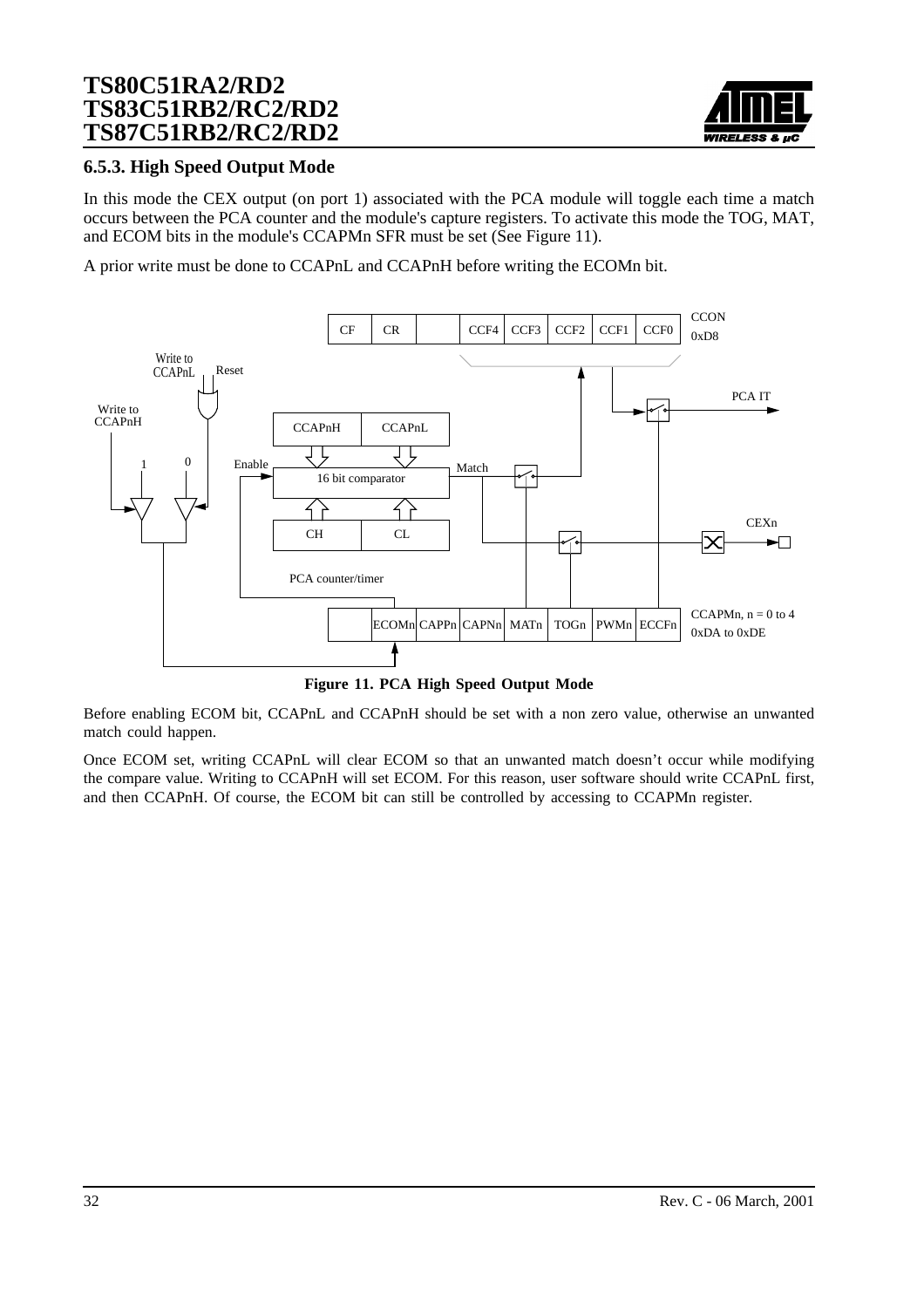### 6.5.3. High Speed Output Mode

In this mode the CEX output (on port 1) associated with the PCA module will toggle each time a match occurs between the PCA counter and the module's capture registers. To activate this mode the TOG, MAT, and ECOM bits in the module's CCAPMn SFR must be set (See Figure 11).

A prior write must be done to CCAPnL and CCAPnH before writing the ECOMn bit.

**Figure 11. PCA High Speed Output Mode**

Before enabling ECOM bit, CCAPnL and CCAPnH should be set with a non zero value, otherwise an unwanted match could happen.

Once ECOM set, writing CCAPnL will clear ECOM so that an unwanted match doesn't occur while modifying the compare value. Writing to CCAPnH will set ECOM. For this reason, user software should write CCAPnL first, and then CCAPnH. Of course, the ECOM bit can still be controlled by accessing to CCAPMn register.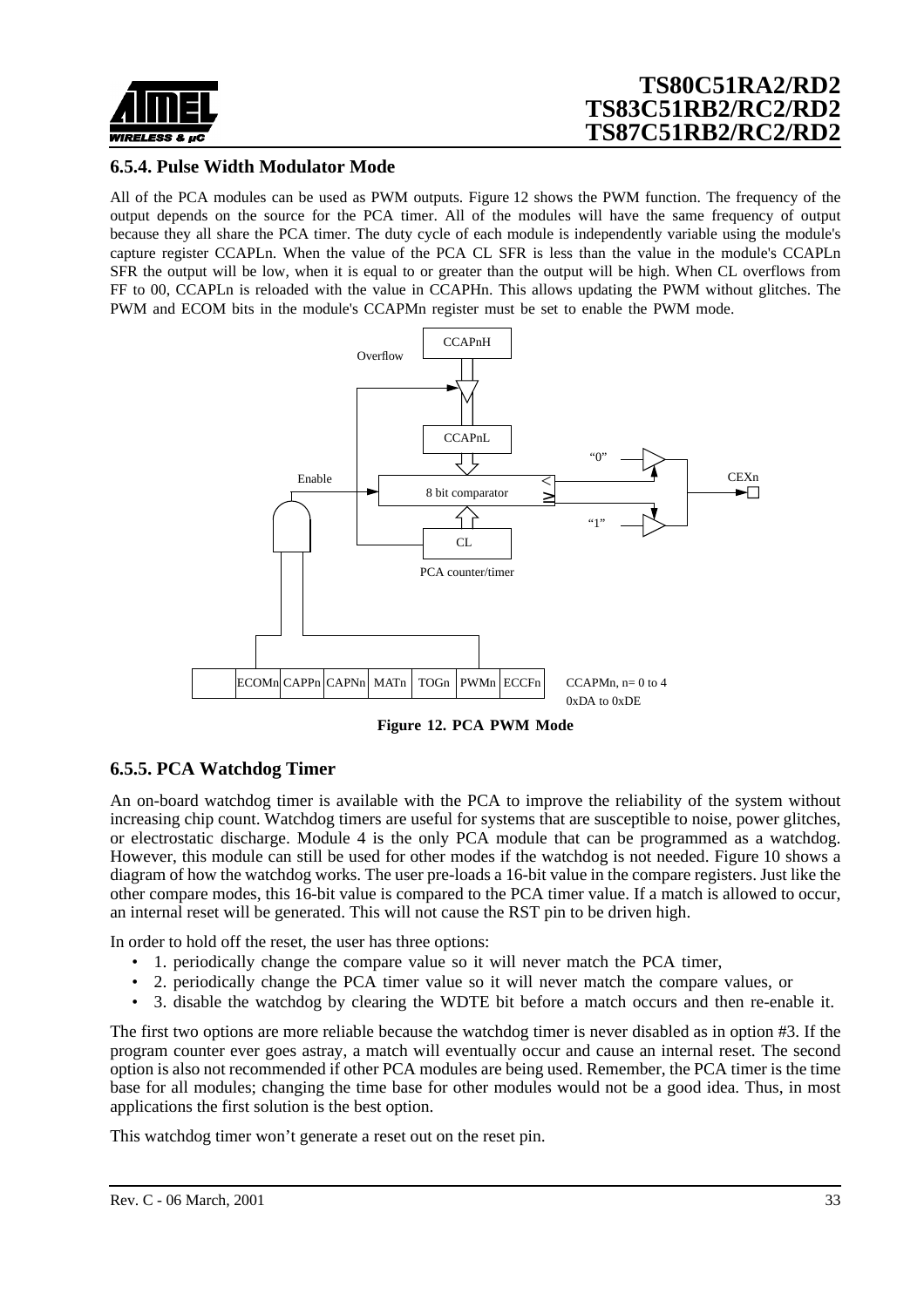### 6.5.4. Pulse Width Modulator Mode

All of the PCA modules can be used as PWM outputs. Figure 12 shows the PWM function. The frequency of the output depends on the source for the PCA timer. All of the modules will have the same frequency of output because they all share the PCA timer. The duty cycle of each module is independently variable using the module's capture register CCAPLn. When the value of the PCA CL SFR is less than the value in the module's CCAPLn SFR the output will be low, when it is equal to or greater than the output will be high. When CL overflows from FF to 00, CCAPLn is reloaded with the value in CCAPHn. This allows updating the PWM without glitches. The PWM and ECOM bits in the module's CCAPMn register must be set to enable the PWM mode.

| | ECOMn | CAPPn | CAPNn | MATn | TOGn | PWMn | ECCFn |
|---|---|---|---|---|---|---|---|

CCAPMn, n= 0 to 4
0xDA to 0xDE

**Figure 12. PCA PWM Mode**

### 6.5.5. PCA Watchdog Timer

An on-board watchdog timer is available with the PCA to improve the reliability of the system without increasing chip count. Watchdog timers are useful for systems that are susceptible to noise, power glitches, or electrostatic discharge. Module 4 is the only PCA module that can be programmed as a watchdog. However, this module can still be used for other modes if the watchdog is not needed. Figure 10 shows a diagram of how the watchdog works. The user pre-loads a 16-bit value in the compare registers. Just like the other compare modes, this 16-bit value is compared to the PCA timer value. If a match is allowed to occur, an internal reset will be generated. This will not cause the RST pin to be driven high.

In order to hold off the reset, the user has three options:

- 1. periodically change the compare value so it will never match the PCA timer,
- 2. periodically change the PCA timer value so it will never match the compare values, or
- 3. disable the watchdog by clearing the WDTE bit before a match occurs and then re-enable it.

The first two options are more reliable because the watchdog timer is never disabled as in option #3. If the program counter ever goes astray, a match will eventually occur and cause an internal reset. The second option is also not recommended if other PCA modules are being used. Remember, the PCA timer is the time base for all modules; changing the time base for other modules would not be a good idea. Thus, in most applications the first solution is the best option.

This watchdog timer won't generate a reset out on the reset pin.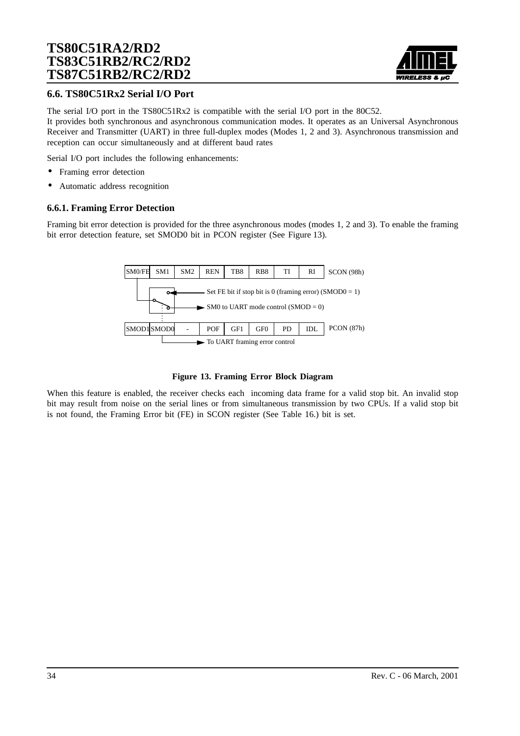## 6.6. TS80C51Rx2 Serial I/O Port

The serial I/O port in the TS80C51Rx2 is compatible with the serial I/O port in the 80C52.
It provides both synchronous and asynchronous communication modes. It operates as an Universal Asynchronous Receiver and Transmitter (UART) in three full-duplex modes (Modes 1, 2 and 3). Asynchronous transmission and reception can occur simultaneously and at different baud rates

Serial I/O port includes the following enhancements:

- Framing error detection
- Automatic address recognition

### 6.6.1. Framing Error Detection

Framing bit error detection is provided for the three asynchronous modes (modes 1, 2 and 3). To enable the framing bit error detection feature, set SMOD0 bit in PCON register (See Figure 13).

| SM0/FE | SM1 | SM2 | REN | TB8 | RB8 | TI | RI | SCON (98h) |
|---|---|---|---|---|---|---|---|---|

Set FE bit if stop bit is 0 (framing error) (SMOD0 = 1)

SM0 to UART mode control (SMOD = 0)

| SMOD1 | SMOD0 | - | POF | GF1 | GF0 | PD | IDL | PCON (87h) |
|---|---|---|---|---|---|---|---|---|

To UART framing error control

**Figure 13. Framing Error Block Diagram**

When this feature is enabled, the receiver checks each incoming data frame for a valid stop bit. An invalid stop bit may result from noise on the serial lines or from simultaneous transmission by two CPUs. If a valid stop bit is not found, the Framing Error bit (FE) in SCON register (See Table 16.) bit is set.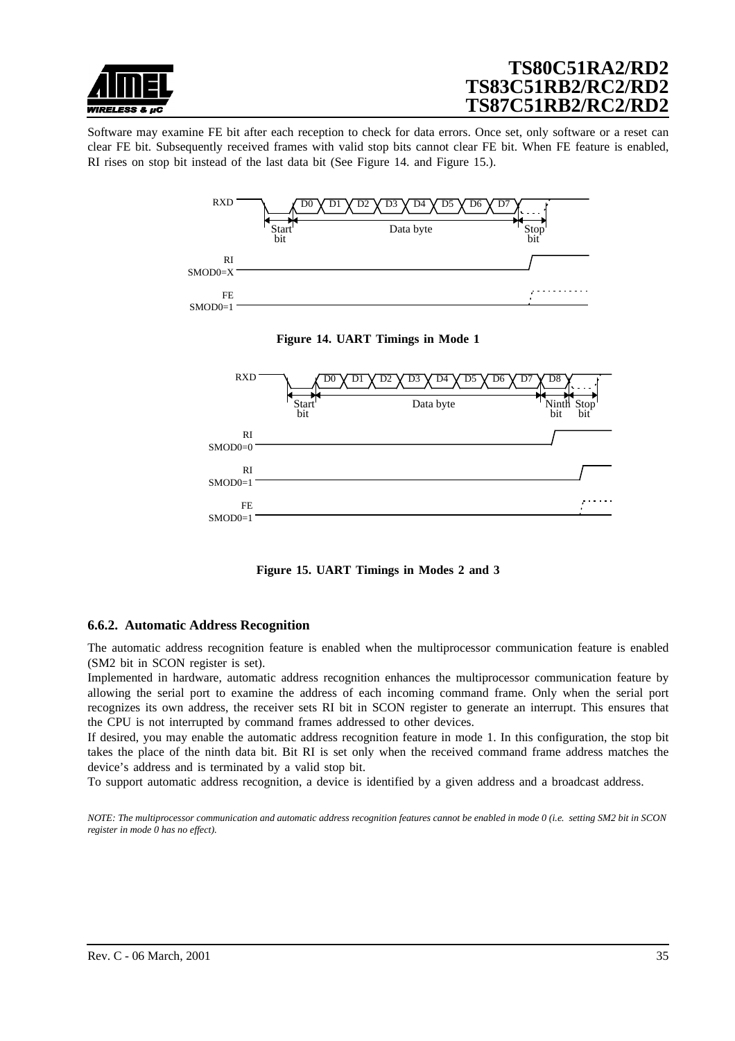Software may examine FE bit after each reception to check for data errors. Once set, only software or a reset can clear FE bit. Subsequently received frames with valid stop bits cannot clear FE bit. When FE feature is enabled, RI rises on stop bit instead of the last data bit (See Figure 14. and Figure 15.).

**Figure 14. UART Timings in Mode 1**

**Figure 15. UART Timings in Modes 2 and 3**

### 6.6.2. Automatic Address Recognition

The automatic address recognition feature is enabled when the multiprocessor communication feature is enabled (SM2 bit in SCON register is set).

Implemented in hardware, automatic address recognition enhances the multiprocessor communication feature by allowing the serial port to examine the address of each incoming command frame. Only when the serial port recognizes its own address, the receiver sets RI bit in SCON register to generate an interrupt. This ensures that the CPU is not interrupted by command frames addressed to other devices.

If desired, you may enable the automatic address recognition feature in mode 1. In this configuration, the stop bit takes the place of the ninth data bit. Bit RI is set only when the received command frame address matches the device's address and is terminated by a valid stop bit.

To support automatic address recognition, a device is identified by a given address and a broadcast address.

*NOTE: The multiprocessor communication and automatic address recognition features cannot be enabled in mode 0 (i.e. setting SM2 bit in SCON register in mode 0 has no effect).*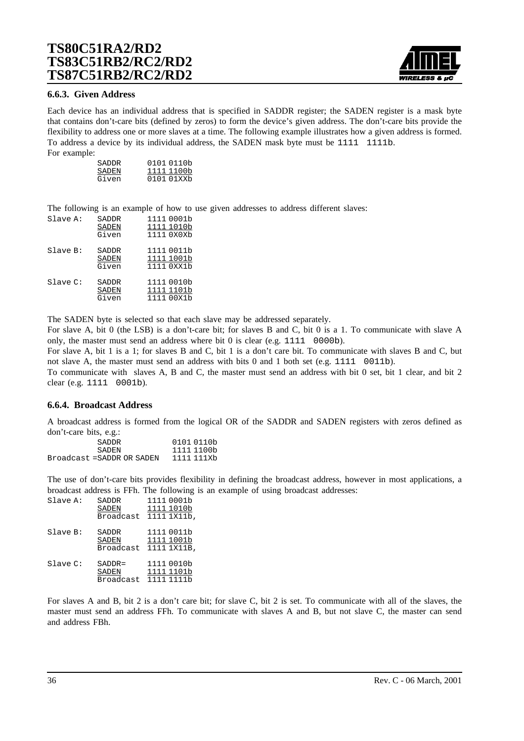### 6.6.3. Given Address

Each device has an individual address that is specified in SADDR register; the SADEN register is a mask byte that contains don't-care bits (defined by zeros) to form the device's given address. The don't-care bits provide the flexibility to address one or more slaves at a time. The following example illustrates how a given address is formed. To address a device by its individual address, the SADEN mask byte must be `1111 1111b`.

For example:

```
          SADDR     0101 0110b
          SADEN     1111 1100b
          Given     0101 01XXb
```

The following is an example of how to use given addresses to address different slaves:

```
Slave A:  SADDR     1111 0001b
          SADEN     1111 1010b
          Given     1111 0X0Xb

Slave B:  SADDR     1111 0011b
          SADEN     1111 1001b
          Given     1111 0XX1b

Slave C:  SADDR     1111 0010b
          SADEN     1111 1101b
          Given     1111 00X1b
```

The SADEN byte is selected so that each slave may be addressed separately.

For slave A, bit 0 (the LSB) is a don't-care bit; for slaves B and C, bit 0 is a 1. To communicate with slave A only, the master must send an address where bit 0 is clear (e.g. `1111 0000b`).

For slave A, bit 1 is a 1; for slaves B and C, bit 1 is a don't care bit. To communicate with slaves B and C, but not slave A, the master must send an address with bits 0 and 1 both set (e.g. `1111 0011b`).

To communicate with slaves A, B and C, the master must send an address with bit 0 set, bit 1 clear, and bit 2 clear (e.g. `1111 0001b`).

### 6.6.4. Broadcast Address

A broadcast address is formed from the logical OR of the SADDR and SADEN registers with zeros defined as don't-care bits, e.g.:

```
           SADDR                 0101 0110b
           SADEN                 1111 1100b
Broadcast =SADDR OR SADEN        1111 111Xb
```

The use of don't-care bits provides flexibility in defining the broadcast address, however in most applications, a broadcast address is FFh. The following is an example of using broadcast addresses:

```
Slave A:  SADDR       1111 0001b
          SADEN       1111 1010b
          Broadcast   1111 1X11b,

Slave B:  SADDR       1111 0011b
          SADEN       1111 1001b
          Broadcast   1111 1X11B,

Slave C:  SADDR=      1111 0010b
          SADEN       1111 1101b
          Broadcast   1111 1111b
```

For slaves A and B, bit 2 is a don't care bit; for slave C, bit 2 is set. To communicate with all of the slaves, the master must send an address FFh. To communicate with slaves A and B, but not slave C, the master can send and address FBh.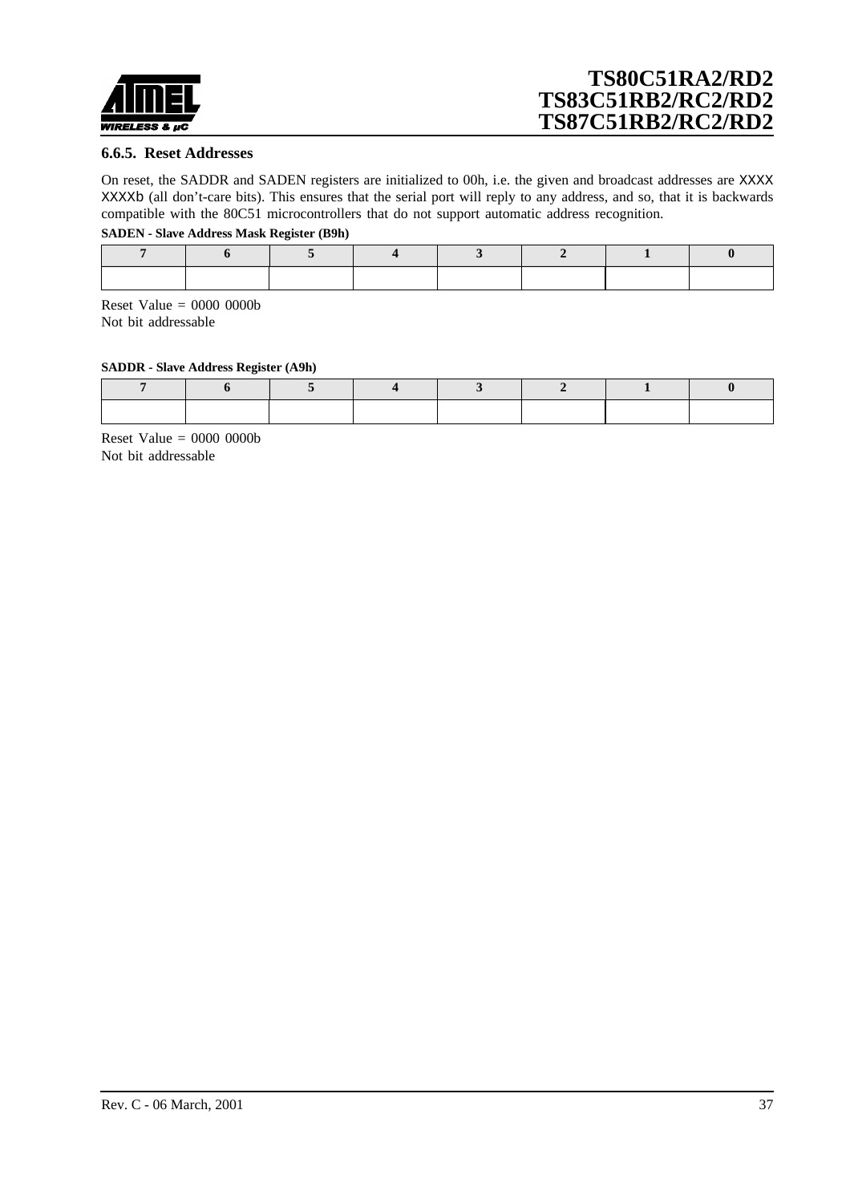### 6.6.5. Reset Addresses

On reset, the SADDR and SADEN registers are initialized to 00h, i.e. the given and broadcast addresses are XXXX XXXXb (all don't-care bits). This ensures that the serial port will reply to any address, and so, that it is backwards compatible with the 80C51 microcontrollers that do not support automatic address recognition.

**SADEN - Slave Address Mask Register (B9h)**

| 7 | 6 | 5 | 4 | 3 | 2 | 1 | 0 |
|---|---|---|---|---|---|---|---|
| | | | | | | | |

Reset Value = 0000 0000b
Not bit addressable

**SADDR - Slave Address Register (A9h)**

| 7 | 6 | 5 | 4 | 3 | 2 | 1 | 0 |
|---|---|---|---|---|---|---|---|
| | | | | | | | |

Reset Value = 0000 0000b
Not bit addressable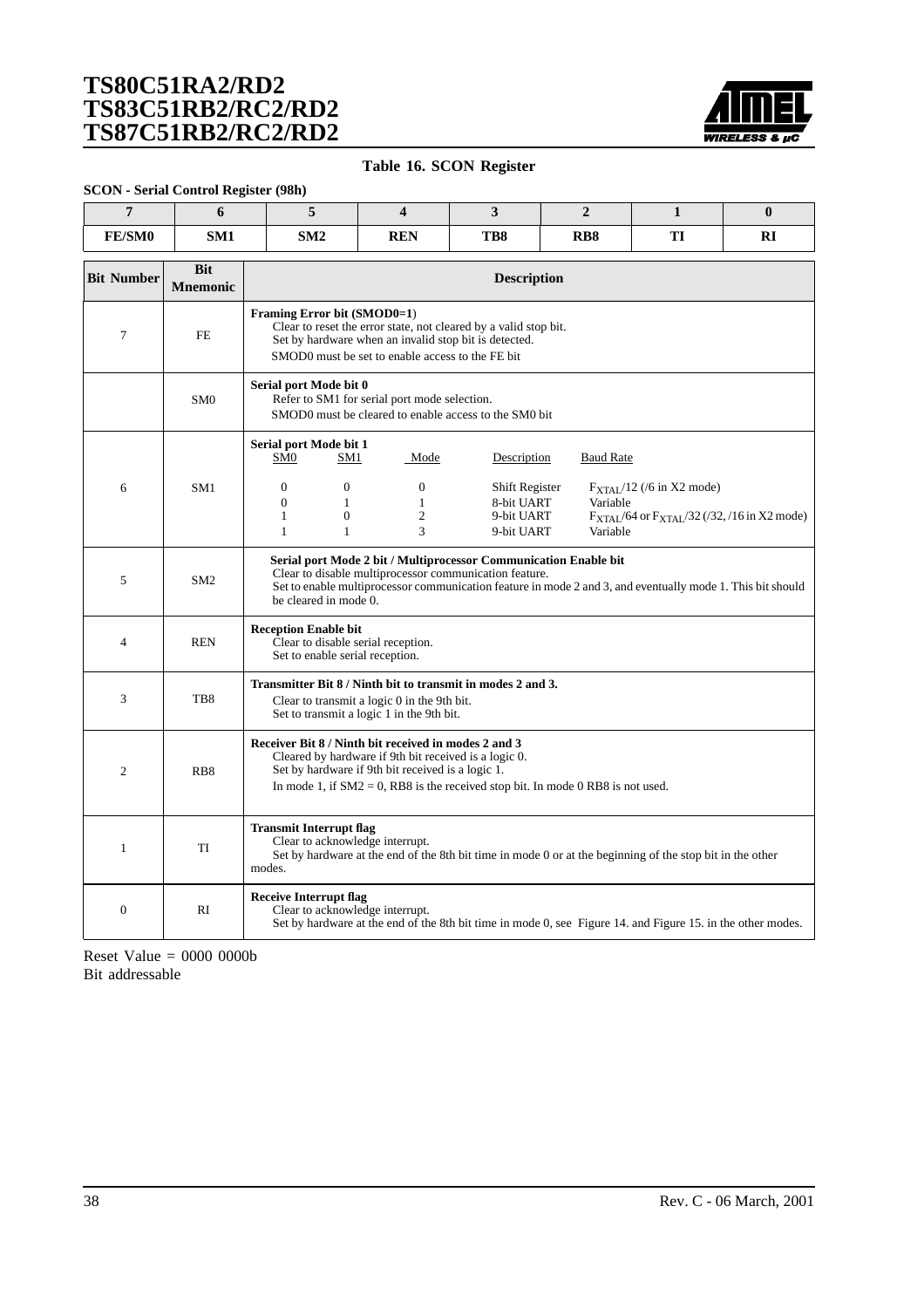**Table 16. SCON Register**

**SCON - Serial Control Register (98h)**

| 7 | 6 | 5 | 4 | 3 | 2 | 1 | 0 |
|---|---|---|---|---|---|---|---|
| **FE/SM0** | **SM1** | **SM2** | **REN** | **TB8** | **RB8** | **TI** | **RI** |

| Bit Number | Bit Mnemonic | Description |
|---|---|---|
| 7 | FE | **Framing Error bit (SMOD0=1)**<br>Clear to reset the error state, not cleared by a valid stop bit.<br>Set by hardware when an invalid stop bit is detected.<br>SMOD0 must be set to enable access to the FE bit |
| | SM0 | **Serial port Mode bit 0**<br>Refer to SM1 for serial port mode selection.<br>SMOD0 must be cleared to enable access to the SM0 bit |
| 6 | SM1 | **Serial port Mode bit 1**<br>SM0 SM1 Mode Description Baud Rate<br>0 0 0 Shift Register $F_{XTAL}$/12 (/6 in X2 mode)<br>0 1 1 8-bit UART Variable<br>1 0 2 9-bit UART $F_{XTAL}$/64 or $F_{XTAL}$/32 (/32, /16 in X2 mode)<br>1 1 3 9-bit UART Variable |
| 5 | SM2 | **Serial port Mode 2 bit / Multiprocessor Communication Enable bit**<br>Clear to disable multiprocessor communication feature.<br>Set to enable multiprocessor communication feature in mode 2 and 3, and eventually mode 1. This bit should be cleared in mode 0. |
| 4 | REN | **Reception Enable bit**<br>Clear to disable serial reception.<br>Set to enable serial reception. |
| 3 | TB8 | **Transmitter Bit 8 / Ninth bit to transmit in modes 2 and 3.**<br>Clear to transmit a logic 0 in the 9th bit.<br>Set to transmit a logic 1 in the 9th bit. |
| 2 | RB8 | **Receiver Bit 8 / Ninth bit received in modes 2 and 3**<br>Cleared by hardware if 9th bit received is a logic 0.<br>Set by hardware if 9th bit received is a logic 1.<br>In mode 1, if SM2 = 0, RB8 is the received stop bit. In mode 0 RB8 is not used. |
| 1 | TI | **Transmit Interrupt flag**<br>Clear to acknowledge interrupt.<br>Set by hardware at the end of the 8th bit time in mode 0 or at the beginning of the stop bit in the other modes. |
| 0 | RI | **Receive Interrupt flag**<br>Clear to acknowledge interrupt.<br>Set by hardware at the end of the 8th bit time in mode 0, see Figure 14. and Figure 15. in the other modes. |

Reset Value = 0000 0000b
Bit addressable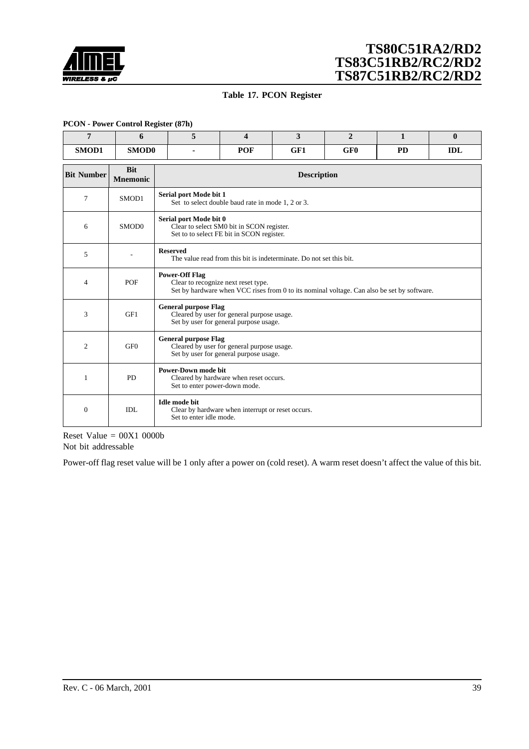**Table 17. PCON Register**

**PCON - Power Control Register (87h)**

| 7 | 6 | 5 | 4 | 3 | 2 | 1 | 0 |
|---|---|---|---|---|---|---|---|
| SMOD1 | SMOD0 | - | POF | GF1 | GF0 | PD | IDL |

| Bit Number | Bit Mnemonic | Description |
|---|---|---|
| 7 | SMOD1 | **Serial port Mode bit 1**<br>Set to select double baud rate in mode 1, 2 or 3. |
| 6 | SMOD0 | **Serial port Mode bit 0**<br>Clear to select SM0 bit in SCON register.<br>Set to to select FE bit in SCON register. |
| 5 | - | **Reserved**<br>The value read from this bit is indeterminate. Do not set this bit. |
| 4 | POF | **Power-Off Flag**<br>Clear to recognize next reset type.<br>Set by hardware when VCC rises from 0 to its nominal voltage. Can also be set by software. |
| 3 | GF1 | **General purpose Flag**<br>Cleared by user for general purpose usage.<br>Set by user for general purpose usage. |
| 2 | GF0 | **General purpose Flag**<br>Cleared by user for general purpose usage.<br>Set by user for general purpose usage. |
| 1 | PD | **Power-Down mode bit**<br>Cleared by hardware when reset occurs.<br>Set to enter power-down mode. |
| 0 | IDL | **Idle mode bit**<br>Clear by hardware when interrupt or reset occurs.<br>Set to enter idle mode. |

Reset Value = 00X1 0000b
Not bit addressable

Power-off flag reset value will be 1 only after a power on (cold reset). A warm reset doesn't affect the value of this bit.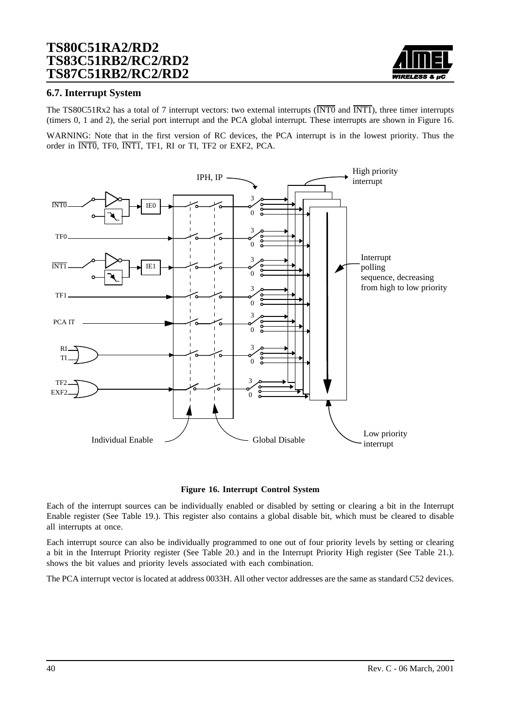## 6.7. Interrupt System

The TS80C51Rx2 has a total of 7 interrupt vectors: two external interrupts ($\overline{INT0}$ and $\overline{INT1}$), three timer interrupts (timers 0, 1 and 2), the serial port interrupt and the PCA global interrupt. These interrupts are shown in Figure 16.

WARNING: Note that in the first version of RC devices, the PCA interrupt is in the lowest priority. Thus the order in $\overline{INT0}$, TF0, $\overline{INT1}$, TF1, RI or TI, TF2 or EXF2, PCA.

**Figure 16. Interrupt Control System**

Each of the interrupt sources can be individually enabled or disabled by setting or clearing a bit in the Interrupt Enable register (See Table 19.). This register also contains a global disable bit, which must be cleared to disable all interrupts at once.

Each interrupt source can also be individually programmed to one out of four priority levels by setting or clearing a bit in the Interrupt Priority register (See Table 20.) and in the Interrupt Priority High register (See Table 21.). shows the bit values and priority levels associated with each combination.

The PCA interrupt vector is located at address 0033H. All other vector addresses are the same as standard C52 devices.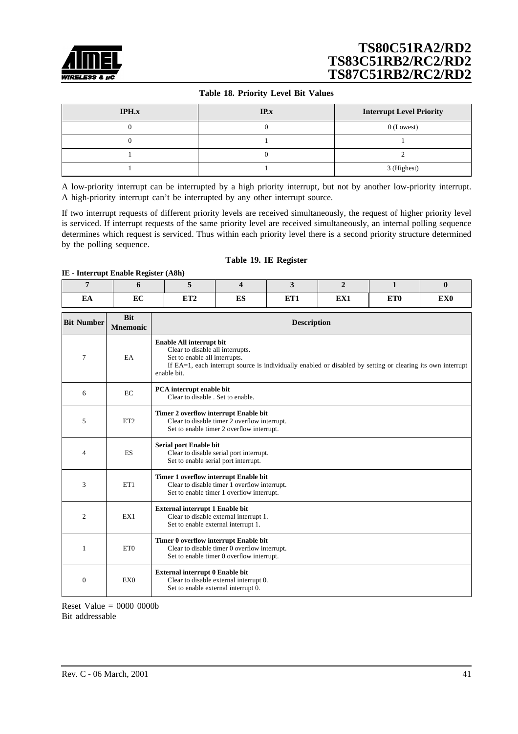**Table 18. Priority Level Bit Values**

| IPH.x | IP.x | Interrupt Level Priority |
|---|---|---|
| 0 | 0 | 0 (Lowest) |
| 0 | 1 | 1 |
| 1 | 0 | 2 |
| 1 | 1 | 3 (Highest) |

A low-priority interrupt can be interrupted by a high priority interrupt, but not by another low-priority interrupt. A high-priority interrupt can't be interrupted by any other interrupt source.

If two interrupt requests of different priority levels are received simultaneously, the request of higher priority level is serviced. If interrupt requests of the same priority level are received simultaneously, an internal polling sequence determines which request is serviced. Thus within each priority level there is a second priority structure determined by the polling sequence.

**Table 19. IE Register**

**IE - Interrupt Enable Register (A8h)**

| 7 | 6 | 5 | 4 | 3 | 2 | 1 | 0 |
|---|---|---|---|---|---|---|---|
| EA | EC | ET2 | ES | ET1 | EX1 | ET0 | EX0 |

| Bit Number | Bit Mnemonic | Description |
|---|---|---|
| 7 | EA | **Enable All interrupt bit** Clear to disable all interrupts. Set to enable all interrupts. If EA=1, each interrupt source is individually enabled or disabled by setting or clearing its own interrupt enable bit. |
| 6 | EC | **PCA interrupt enable bit** Clear to disable . Set to enable. |
| 5 | ET2 | **Timer 2 overflow interrupt Enable bit** Clear to disable timer 2 overflow interrupt. Set to enable timer 2 overflow interrupt. |
| 4 | ES | **Serial port Enable bit** Clear to disable serial port interrupt. Set to enable serial port interrupt. |
| 3 | ET1 | **Timer 1 overflow interrupt Enable bit** Clear to disable timer 1 overflow interrupt. Set to enable timer 1 overflow interrupt. |
| 2 | EX1 | **External interrupt 1 Enable bit** Clear to disable external interrupt 1. Set to enable external interrupt 1. |
| 1 | ET0 | **Timer 0 overflow interrupt Enable bit** Clear to disable timer 0 overflow interrupt. Set to enable timer 0 overflow interrupt. |
| 0 | EX0 | **External interrupt 0 Enable bit** Clear to disable external interrupt 0. Set to enable external interrupt 0. |

Reset Value = 0000 0000b
Bit addressable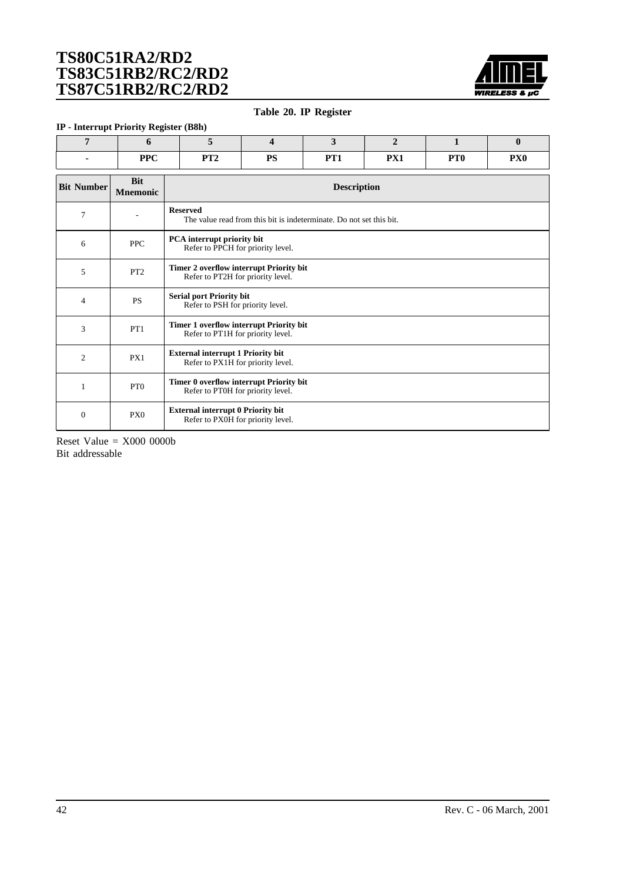**Table 20. IP Register**

**IP - Interrupt Priority Register (B8h)**

| 7 | 6 | 5 | 4 | 3 | 2 | 1 | 0 |
|---|---|---|---|---|---|---|---|
| - | PPC | PT2 | PS | PT1 | PX1 | PT0 | PX0 |

| Bit Number | Bit Mnemonic | Description |
|---|---|---|
| 7 | - | **Reserved**<br>The value read from this bit is indeterminate. Do not set this bit. |
| 6 | PPC | **PCA interrupt priority bit**<br>Refer to PPCH for priority level. |
| 5 | PT2 | **Timer 2 overflow interrupt Priority bit**<br>Refer to PT2H for priority level. |
| 4 | PS | **Serial port Priority bit**<br>Refer to PSH for priority level. |
| 3 | PT1 | **Timer 1 overflow interrupt Priority bit**<br>Refer to PT1H for priority level. |
| 2 | PX1 | **External interrupt 1 Priority bit**<br>Refer to PX1H for priority level. |
| 1 | PT0 | **Timer 0 overflow interrupt Priority bit**<br>Refer to PT0H for priority level. |
| 0 | PX0 | **External interrupt 0 Priority bit**<br>Refer to PX0H for priority level. |

Reset Value = X000 0000b
Bit addressable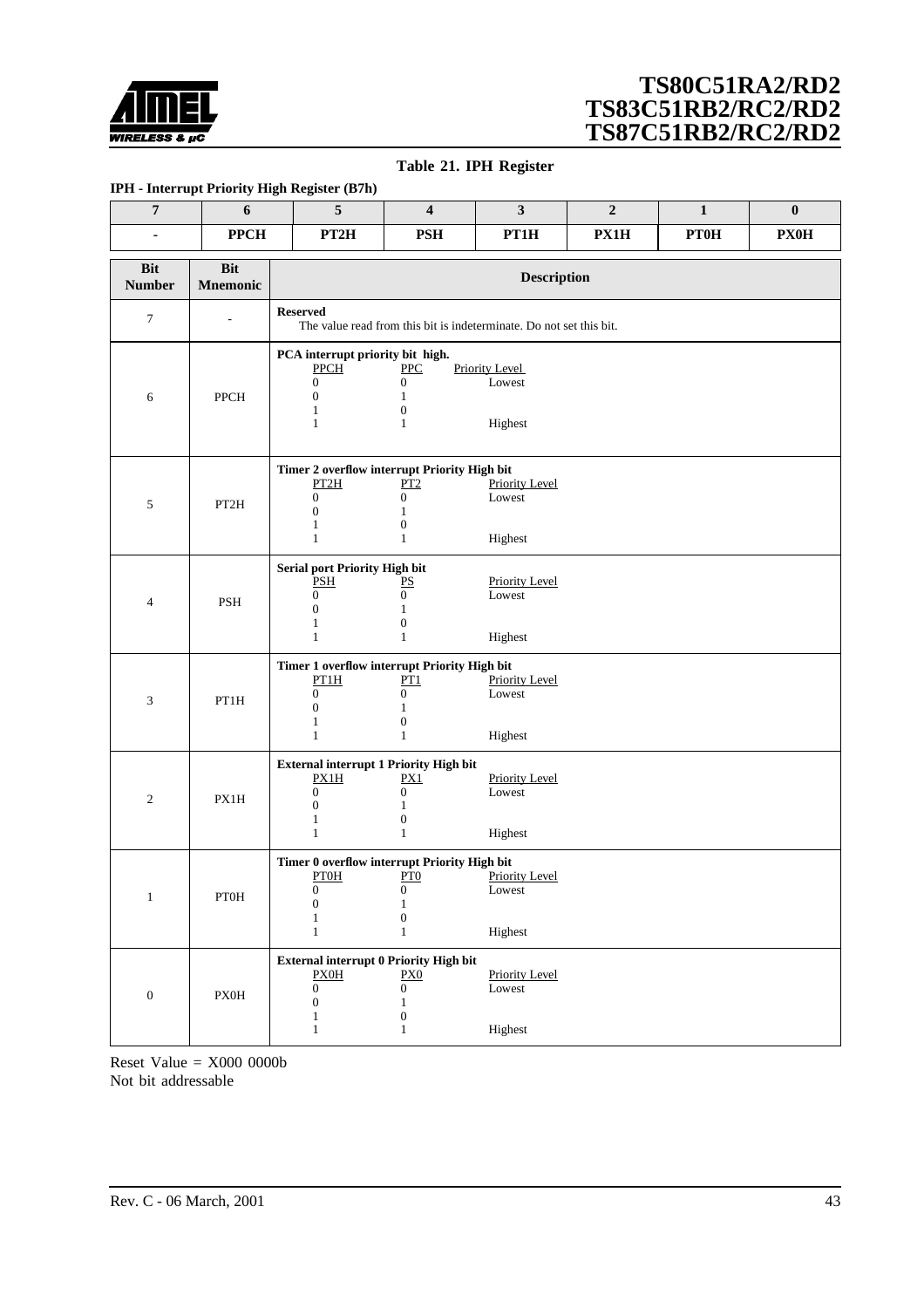**Table 21. IPH Register**

**IPH - Interrupt Priority High Register (B7h)**

| 7 | 6 | 5 | 4 | 3 | 2 | 1 | 0 |
|---|---|---|---|---|---|---|---|
| - | PPCH | PT2H | PSH | PT1H | PX1H | PT0H | PX0H |

| Bit Number | Bit Mnemonic | Description |
|---|---|---|
| 7 | - | **Reserved**<br>The value read from this bit is indeterminate. Do not set this bit. |
| 6 | PPCH | **PCA interrupt priority bit high.**<br>PPCH PPC Priority Level<br>0 0 Lowest<br>0 1<br>1 0<br>1 1 Highest |
| 5 | PT2H | **Timer 2 overflow interrupt Priority High bit**<br>PT2H PT2 Priority Level<br>0 0 Lowest<br>0 1<br>1 0<br>1 1 Highest |
| 4 | PSH | **Serial port Priority High bit**<br>PSH PS Priority Level<br>0 0 Lowest<br>0 1<br>1 0<br>1 1 Highest |
| 3 | PT1H | **Timer 1 overflow interrupt Priority High bit**<br>PT1H PT1 Priority Level<br>0 0 Lowest<br>0 1<br>1 0<br>1 1 Highest |
| 2 | PX1H | **External interrupt 1 Priority High bit**<br>PX1H PX1 Priority Level<br>0 0 Lowest<br>0 1<br>1 0<br>1 1 Highest |
| 1 | PT0H | **Timer 0 overflow interrupt Priority High bit**<br>PT0H PT0 Priority Level<br>0 0 Lowest<br>0 1<br>1 0<br>1 1 Highest |
| 0 | PX0H | **External interrupt 0 Priority High bit**<br>PX0H PX0 Priority Level<br>0 0 Lowest<br>0 1<br>1 0<br>1 1 Highest |

Reset Value = X000 0000b
Not bit addressable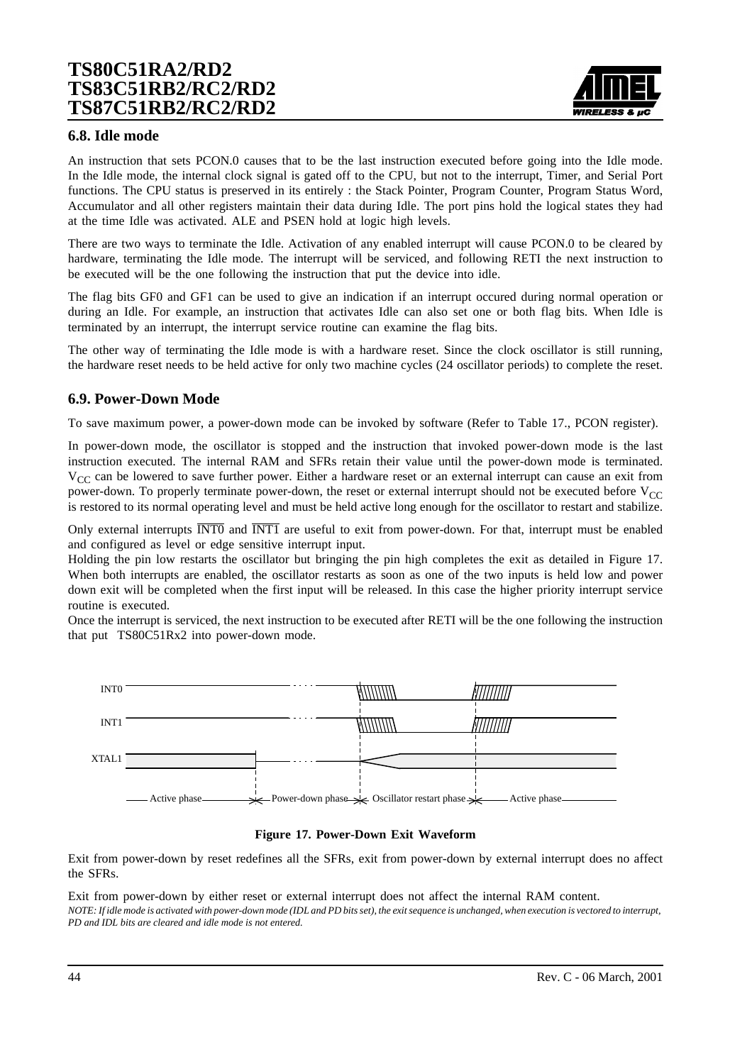## 6.8. Idle mode

An instruction that sets PCON.0 causes that to be the last instruction executed before going into the Idle mode. In the Idle mode, the internal clock signal is gated off to the CPU, but not to the interrupt, Timer, and Serial Port functions. The CPU status is preserved in its entirely : the Stack Pointer, Program Counter, Program Status Word, Accumulator and all other registers maintain their data during Idle. The port pins hold the logical states they had at the time Idle was activated. ALE and PSEN hold at logic high levels.

There are two ways to terminate the Idle. Activation of any enabled interrupt will cause PCON.0 to be cleared by hardware, terminating the Idle mode. The interrupt will be serviced, and following RETI the next instruction to be executed will be the one following the instruction that put the device into idle.

The flag bits GF0 and GF1 can be used to give an indication if an interrupt occured during normal operation or during an Idle. For example, an instruction that activates Idle can also set one or both flag bits. When Idle is terminated by an interrupt, the interrupt service routine can examine the flag bits.

The other way of terminating the Idle mode is with a hardware reset. Since the clock oscillator is still running, the hardware reset needs to be held active for only two machine cycles (24 oscillator periods) to complete the reset.

## 6.9. Power-Down Mode

To save maximum power, a power-down mode can be invoked by software (Refer to Table 17., PCON register).

In power-down mode, the oscillator is stopped and the instruction that invoked power-down mode is the last instruction executed. The internal RAM and SFRs retain their value until the power-down mode is terminated. $V_{CC}$ can be lowered to save further power. Either a hardware reset or an external interrupt can cause an exit from power-down. To properly terminate power-down, the reset or external interrupt should not be executed before $V_{CC}$ is restored to its normal operating level and must be held active long enough for the oscillator to restart and stabilize.

Only external interrupts $\overline{\text{INT0}}$ and $\overline{\text{INT1}}$ are useful to exit from power-down. For that, interrupt must be enabled and configured as level or edge sensitive interrupt input.

Holding the pin low restarts the oscillator but bringing the pin high completes the exit as detailed in Figure 17. When both interrupts are enabled, the oscillator restarts as soon as one of the two inputs is held low and power down exit will be completed when the first input will be released. In this case the higher priority interrupt service routine is executed.

Once the interrupt is serviced, the next instruction to be executed after RETI will be the one following the instruction that put TS80C51Rx2 into power-down mode.

**Figure 17. Power-Down Exit Waveform**

Exit from power-down by reset redefines all the SFRs, exit from power-down by external interrupt does no affect the SFRs.

Exit from power-down by either reset or external interrupt does not affect the internal RAM content.

*NOTE: If idle mode is activated with power-down mode (IDL and PD bits set), the exit sequence is unchanged, when execution is vectored to interrupt, PD and IDL bits are cleared and idle mode is not entered.*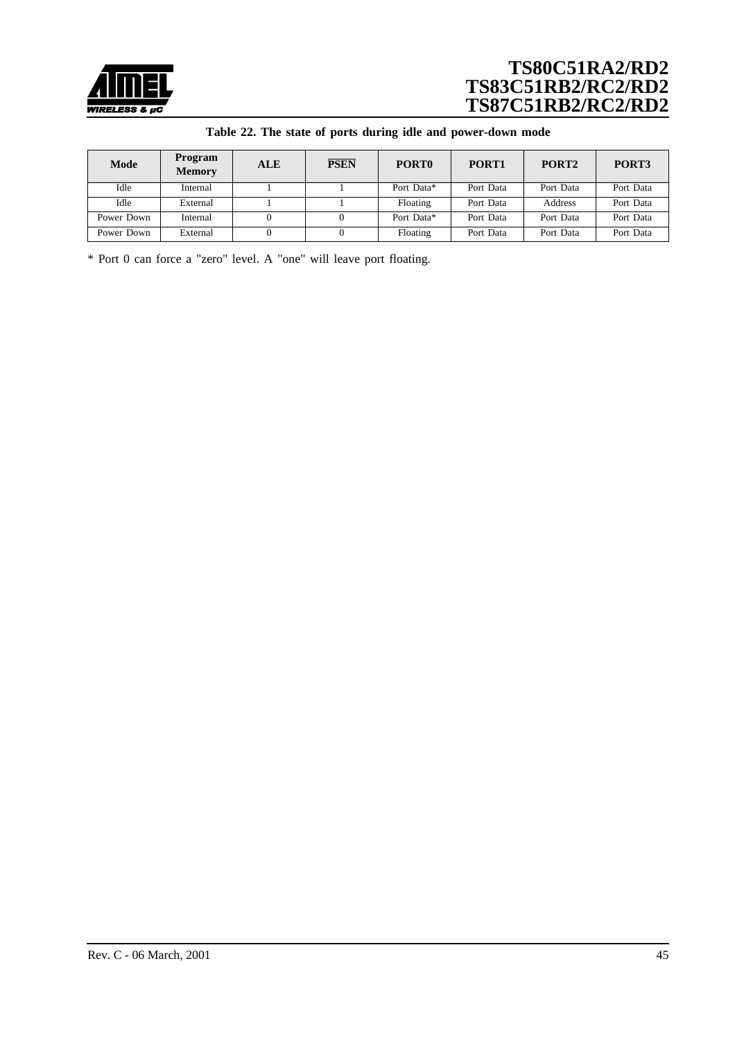**Table 22. The state of ports during idle and power-down mode**

| Mode | Program Memory | ALE | $\overline{PSEN}$ | PORT0 | PORT1 | PORT2 | PORT3 |
|---|---|---|---|---|---|---|---|
| Idle | Internal | 1 | 1 | Port Data* | Port Data | Port Data | Port Data |
| Idle | External | 1 | 1 | Floating | Port Data | Address | Port Data |
| Power Down | Internal | 0 | 0 | Port Data* | Port Data | Port Data | Port Data |
| Power Down | External | 0 | 0 | Floating | Port Data | Port Data | Port Data |

* Port 0 can force a "zero" level. A "one" will leave port floating.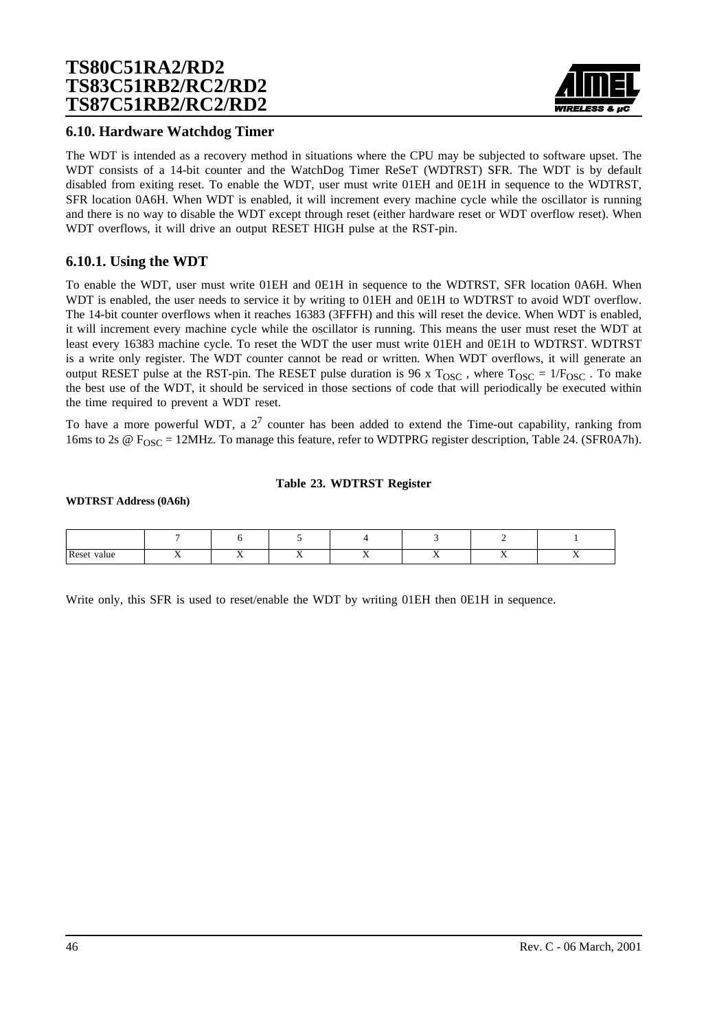## 6.10. Hardware Watchdog Timer

The WDT is intended as a recovery method in situations where the CPU may be subjected to software upset. The WDT consists of a 14-bit counter and the WatchDog Timer ReSeT (WDTRST) SFR. The WDT is by default disabled from exiting reset. To enable the WDT, user must write 01EH and 0E1H in sequence to the WDTRST, SFR location 0A6H. When WDT is enabled, it will increment every machine cycle while the oscillator is running and there is no way to disable the WDT except through reset (either hardware reset or WDT overflow reset). When WDT overflows, it will drive an output RESET HIGH pulse at the RST-pin.

### 6.10.1. Using the WDT

To enable the WDT, user must write 01EH and 0E1H in sequence to the WDTRST, SFR location 0A6H. When WDT is enabled, the user needs to service it by writing to 01EH and 0E1H to WDTRST to avoid WDT overflow. The 14-bit counter overflows when it reaches 16383 (3FFFH) and this will reset the device. When WDT is enabled, it will increment every machine cycle while the oscillator is running. This means the user must reset the WDT at least every 16383 machine cycle. To reset the WDT the user must write 01EH and 0E1H to WDTRST. WDTRST is a write only register. The WDT counter cannot be read or written. When WDT overflows, it will generate an output RESET pulse at the RST-pin. The RESET pulse duration is 96 x $T_{OSC}$ , where $T_{OSC} = 1/F_{OSC}$ . To make the best use of the WDT, it should be serviced in those sections of code that will periodically be executed within the time required to prevent a WDT reset.

To have a more powerful WDT, a $2^7$ counter has been added to extend the Time-out capability, ranking from 16ms to 2s @ $F_{OSC}$ = 12MHz. To manage this feature, refer to WDTPRG register description, Table 24. (SFR0A7h).

**Table 23. WDTRST Register**

**WDTRST Address (0A6h)**

| | 7 | 6 | 5 | 4 | 3 | 2 | 1 |
|---|---|---|---|---|---|---|---|
| Reset value | X | X | X | X | X | X | X |

Write only, this SFR is used to reset/enable the WDT by writing 01EH then 0E1H in sequence.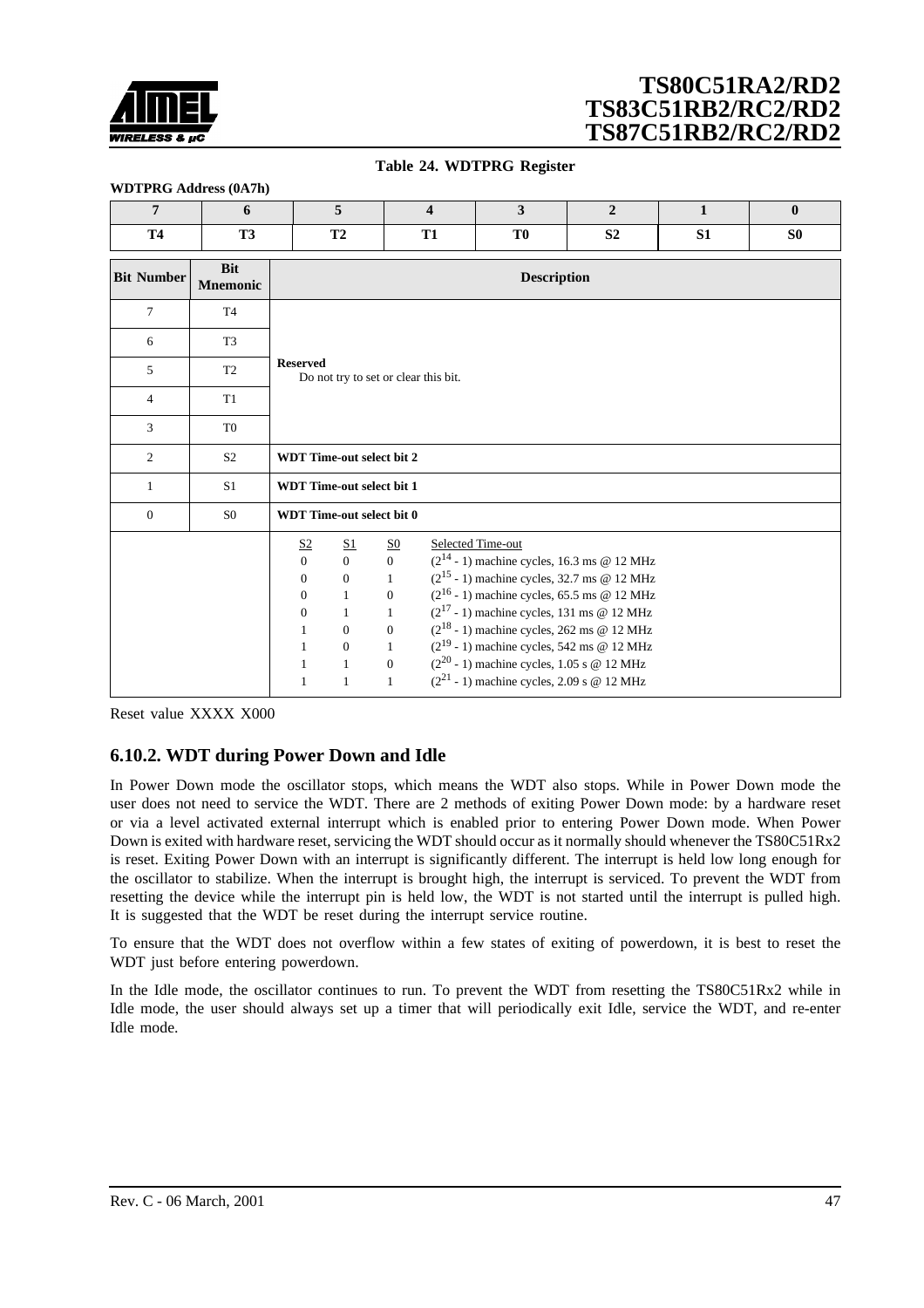**Table 24. WDTPRG Register**

**WDTPRG Address (0A7h)**

| 7 | 6 | 5 | 4 | 3 | 2 | 1 | 0 |
|---|---|---|---|---|---|---|---|
| T4 | T3 | T2 | T1 | T0 | S2 | S1 | S0 |

| Bit Number | Bit Mnemonic | Description |
|---|---|---|
| 7 | T4 | **Reserved**<br>Do not try to set or clear this bit. |
| 6 | T3 | |
| 5 | T2 | |
| 4 | T1 | |
| 3 | T0 | |
| 2 | S2 | **WDT Time-out select bit 2** |
| 1 | S1 | **WDT Time-out select bit 1** |
| 0 | S0 | **WDT Time-out select bit 0** |

| S2 | S1 | S0 | Selected Time-out |
|---|---|---|---|
| 0 | 0 | 0 | $(2^{14} - 1)$ machine cycles, 16.3 ms @ 12 MHz |
| 0 | 0 | 1 | $(2^{15} - 1)$ machine cycles, 32.7 ms @ 12 MHz |
| 0 | 1 | 0 | $(2^{16} - 1)$ machine cycles, 65.5 ms @ 12 MHz |
| 0 | 1 | 1 | $(2^{17} - 1)$ machine cycles, 131 ms @ 12 MHz |
| 1 | 0 | 0 | $(2^{18} - 1)$ machine cycles, 262 ms @ 12 MHz |
| 1 | 0 | 1 | $(2^{19} - 1)$ machine cycles, 542 ms @ 12 MHz |
| 1 | 1 | 0 | $(2^{20} - 1)$ machine cycles, 1.05 s @ 12 MHz |
| 1 | 1 | 1 | $(2^{21} - 1)$ machine cycles, 2.09 s @ 12 MHz |

Reset value XXXX X000

## 6.10.2. WDT during Power Down and Idle

In Power Down mode the oscillator stops, which means the WDT also stops. While in Power Down mode the user does not need to service the WDT. There are 2 methods of exiting Power Down mode: by a hardware reset or via a level activated external interrupt which is enabled prior to entering Power Down mode. When Power Down is exited with hardware reset, servicing the WDT should occur as it normally should whenever the TS80C51Rx2 is reset. Exiting Power Down with an interrupt is significantly different. The interrupt is held low long enough for the oscillator to stabilize. When the interrupt is brought high, the interrupt is serviced. To prevent the WDT from resetting the device while the interrupt pin is held low, the WDT is not started until the interrupt is pulled high. It is suggested that the WDT be reset during the interrupt service routine.

To ensure that the WDT does not overflow within a few states of exiting of powerdown, it is best to reset the WDT just before entering powerdown.

In the Idle mode, the oscillator continues to run. To prevent the WDT from resetting the TS80C51Rx2 while in Idle mode, the user should always set up a timer that will periodically exit Idle, service the WDT, and re-enter Idle mode.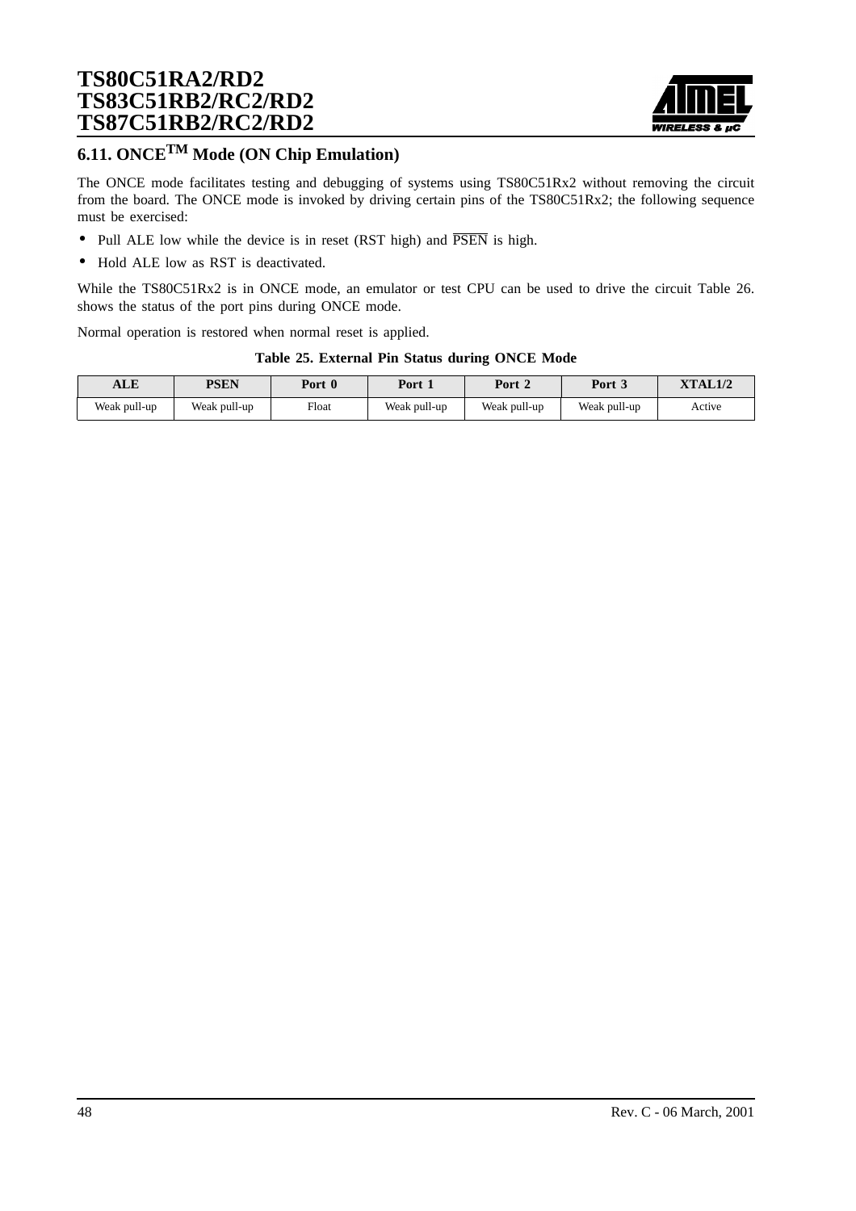## 6.11. ONCE$^{TM}$ Mode (ON Chip Emulation)

The ONCE mode facilitates testing and debugging of systems using TS80C51Rx2 without removing the circuit from the board. The ONCE mode is invoked by driving certain pins of the TS80C51Rx2; the following sequence must be exercised:

- Pull ALE low while the device is in reset (RST high) and $\overline{\text{PSEN}}$ is high.
- Hold ALE low as RST is deactivated.

While the TS80C51Rx2 is in ONCE mode, an emulator or test CPU can be used to drive the circuit Table 26. shows the status of the port pins during ONCE mode.

Normal operation is restored when normal reset is applied.

**Table 25. External Pin Status during ONCE Mode**

| ALE | PSEN | Port 0 | Port 1 | Port 2 | Port 3 | XTAL1/2 |
|---|---|---|---|---|---|---|
| Weak pull-up | Weak pull-up | Float | Weak pull-up | Weak pull-up | Weak pull-up | Active |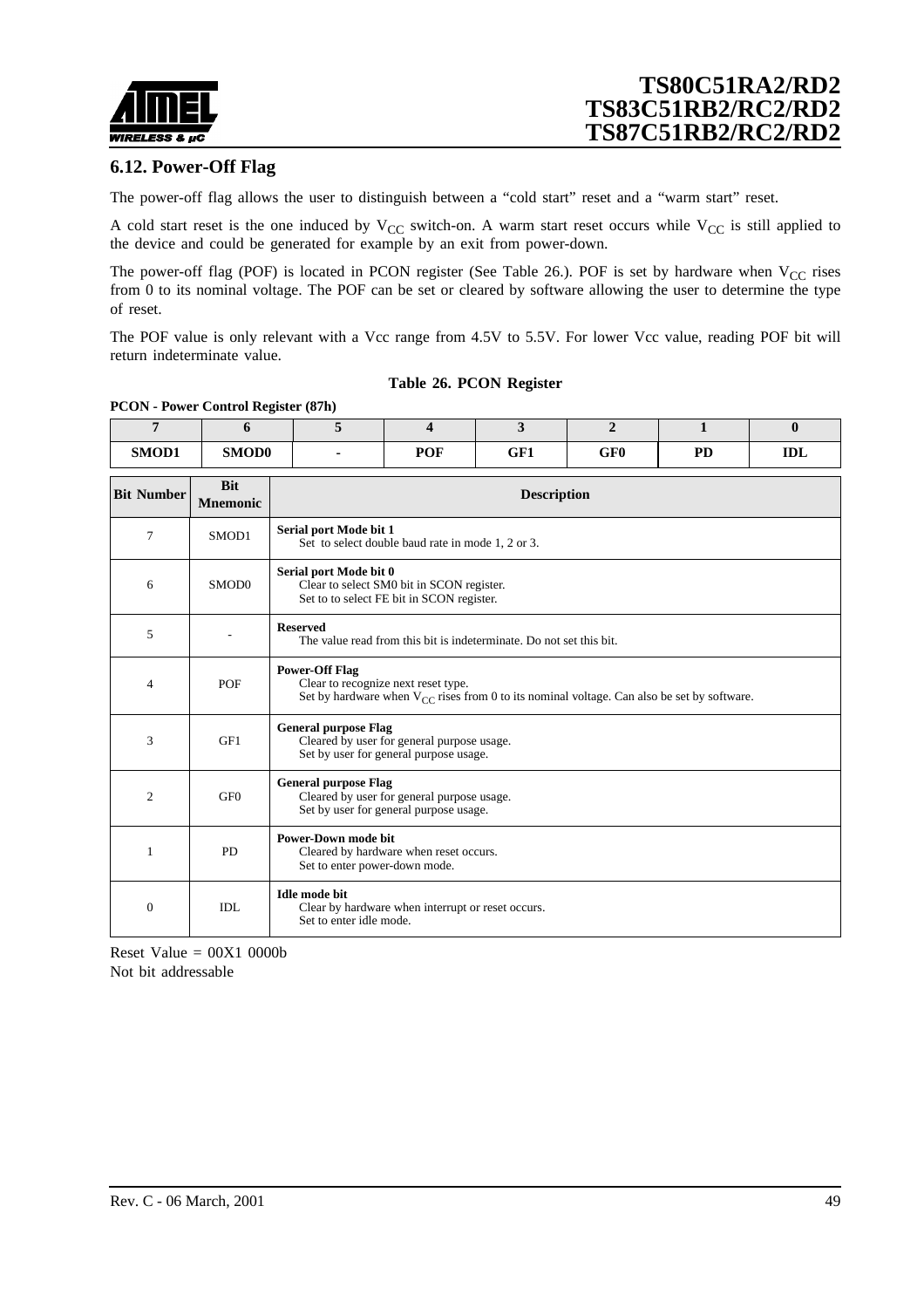## 6.12. Power-Off Flag

The power-off flag allows the user to distinguish between a "cold start" reset and a "warm start" reset.

A cold start reset is the one induced by $V_{CC}$ switch-on. A warm start reset occurs while $V_{CC}$ is still applied to the device and could be generated for example by an exit from power-down.

The power-off flag (POF) is located in PCON register (See Table 26.). POF is set by hardware when $V_{CC}$ rises from 0 to its nominal voltage. The POF can be set or cleared by software allowing the user to determine the type of reset.

The POF value is only relevant with a Vcc range from 4.5V to 5.5V. For lower Vcc value, reading POF bit will return indeterminate value.

**Table 26. PCON Register**

**PCON - Power Control Register (87h)**

| 7 | 6 | 5 | 4 | 3 | 2 | 1 | 0 |
|---|---|---|---|---|---|---|---|
| SMOD1 | SMOD0 | - | POF | GF1 | GF0 | PD | IDL |

| Bit Number | Bit Mnemonic | Description |
|---|---|---|
| 7 | SMOD1 | **Serial port Mode bit 1**<br>Set to select double baud rate in mode 1, 2 or 3. |
| 6 | SMOD0 | **Serial port Mode bit 0**<br>Clear to select SM0 bit in SCON register.<br>Set to to select FE bit in SCON register. |
| 5 | - | **Reserved**<br>The value read from this bit is indeterminate. Do not set this bit. |
| 4 | POF | **Power-Off Flag**<br>Clear to recognize next reset type.<br>Set by hardware when $V_{CC}$ rises from 0 to its nominal voltage. Can also be set by software. |
| 3 | GF1 | **General purpose Flag**<br>Cleared by user for general purpose usage.<br>Set by user for general purpose usage. |
| 2 | GF0 | **General purpose Flag**<br>Cleared by user for general purpose usage.<br>Set by user for general purpose usage. |
| 1 | PD | **Power-Down mode bit**<br>Cleared by hardware when reset occurs.<br>Set to enter power-down mode. |
| 0 | IDL | **Idle mode bit**<br>Clear by hardware when interrupt or reset occurs.<br>Set to enter idle mode. |

Reset Value = 00X1 0000b
Not bit addressable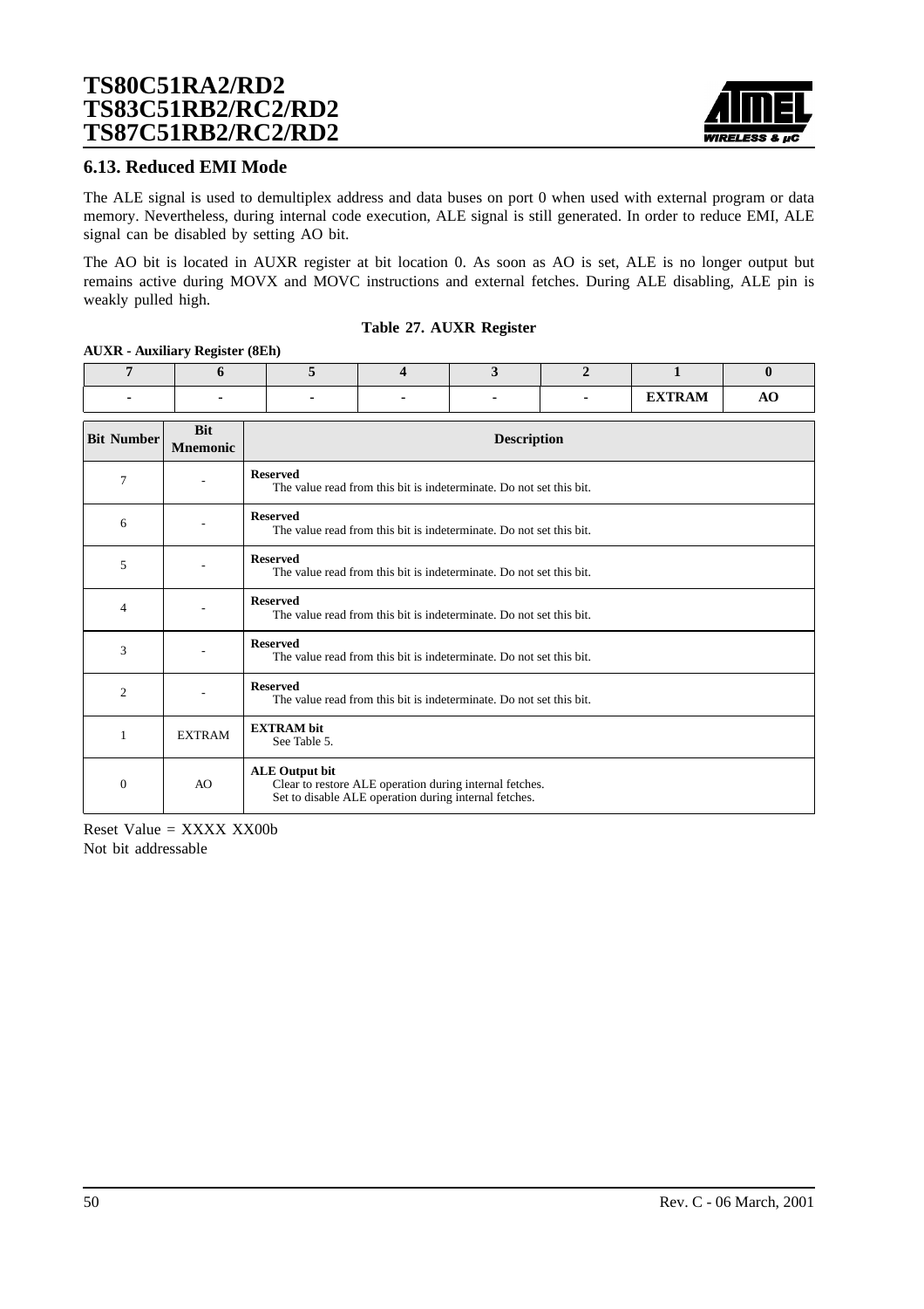## 6.13. Reduced EMI Mode

The ALE signal is used to demultiplex address and data buses on port 0 when used with external program or data memory. Nevertheless, during internal code execution, ALE signal is still generated. In order to reduce EMI, ALE signal can be disabled by setting AO bit.

The AO bit is located in AUXR register at bit location 0. As soon as AO is set, ALE is no longer output but remains active during MOVX and MOVC instructions and external fetches. During ALE disabling, ALE pin is weakly pulled high.

**Table 27. AUXR Register**

**AUXR - Auxiliary Register (8Eh)**

| 7 | 6 | 5 | 4 | 3 | 2 | 1 | 0 |
|---|---|---|---|---|---|---|---|
| - | - | - | - | - | - | EXTRAM | AO |

| Bit Number | Bit Mnemonic | Description |
|---|---|---|
| 7 | - | **Reserved**<br>The value read from this bit is indeterminate. Do not set this bit. |
| 6 | - | **Reserved**<br>The value read from this bit is indeterminate. Do not set this bit. |
| 5 | - | **Reserved**<br>The value read from this bit is indeterminate. Do not set this bit. |
| 4 | - | **Reserved**<br>The value read from this bit is indeterminate. Do not set this bit. |
| 3 | - | **Reserved**<br>The value read from this bit is indeterminate. Do not set this bit. |
| 2 | - | **Reserved**<br>The value read from this bit is indeterminate. Do not set this bit. |
| 1 | EXTRAM | **EXTRAM bit**<br>See Table 5. |
| 0 | AO | **ALE Output bit**<br>Clear to restore ALE operation during internal fetches.<br>Set to disable ALE operation during internal fetches. |

Reset Value = XXXX XX00b
Not bit addressable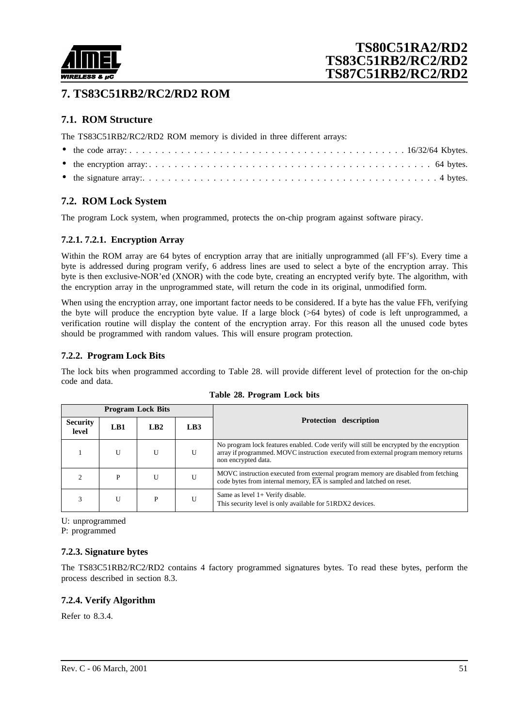# 7. TS83C51RB2/RC2/RD2 ROM

## 7.1. ROM Structure

The TS83C51RB2/RC2/RD2 ROM memory is divided in three different arrays:

- the code array: . . . . . . . . . . . . . . . . . . . . . . . . . . . . . . . . . . . . . . . . . 16/32/64 Kbytes.
- the encryption array: . . . . . . . . . . . . . . . . . . . . . . . . . . . . . . . . . . . . . . . . . 64 bytes.
- the signature array:. . . . . . . . . . . . . . . . . . . . . . . . . . . . . . . . . . . . . . . . . . . 4 bytes.

## 7.2. ROM Lock System

The program Lock system, when programmed, protects the on-chip program against software piracy.

### 7.2.1. 7.2.1. Encryption Array

Within the ROM array are 64 bytes of encryption array that are initially unprogrammed (all FF's). Every time a byte is addressed during program verify, 6 address lines are used to select a byte of the encryption array. This byte is then exclusive-NOR'ed (XNOR) with the code byte, creating an encrypted verify byte. The algorithm, with the encryption array in the unprogrammed state, will return the code in its original, unmodified form.

When using the encryption array, one important factor needs to be considered. If a byte has the value FFh, verifying the byte will produce the encryption byte value. If a large block (>64 bytes) of code is left unprogrammed, a verification routine will display the content of the encryption array. For this reason all the unused code bytes should be programmed with random values. This will ensure program protection.

### 7.2.2. Program Lock Bits

The lock bits when programmed according to Table 28. will provide different level of protection for the on-chip code and data.

**Table 28. Program Lock bits**

| Program Lock Bits | | | | Protection description |
|---|---|---|---|---|
| Security level | LB1 | LB2 | LB3 | |
| 1 | U | U | U | No program lock features enabled. Code verify will still be encrypted by the encryption array if programmed. MOVC instruction executed from external program memory returns non encrypted data. |
| 2 | P | U | U | MOVC instruction executed from external program memory are disabled from fetching code bytes from internal memory, $\overline{EA}$ is sampled and latched on reset. |
| 3 | U | P | U | Same as level 1+ Verify disable.<br>This security level is only available for 51RDX2 devices. |

U: unprogrammed
P: programmed

### 7.2.3. Signature bytes

The TS83C51RB2/RC2/RD2 contains 4 factory programmed signatures bytes. To read these bytes, perform the process described in section 8.3.

### 7.2.4. Verify Algorithm

Refer to 8.3.4.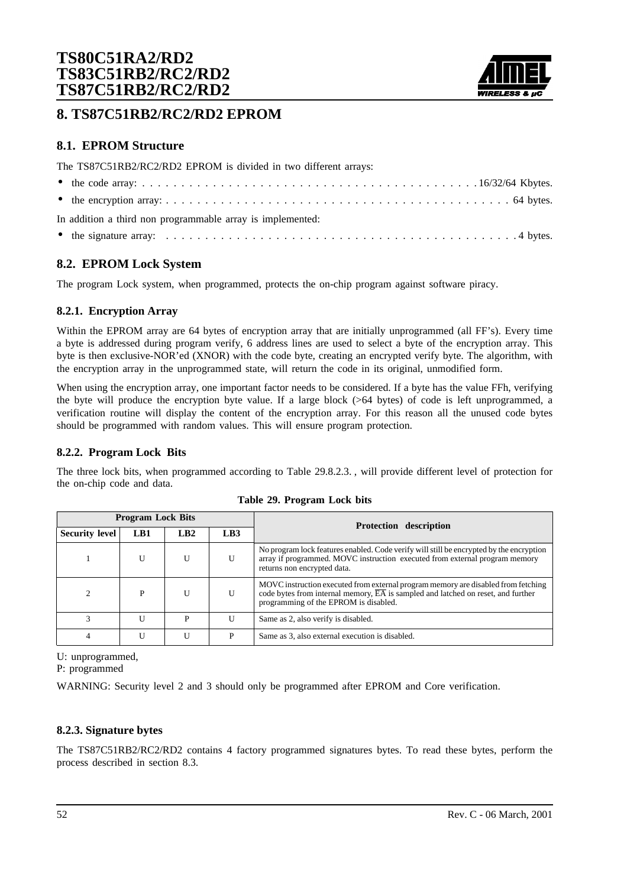## 8. TS87C51RB2/RC2/RD2 EPROM

### 8.1. EPROM Structure

The TS87C51RB2/RC2/RD2 EPROM is divided in two different arrays:

- the code array: . . . . . . . . . . . . . . . . . . . . . . . . . . . . . . . . . . . . . . . . 16/32/64 Kbytes.
- the encryption array: . . . . . . . . . . . . . . . . . . . . . . . . . . . . . . . . . . . . . . . . 64 bytes.

In addition a third non programmable array is implemented:

- the signature array: . . . . . . . . . . . . . . . . . . . . . . . . . . . . . . . . . . . . . . . . 4 bytes.

### 8.2. EPROM Lock System

The program Lock system, when programmed, protects the on-chip program against software piracy.

#### 8.2.1. Encryption Array

Within the EPROM array are 64 bytes of encryption array that are initially unprogrammed (all FF's). Every time a byte is addressed during program verify, 6 address lines are used to select a byte of the encryption array. This byte is then exclusive-NOR'ed (XNOR) with the code byte, creating an encrypted verify byte. The algorithm, with the encryption array in the unprogrammed state, will return the code in its original, unmodified form.

When using the encryption array, one important factor needs to be considered. If a byte has the value FFh, verifying the byte will produce the encryption byte value. If a large block (>64 bytes) of code is left unprogrammed, a verification routine will display the content of the encryption array. For this reason all the unused code bytes should be programmed with random values. This will ensure program protection.

#### 8.2.2. Program Lock Bits

The three lock bits, when programmed according to Table 29.8.2.3. , will provide different level of protection for the on-chip code and data.

**Table 29. Program Lock bits**

| Program Lock Bits | | | | Protection description |
|---|---|---|---|---|
| Security level | LB1 | LB2 | LB3 | |
| 1 | U | U | U | No program lock features enabled. Code verify will still be encrypted by the encryption array if programmed. MOVC instruction executed from external program memory returns non encrypted data. |
| 2 | P | U | U | MOVC instruction executed from external program memory are disabled from fetching code bytes from internal memory, $\overline{EA}$ is sampled and latched on reset, and further programming of the EPROM is disabled. |
| 3 | U | P | U | Same as 2, also verify is disabled. |
| 4 | U | U | P | Same as 3, also external execution is disabled. |

U: unprogrammed,
P: programmed

WARNING: Security level 2 and 3 should only be programmed after EPROM and Core verification.

#### 8.2.3. Signature bytes

The TS87C51RB2/RC2/RD2 contains 4 factory programmed signatures bytes. To read these bytes, perform the process described in section 8.3.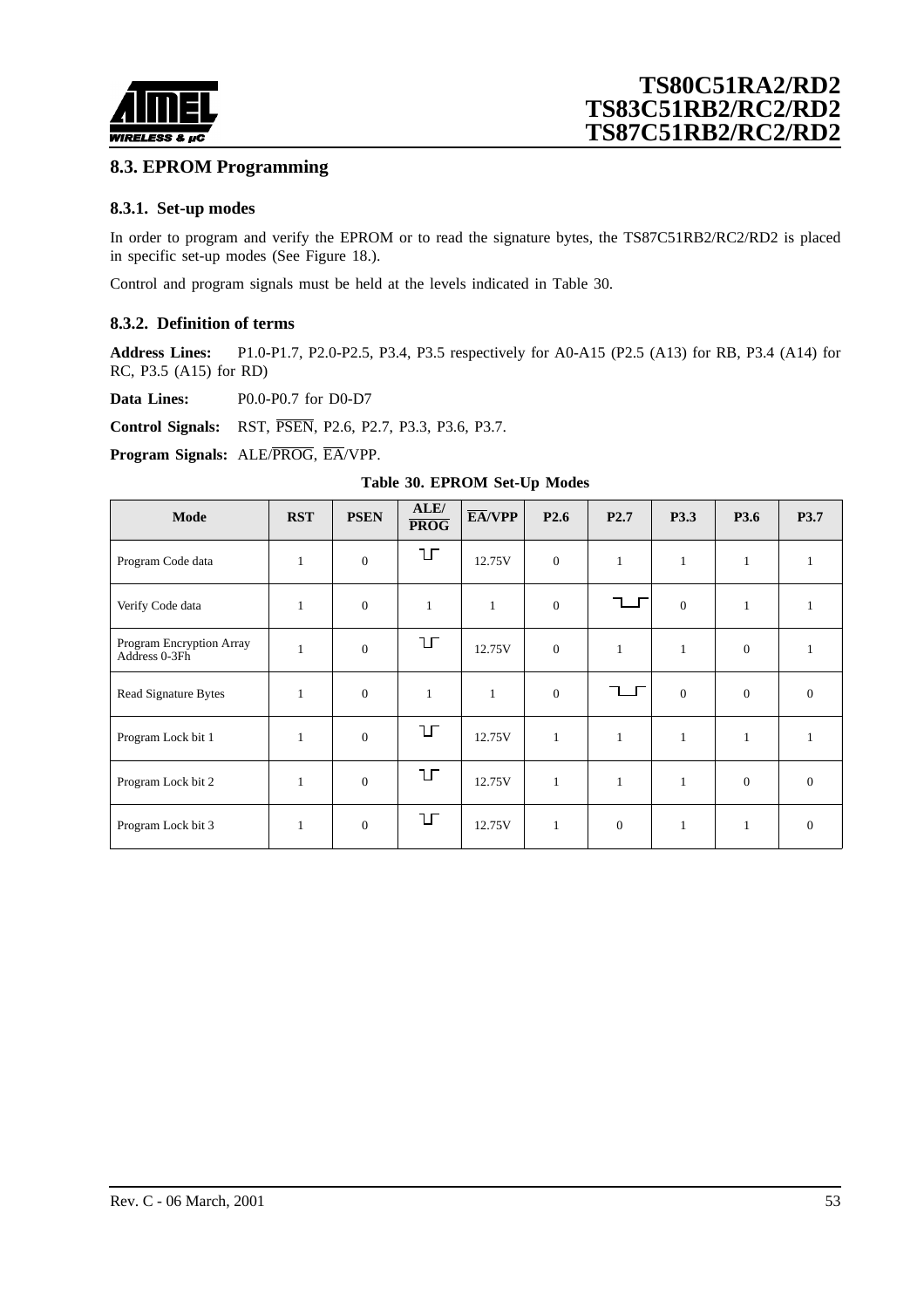## 8.3. EPROM Programming

### 8.3.1. Set-up modes

In order to program and verify the EPROM or to read the signature bytes, the TS87C51RB2/RC2/RD2 is placed in specific set-up modes (See Figure 18.).

Control and program signals must be held at the levels indicated in Table 30.

### 8.3.2. Definition of terms

**Address Lines:** P1.0-P1.7, P2.0-P2.5, P3.4, P3.5 respectively for A0-A15 (P2.5 (A13) for RB, P3.4 (A14) for RC, P3.5 (A15) for RD)

**Data Lines:** P0.0-P0.7 for D0-D7

**Control Signals:** RST, $\overline{\text{PSEN}}$, P2.6, P2.7, P3.3, P3.6, P3.7.

**Program Signals:** ALE/$\overline{\text{PROG}}$, $\overline{\text{EA}}$/VPP.

**Table 30. EPROM Set-Up Modes**

| Mode | RST | PSEN | ALE/ $\overline{\text{PROG}}$ | $\overline{\text{EA}}$/VPP | P2.6 | P2.7 | P3.3 | P3.6 | P3.7 |
|---|---|---|---|---|---|---|---|---|---|
| Program Code data | 1 | 0 | ⊔⊓ | 12.75V | 0 | 1 | 1 | 1 | 1 |
| Verify Code data | 1 | 0 | 1 | 1 | 0 | ⊔⊓ | 0 | 1 | 1 |
| Program Encryption Array Address 0-3Fh | 1 | 0 | ⊔⊓ | 12.75V | 0 | 1 | 1 | 0 | 1 |
| Read Signature Bytes | 1 | 0 | 1 | 1 | 0 | ⊔⊓ | 0 | 0 | 0 |
| Program Lock bit 1 | 1 | 0 | ⊔⊓ | 12.75V | 1 | 1 | 1 | 1 | 1 |
| Program Lock bit 2 | 1 | 0 | ⊔⊓ | 12.75V | 1 | 1 | 1 | 0 | 0 |
| Program Lock bit 3 | 1 | 0 | ⊔⊓ | 12.75V | 1 | 0 | 1 | 1 | 0 |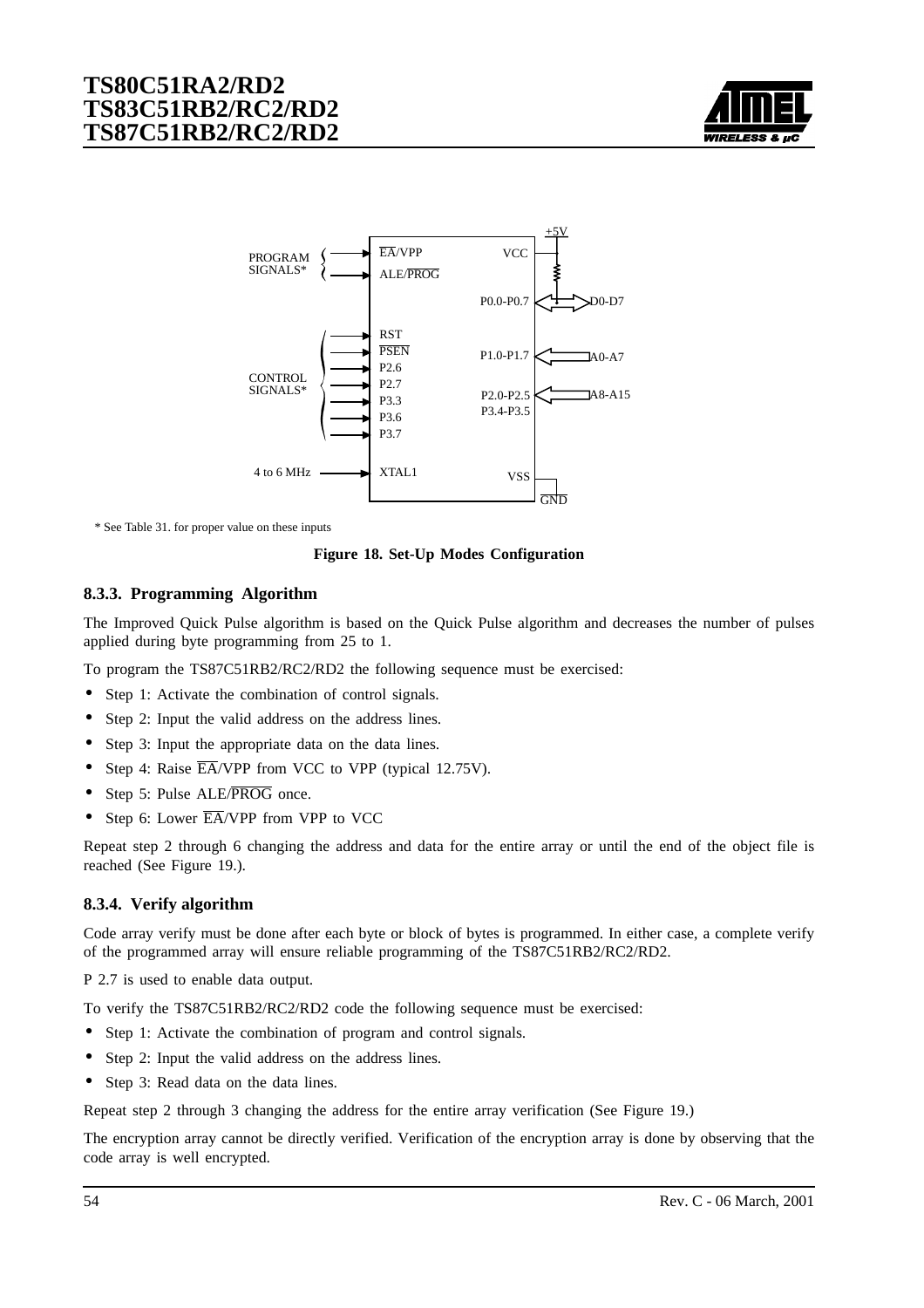* See Table 31. for proper value on these inputs

**Figure 18. Set-Up Modes Configuration**

### 8.3.3. Programming Algorithm

The Improved Quick Pulse algorithm is based on the Quick Pulse algorithm and decreases the number of pulses applied during byte programming from 25 to 1.

To program the TS87C51RB2/RC2/RD2 the following sequence must be exercised:

- Step 1: Activate the combination of control signals.
- Step 2: Input the valid address on the address lines.
- Step 3: Input the appropriate data on the data lines.
- Step 4: Raise $\overline{EA}$/VPP from VCC to VPP (typical 12.75V).
- Step 5: Pulse ALE/$\overline{PROG}$ once.
- Step 6: Lower $\overline{EA}$/VPP from VPP to VCC

Repeat step 2 through 6 changing the address and data for the entire array or until the end of the object file is reached (See Figure 19.).

### 8.3.4. Verify algorithm

Code array verify must be done after each byte or block of bytes is programmed. In either case, a complete verify of the programmed array will ensure reliable programming of the TS87C51RB2/RC2/RD2.

P 2.7 is used to enable data output.

To verify the TS87C51RB2/RC2/RD2 code the following sequence must be exercised:

- Step 1: Activate the combination of program and control signals.
- Step 2: Input the valid address on the address lines.
- Step 3: Read data on the data lines.

Repeat step 2 through 3 changing the address for the entire array verification (See Figure 19.)

The encryption array cannot be directly verified. Verification of the encryption array is done by observing that the code array is well encrypted.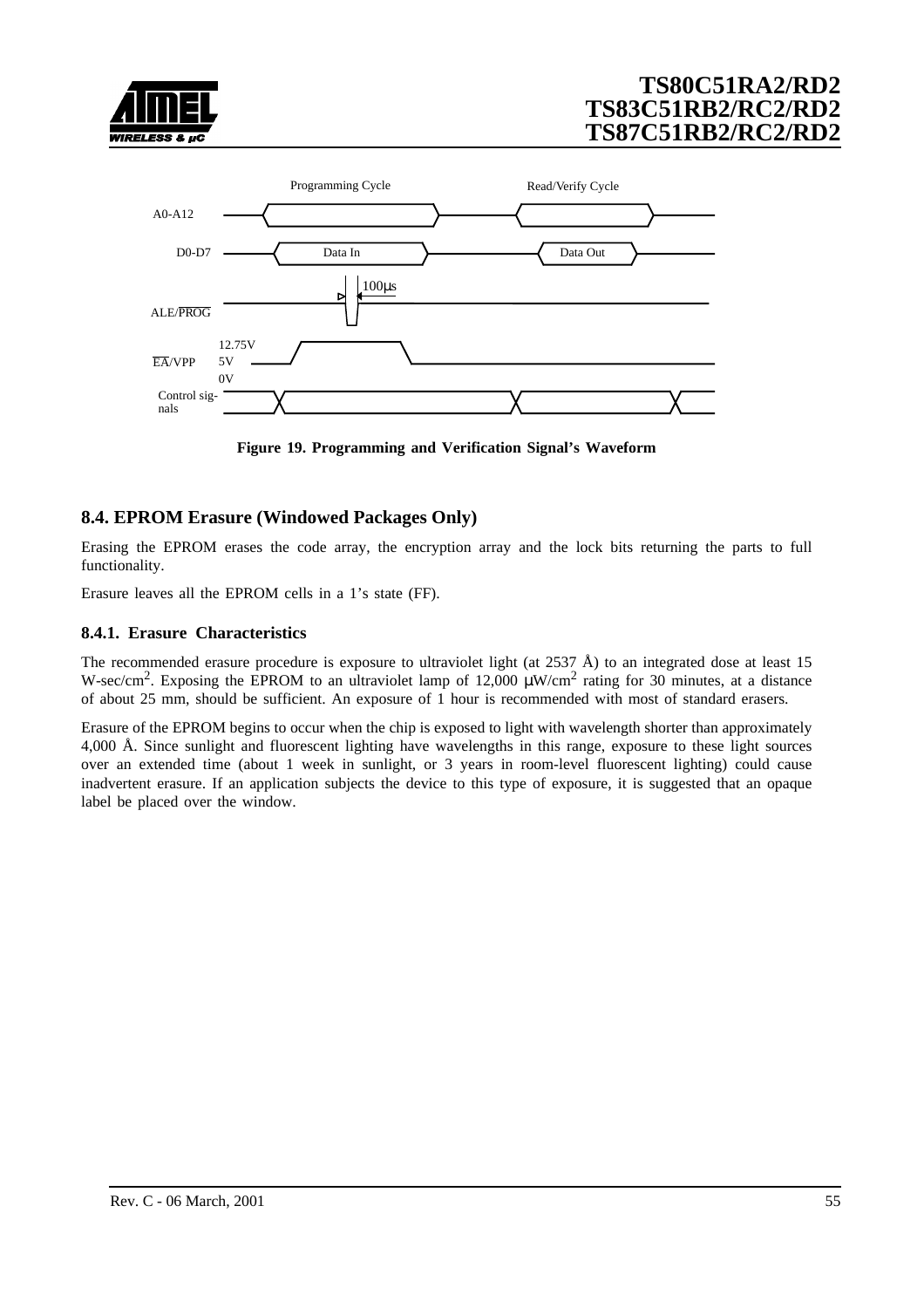Figure 19. Programming and Verification Signal's Waveform

## 8.4. EPROM Erasure (Windowed Packages Only)

Erasing the EPROM erases the code array, the encryption array and the lock bits returning the parts to full functionality.

Erasure leaves all the EPROM cells in a 1's state (FF).

### 8.4.1. Erasure Characteristics

The recommended erasure procedure is exposure to ultraviolet light (at 2537 Å) to an integrated dose at least 15 W-sec/$cm^2$. Exposing the EPROM to an ultraviolet lamp of 12,000 μW/$cm^2$ rating for 30 minutes, at a distance of about 25 mm, should be sufficient. An exposure of 1 hour is recommended with most of standard erasers.

Erasure of the EPROM begins to occur when the chip is exposed to light with wavelength shorter than approximately 4,000 Å. Since sunlight and fluorescent lighting have wavelengths in this range, exposure to these light sources over an extended time (about 1 week in sunlight, or 3 years in room-level fluorescent lighting) could cause inadvertent erasure. If an application subjects the device to this type of exposure, it is suggested that an opaque label be placed over the window.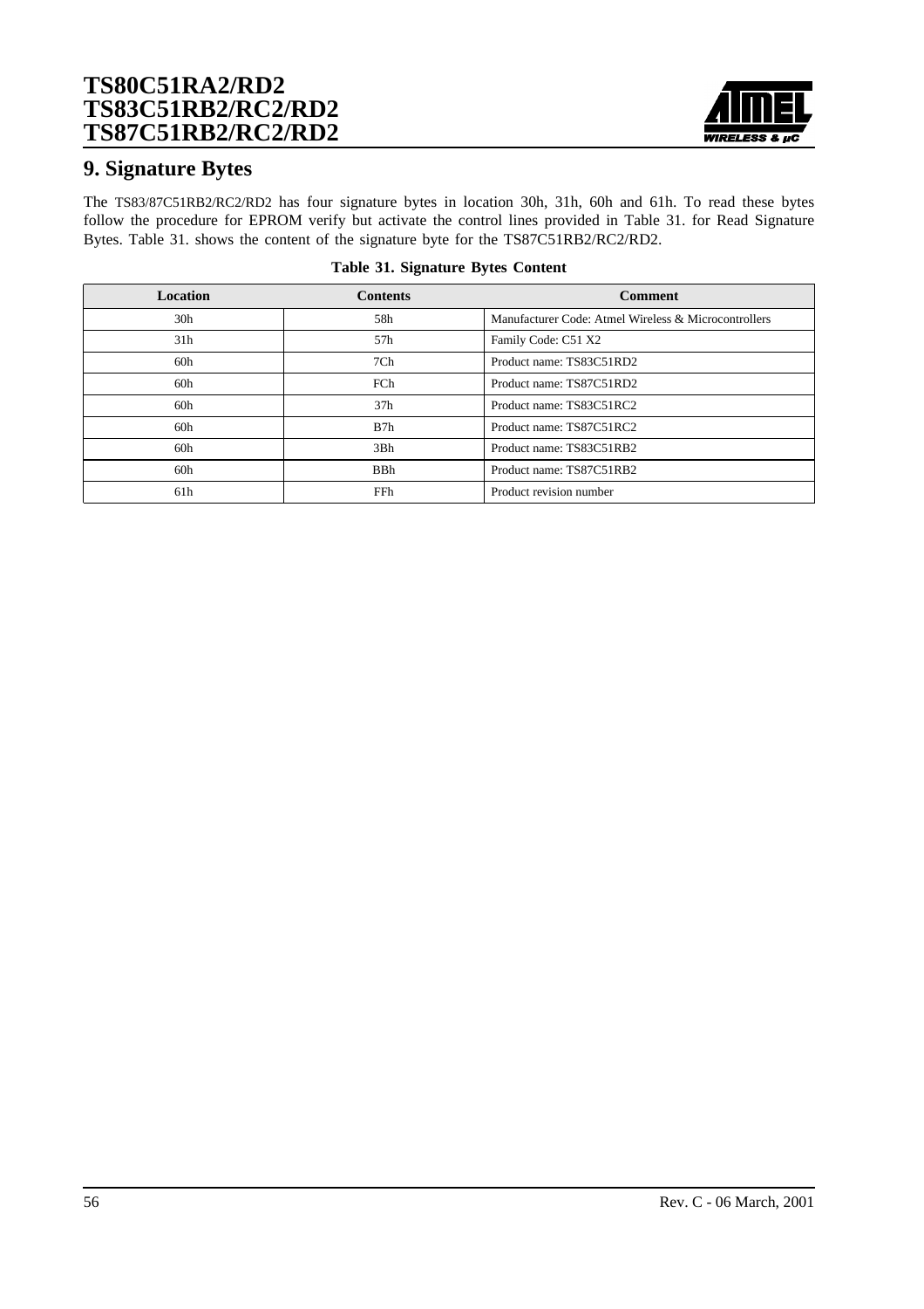## 9. Signature Bytes

The TS83/87C51RB2/RC2/RD2 has four signature bytes in location 30h, 31h, 60h and 61h. To read these bytes follow the procedure for EPROM verify but activate the control lines provided in Table 31. for Read Signature Bytes. Table 31. shows the content of the signature byte for the TS87C51RB2/RC2/RD2.

**Table 31. Signature Bytes Content**

| Location | Contents | Comment |
|---|---|---|
| 30h | 58h | Manufacturer Code: Atmel Wireless & Microcontrollers |
| 31h | 57h | Family Code: C51 X2 |
| 60h | 7Ch | Product name: TS83C51RD2 |
| 60h | FCh | Product name: TS87C51RD2 |
| 60h | 37h | Product name: TS83C51RC2 |
| 60h | B7h | Product name: TS87C51RC2 |
| 60h | 3Bh | Product name: TS83C51RB2 |
| 60h | BBh | Product name: TS87C51RB2 |
| 61h | FFh | Product revision number |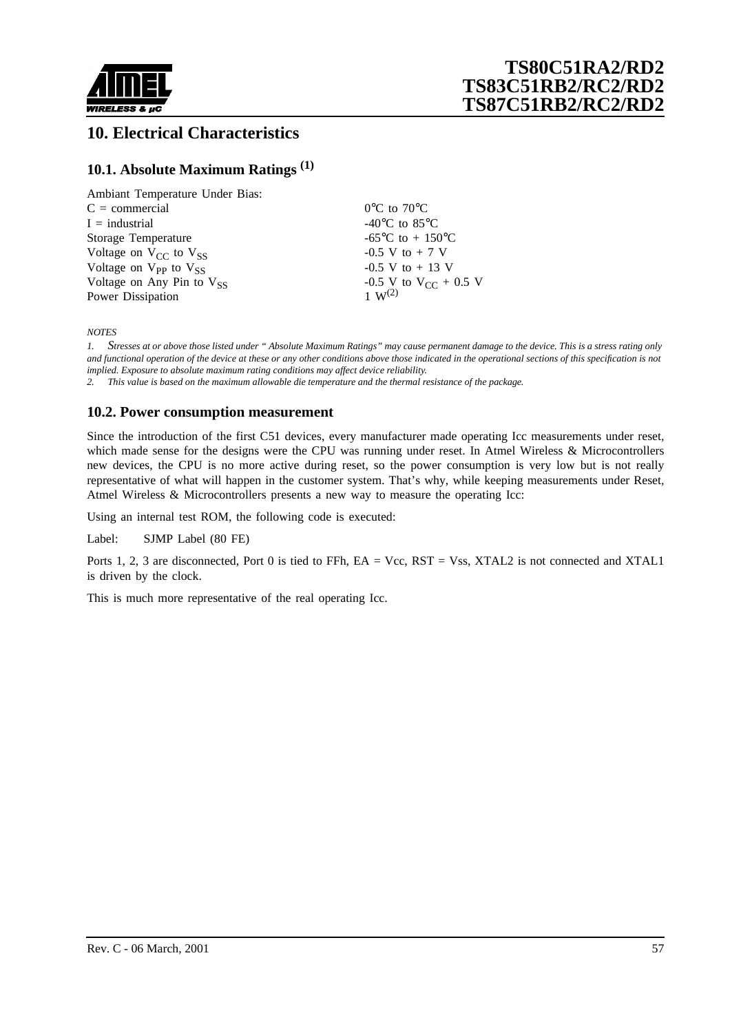# 10. Electrical Characteristics

## 10.1. Absolute Maximum Ratings [1]

| | |
|---|---|
| Ambiant Temperature Under Bias: | |
| C = commercial | 0°C to 70°C |
| I = industrial | -40°C to 85°C |
| Storage Temperature | -65°C to + 150°C |
| Voltage on $V_{CC}$ to $V_{SS}$ | -0.5 V to + 7 V |
| Voltage on $V_{PP}$ to $V_{SS}$ | -0.5 V to + 13 V |
| Voltage on Any Pin to $V_{SS}$ | -0.5 V to $V_{CC}$ + 0.5 V |
| Power Dissipation | 1 W[2] |

*NOTES*

*1. Stresses at or above those listed under " Absolute Maximum Ratings" may cause permanent damage to the device. This is a stress rating only and functional operation of the device at these or any other conditions above those indicated in the operational sections of this specification is not implied. Exposure to absolute maximum rating conditions may affect device reliability.*

*2. This value is based on the maximum allowable die temperature and the thermal resistance of the package.*

## 10.2. Power consumption measurement

Since the introduction of the first C51 devices, every manufacturer made operating Icc measurements under reset, which made sense for the designs were the CPU was running under reset. In Atmel Wireless & Microcontrollers new devices, the CPU is no more active during reset, so the power consumption is very low but is not really representative of what will happen in the customer system. That's why, while keeping measurements under Reset, Atmel Wireless & Microcontrollers presents a new way to measure the operating Icc:

Using an internal test ROM, the following code is executed:

```
Label:    SJMP Label (80 FE)
```

Ports 1, 2, 3 are disconnected, Port 0 is tied to FFh, EA = Vcc, RST = Vss, XTAL2 is not connected and XTAL1 is driven by the clock.

This is much more representative of the real operating Icc.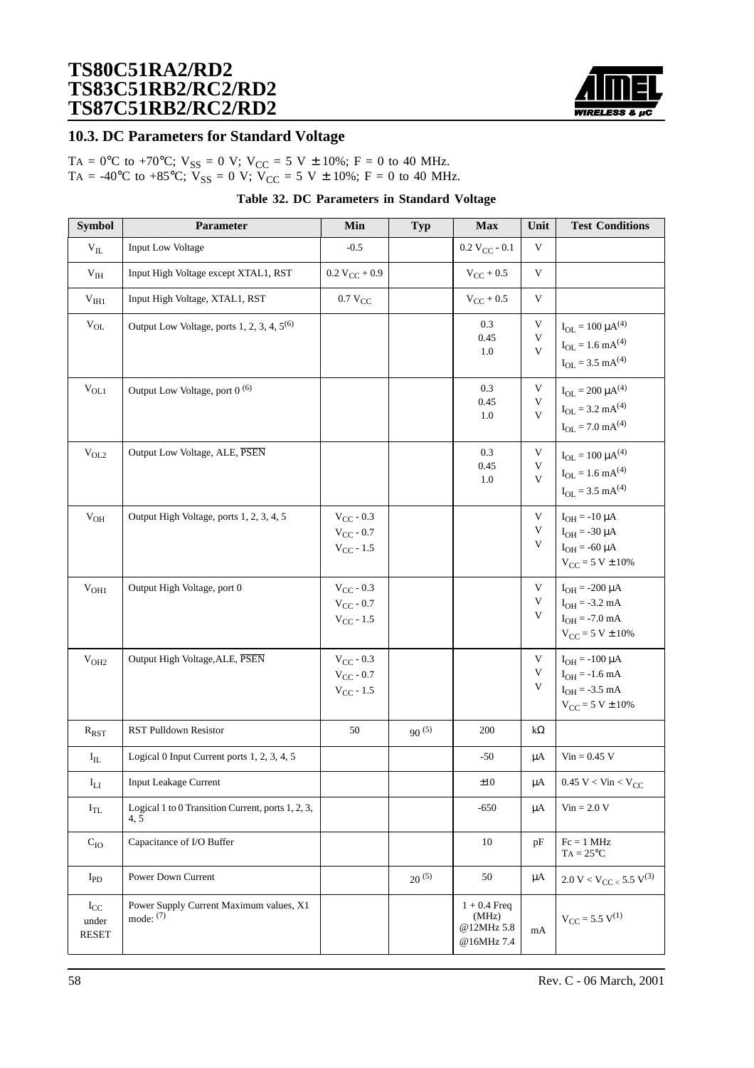## 10.3. DC Parameters for Standard Voltage

TA = 0°C to +70°C; $V_{SS}$ = 0 V; $V_{CC}$ = 5 V ± 10%; F = 0 to 40 MHz.
TA = -40°C to +85°C; $V_{SS}$ = 0 V; $V_{CC}$ = 5 V ± 10%; F = 0 to 40 MHz.

**Table 32. DC Parameters in Standard Voltage**

| Symbol | Parameter | Min | Typ | Max | Unit | Test Conditions |
|---|---|---|---|---|---|---|
| $V_{IL}$ | Input Low Voltage | -0.5 | | 0.2 $V_{CC}$ - 0.1 | V | |
| $V_{IH}$ | Input High Voltage except XTAL1, RST | 0.2 $V_{CC}$ + 0.9 | | $V_{CC}$ + 0.5 | V | |
| $V_{IH1}$ | Input High Voltage, XTAL1, RST | 0.7 $V_{CC}$ | | $V_{CC}$ + 0.5 | V | |
| $V_{OL}$ | Output Low Voltage, ports 1, 2, 3, 4, 5 (6) | | | 0.3<br>0.45<br>1.0 | V<br>V<br>V | $I_{OL}$ = 100 μA (4)<br>$I_{OL}$ = 1.6 mA (4)<br>$I_{OL}$ = 3.5 mA (4) |
| $V_{OL1}$ | Output Low Voltage, port 0 (6) | | | 0.3<br>0.45<br>1.0 | V<br>V<br>V | $I_{OL}$ = 200 μA (4)<br>$I_{OL}$ = 3.2 mA (4)<br>$I_{OL}$ = 7.0 mA (4) |
| $V_{OL2}$ | Output Low Voltage, ALE, $\overline{PSEN}$ | | | 0.3<br>0.45<br>1.0 | V<br>V<br>V | $I_{OL}$ = 100 μA (4)<br>$I_{OL}$ = 1.6 mA (4)<br>$I_{OL}$ = 3.5 mA (4) |
| $V_{OH}$ | Output High Voltage, ports 1, 2, 3, 4, 5 | $V_{CC}$ - 0.3<br>$V_{CC}$ - 0.7<br>$V_{CC}$ - 1.5 | | | V<br>V<br>V | $I_{OH}$ = -10 μA<br>$I_{OH}$ = -30 μA<br>$I_{OH}$ = -60 μA<br>$V_{CC}$ = 5 V ± 10% |
| $V_{OH1}$ | Output High Voltage, port 0 | $V_{CC}$ - 0.3<br>$V_{CC}$ - 0.7<br>$V_{CC}$ - 1.5 | | | V<br>V<br>V | $I_{OH}$ = -200 μA<br>$I_{OH}$ = -3.2 mA<br>$I_{OH}$ = -7.0 mA<br>$V_{CC}$ = 5 V ± 10% |
| $V_{OH2}$ | Output High Voltage,ALE, $\overline{PSEN}$ | $V_{CC}$ - 0.3<br>$V_{CC}$ - 0.7<br>$V_{CC}$ - 1.5 | | | V<br>V<br>V | $I_{OH}$ = -100 μA<br>$I_{OH}$ = -1.6 mA<br>$I_{OH}$ = -3.5 mA<br>$V_{CC}$ = 5 V ± 10% |
| $R_{RST}$ | RST Pulldown Resistor | 50 | 90 (5) | 200 | kΩ | |
| $I_{IL}$ | Logical 0 Input Current ports 1, 2, 3, 4, 5 | | | -50 | μA | Vin = 0.45 V |
| $I_{LI}$ | Input Leakage Current | | | ±10 | μA | 0.45 V < Vin < $V_{CC}$ |
| $I_{TL}$ | Logical 1 to 0 Transition Current, ports 1, 2, 3, 4, 5 | | | -650 | μA | Vin = 2.0 V |
| $C_{IO}$ | Capacitance of I/O Buffer | | | 10 | pF | Fc = 1 MHz<br>TA = 25°C |
| $I_{PD}$ | Power Down Current | | 20 (5) | 50 | μA | 2.0 V < $V_{CC}$ < 5.5 V (3) |
| $I_{CC}$ under RESET | Power Supply Current Maximum values, X1 mode: (7) | | | 1 + 0.4 Freq (MHz)<br>@12MHz 5.8<br>@16MHz 7.4 | mA | $V_{CC}$ = 5.5 V (1) |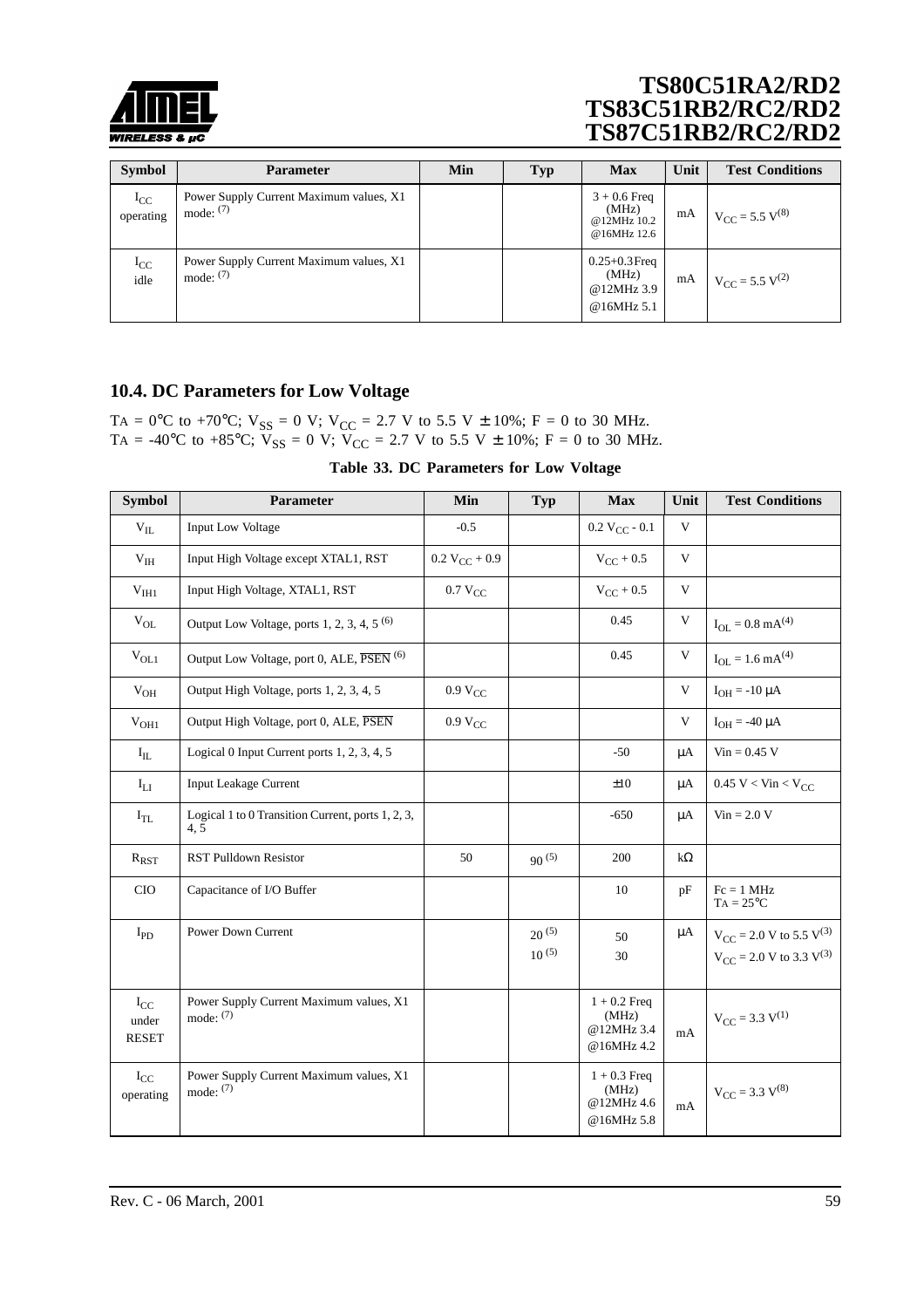| Symbol | Parameter | Min | Typ | Max | Unit | Test Conditions |
|---|---|---|---|---|---|---|
| $I_{CC}$ operating | Power Supply Current Maximum values, X1 mode: (7) | | | 3 + 0.6 Freq (MHz) @12MHz 10.2 @16MHz 12.6 | mA | $V_{CC}$ = 5.5 V(8) |
| $I_{CC}$ idle | Power Supply Current Maximum values, X1 mode: (7) | | | 0.25+0.3 Freq (MHz) @12MHz 3.9 @16MHz 5.1 | mA | $V_{CC}$ = 5.5 V(2) |

## 10.4. DC Parameters for Low Voltage

TA = 0°C to +70°C; $V_{SS}$ = 0 V; $V_{CC}$ = 2.7 V to 5.5 V ± 10%; F = 0 to 30 MHz.
TA = -40°C to +85°C; $V_{SS}$ = 0 V; $V_{CC}$ = 2.7 V to 5.5 V ± 10%; F = 0 to 30 MHz.

**Table 33. DC Parameters for Low Voltage**

| Symbol | Parameter | Min | Typ | Max | Unit | Test Conditions |
|---|---|---|---|---|---|---|
| $V_{IL}$ | Input Low Voltage | -0.5 | | 0.2 $V_{CC}$ - 0.1 | V | |
| $V_{IH}$ | Input High Voltage except XTAL1, RST | 0.2 $V_{CC}$ + 0.9 | | $V_{CC}$ + 0.5 | V | |
| $V_{IH1}$ | Input High Voltage, XTAL1, RST | 0.7 $V_{CC}$ | | $V_{CC}$ + 0.5 | V | |
| $V_{OL}$ | Output Low Voltage, ports 1, 2, 3, 4, 5 (6) | | | 0.45 | V | $I_{OL}$ = 0.8 mA(4) |
| $V_{OL1}$ | Output Low Voltage, port 0, ALE, PSEN (6) | | | 0.45 | V | $I_{OL}$ = 1.6 mA(4) |
| $V_{OH}$ | Output High Voltage, ports 1, 2, 3, 4, 5 | 0.9 $V_{CC}$ | | | V | $I_{OH}$ = -10 µA |
| $V_{OH1}$ | Output High Voltage, port 0, ALE, PSEN | 0.9 $V_{CC}$ | | | V | $I_{OH}$ = -40 µA |
| $I_{IL}$ | Logical 0 Input Current ports 1, 2, 3, 4, 5 | | | -50 | µA | Vin = 0.45 V |
| $I_{LI}$ | Input Leakage Current | | | ±10 | µA | 0.45 V < Vin < $V_{CC}$ |
| $I_{TL}$ | Logical 1 to 0 Transition Current, ports 1, 2, 3, 4, 5 | | | -650 | µA | Vin = 2.0 V |
| $R_{RST}$ | RST Pulldown Resistor | 50 | 90 (5) | 200 | kΩ | |
| CIO | Capacitance of I/O Buffer | | | 10 | pF | Fc = 1 MHz TA = 25°C |
| $I_{PD}$ | Power Down Current | | 20 (5) 10 (5) | 50 30 | µA | $V_{CC}$ = 2.0 V to 5.5 V(3) $V_{CC}$ = 2.0 V to 3.3 V(3) |
| $I_{CC}$ under RESET | Power Supply Current Maximum values, X1 mode: (7) | | | 1 + 0.2 Freq (MHz) @12MHz 3.4 @16MHz 4.2 | mA | $V_{CC}$ = 3.3 V(1) |
| $I_{CC}$ operating | Power Supply Current Maximum values, X1 mode: (7) | | | 1 + 0.3 Freq (MHz) @12MHz 4.6 @16MHz 5.8 | mA | $V_{CC}$ = 3.3 V(8) |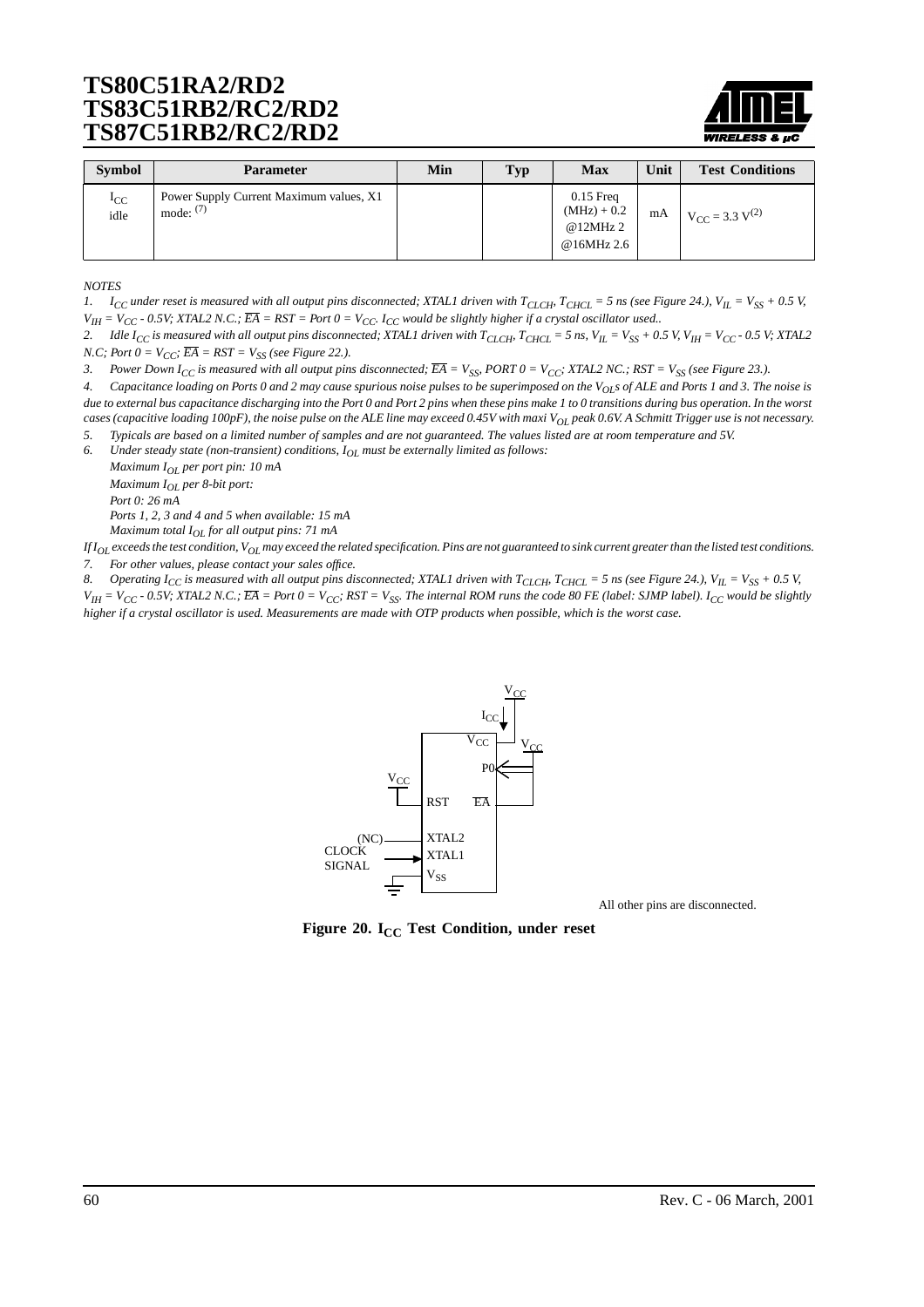| Symbol | Parameter | Min | Typ | Max | Unit | Test Conditions |
|---|---|---|---|---|---|---|
| $I_{CC}$ idle | Power Supply Current Maximum values, X1 mode: (7) | | | 0.15 Freq (MHz) + 0.2 @12MHz 2 @16MHz 2.6 | mA | $V_{CC} = 3.3\ V^{(2)}$ |

*NOTES*

*1. $I_{CC}$ under reset is measured with all output pins disconnected; XTAL1 driven with $T_{CLCH}$, $T_{CHCL}$ = 5 ns (see Figure 24.), $V_{IL} = V_{SS} + 0.5$ V, $V_{IH} = V_{CC} - 0.5$V; XTAL2 N.C.; $\overline{EA}$ = RST = Port 0 = $V_{CC}$. $I_{CC}$ would be slightly higher if a crystal oscillator used..*

*2. Idle $I_{CC}$ is measured with all output pins disconnected; XTAL1 driven with $T_{CLCH}$, $T_{CHCL}$ = 5 ns, $V_{IL} = V_{SS} + 0.5$ V, $V_{IH} = V_{CC} - 0.5$ V; XTAL2 N.C; Port 0 = $V_{CC}$; $\overline{EA}$ = RST = $V_{SS}$ (see Figure 22.).*

*3. Power Down $I_{CC}$ is measured with all output pins disconnected; $\overline{EA} = V_{SS}$, PORT 0 = $V_{CC}$; XTAL2 NC.; RST = $V_{SS}$ (see Figure 23.).*

*4. Capacitance loading on Ports 0 and 2 may cause spurious noise pulses to be superimposed on the $V_{OL}$s of ALE and Ports 1 and 3. The noise is due to external bus capacitance discharging into the Port 0 and Port 2 pins when these pins make 1 to 0 transitions during bus operation. In the worst cases (capacitive loading 100pF), the noise pulse on the ALE line may exceed 0.45V with maxi $V_{OL}$ peak 0.6V. A Schmitt Trigger use is not necessary.*

*5. Typicals are based on a limited number of samples and are not guaranteed. The values listed are at room temperature and 5V.*

*6. Under steady state (non-transient) conditions, $I_{OL}$ must be externally limited as follows:*

*Maximum $I_{OL}$ per port pin: 10 mA*

*Maximum $I_{OL}$ per 8-bit port:*

*Port 0: 26 mA*

*Ports 1, 2, 3 and 4 and 5 when available: 15 mA*

*Maximum total $I_{OL}$ for all output pins: 71 mA*

*If $I_{OL}$ exceeds the test condition, $V_{OL}$ may exceed the related specification. Pins are not guaranteed to sink current greater than the listed test conditions.*

*7. For other values, please contact your sales office.*

*8. Operating $I_{CC}$ is measured with all output pins disconnected; XTAL1 driven with $T_{CLCH}$, $T_{CHCL}$ = 5 ns (see Figure 24.), $V_{IL} = V_{SS} + 0.5$ V, $V_{IH} = V_{CC} - 0.5$V; XTAL2 N.C.; $\overline{EA}$ = Port 0 = $V_{CC}$; RST = $V_{SS}$. The internal ROM runs the code 80 FE (label: SJMP label). $I_{CC}$ would be slightly higher if a crystal oscillator is used. Measurements are made with OTP products when possible, which is the worst case.*

All other pins are disconnected.

**Figure 20. $I_{CC}$ Test Condition, under reset**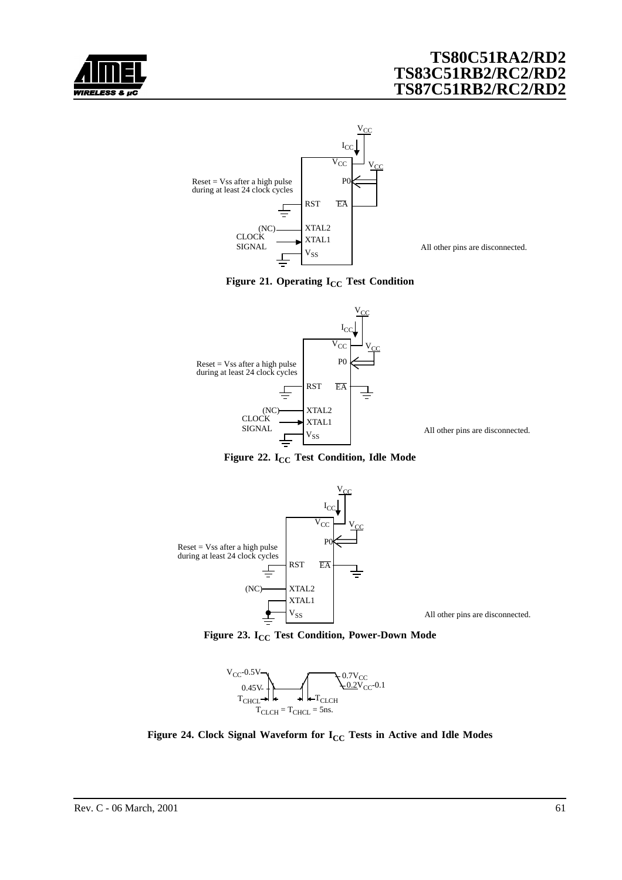Reset = Vss after a high pulse during at least 24 clock cycles

$V_{CC}$

$I_{CC}$

$V_{CC}$

$V_{CC}$

P0

RST

$\overline{EA}$

(NC)

XTAL2

CLOCK SIGNAL

XTAL1

$V_{SS}$

All other pins are disconnected.

**Figure 21. Operating $I_{CC}$ Test Condition**

Reset = Vss after a high pulse during at least 24 clock cycles

$V_{CC}$

$I_{CC}$

$V_{CC}$

$V_{CC}$

P0

RST

$\overline{EA}$

(NC)

XTAL2

CLOCK SIGNAL

XTAL1

$V_{SS}$

All other pins are disconnected.

**Figure 22. $I_{CC}$ Test Condition, Idle Mode**

Reset = Vss after a high pulse during at least 24 clock cycles

$V_{CC}$

$I_{CC}$

$V_{CC}$

$V_{CC}$

P0

RST

$\overline{EA}$

(NC)

XTAL2

XTAL1

$V_{SS}$

All other pins are disconnected.

**Figure 23. $I_{CC}$ Test Condition, Power-Down Mode**

$V_{CC}$-0.5V

0.45V

$0.7V_{CC}$

$0.2V_{CC}$-0.1

$T_{CHCL}$

$T_{CLCH}$

$T_{CLCH} = T_{CHCL} = 5ns.$

**Figure 24. Clock Signal Waveform for $I_{CC}$ Tests in Active and Idle Modes**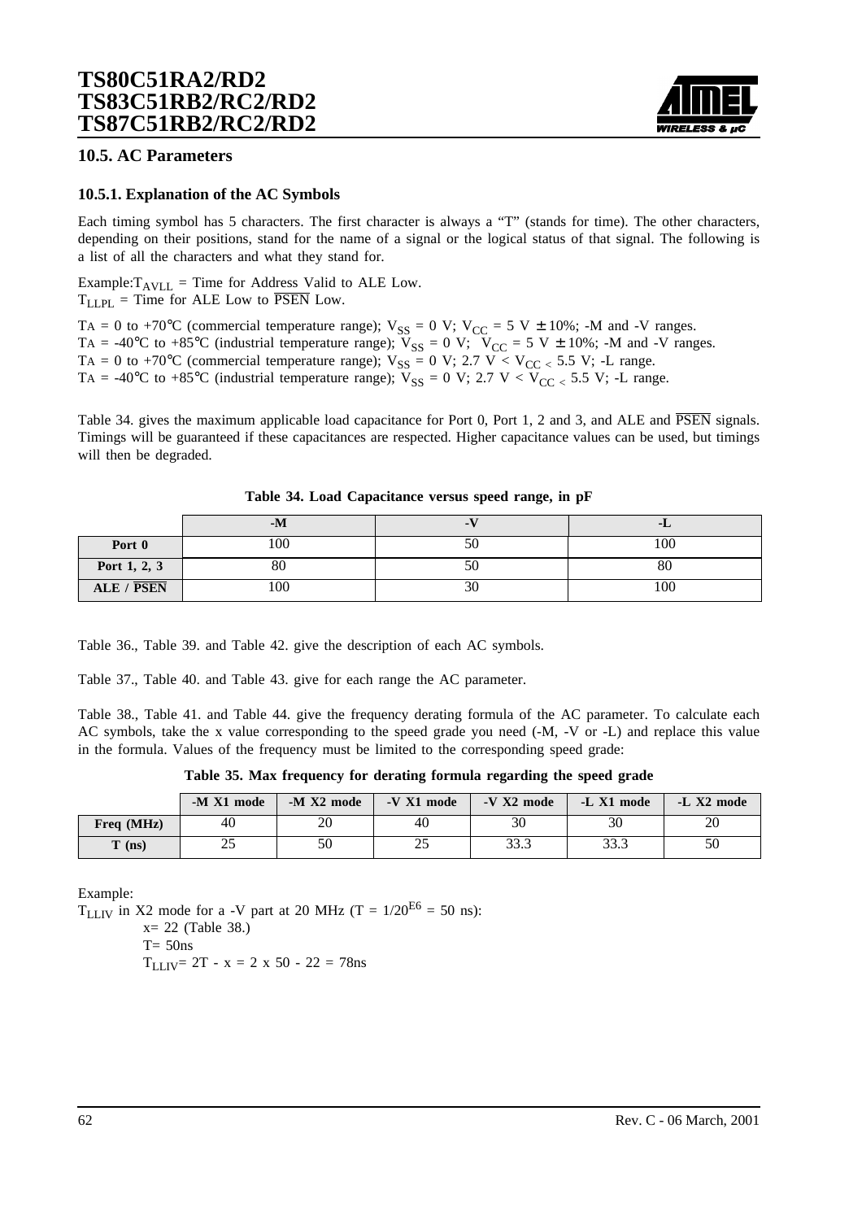## 10.5. AC Parameters

### 10.5.1. Explanation of the AC Symbols

Each timing symbol has 5 characters. The first character is always a "T" (stands for time). The other characters, depending on their positions, stand for the name of a signal or the logical status of that signal. The following is a list of all the characters and what they stand for.

Example: $T_{AVLL}$ = Time for Address Valid to ALE Low.
$T_{LLPL}$ = Time for ALE Low to $\overline{PSEN}$ Low.

TA = 0 to +70°C (commercial temperature range); $V_{SS}$ = 0 V; $V_{CC}$ = 5 V ± 10%; -M and -V ranges.
TA = -40°C to +85°C (industrial temperature range); $V_{SS}$ = 0 V; $V_{CC}$ = 5 V ± 10%; -M and -V ranges.
TA = 0 to +70°C (commercial temperature range); $V_{SS}$ = 0 V; 2.7 V < $V_{CC}$ < 5.5 V; -L range.
TA = -40°C to +85°C (industrial temperature range); $V_{SS}$ = 0 V; 2.7 V < $V_{CC}$ < 5.5 V; -L range.

Table 34. gives the maximum applicable load capacitance for Port 0, Port 1, 2 and 3, and ALE and $\overline{PSEN}$ signals. Timings will be guaranteed if these capacitances are respected. Higher capacitance values can be used, but timings will then be degraded.

**Table 34. Load Capacitance versus speed range, in pF**

| | -M | -V | -L |
|---|---|---|---|
| **Port 0** | 100 | 50 | 100 |
| **Port 1, 2, 3** | 80 | 50 | 80 |
| **ALE / $\overline{PSEN}$** | 100 | 30 | 100 |

Table 36., Table 39. and Table 42. give the description of each AC symbols.

Table 37., Table 40. and Table 43. give for each range the AC parameter.

Table 38., Table 41. and Table 44. give the frequency derating formula of the AC parameter. To calculate each AC symbols, take the x value corresponding to the speed grade you need (-M, -V or -L) and replace this value in the formula. Values of the frequency must be limited to the corresponding speed grade:

**Table 35. Max frequency for derating formula regarding the speed grade**

| | -M X1 mode | -M X2 mode | -V X1 mode | -V X2 mode | -L X1 mode | -L X2 mode |
|---|---|---|---|---|---|---|
| **Freq (MHz)** | 40 | 20 | 40 | 30 | 30 | 20 |
| **T (ns)** | 25 | 50 | 25 | 33.3 | 33.3 | 50 |

Example:
$T_{LLIV}$ in X2 mode for a -V part at 20 MHz ($T = 1/20^{E6}$ = 50 ns):
x= 22 (Table 38.)
T= 50ns
$T_{LLIV}$= 2T - x = 2 x 50 - 22 = 78ns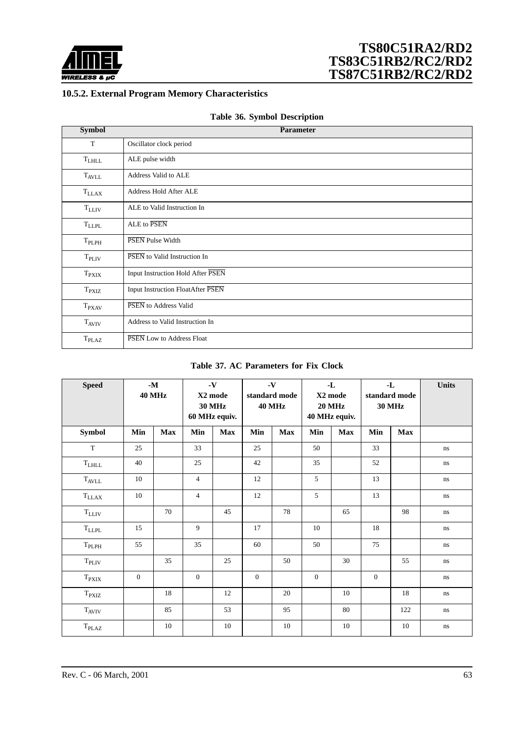### 10.5.2. External Program Memory Characteristics

**Table 36. Symbol Description**

| Symbol | Parameter |
|---|---|
| T | Oscillator clock period |
| $T_{LHLL}$ | ALE pulse width |
| $T_{AVLL}$ | Address Valid to ALE |
| $T_{LLAX}$ | Address Hold After ALE |
| $T_{LLIV}$ | ALE to Valid Instruction In |
| $T_{LLPL}$ | ALE to $\overline{PSEN}$ |
| $T_{PLPH}$ | $\overline{PSEN}$ Pulse Width |
| $T_{PLIV}$ | $\overline{PSEN}$ to Valid Instruction In |
| $T_{PXIX}$ | Input Instruction Hold After $\overline{PSEN}$ |
| $T_{PXIZ}$ | Input Instruction FloatAfter $\overline{PSEN}$ |
| $T_{PXAV}$ | $\overline{PSEN}$ to Address Valid |
| $T_{AVIV}$ | Address to Valid Instruction In |
| $T_{PLAZ}$ | $\overline{PSEN}$ Low to Address Float |

**Table 37. AC Parameters for Fix Clock**

| Speed | -M 40 MHz | | -V X2 mode 30 MHz 60 MHz equiv. | | -V standard mode 40 MHz | | -L X2 mode 20 MHz 40 MHz equiv. | | -L standard mode 30 MHz | | Units |
|---|---|---|---|---|---|---|---|---|---|---|---|
| **Symbol** | **Min** | **Max** | **Min** | **Max** | **Min** | **Max** | **Min** | **Max** | **Min** | **Max** | |
| T | 25 | | 33 | | 25 | | 50 | | 33 | | ns |
| $T_{LHLL}$ | 40 | | 25 | | 42 | | 35 | | 52 | | ns |
| $T_{AVLL}$ | 10 | | 4 | | 12 | | 5 | | 13 | | ns |
| $T_{LLAX}$ | 10 | | 4 | | 12 | | 5 | | 13 | | ns |
| $T_{LLIV}$ | | 70 | | 45 | | 78 | | 65 | | 98 | ns |
| $T_{LLPL}$ | 15 | | 9 | | 17 | | 10 | | 18 | | ns |
| $T_{PLPH}$ | 55 | | 35 | | 60 | | 50 | | 75 | | ns |
| $T_{PLIV}$ | | 35 | | 25 | | 50 | | 30 | | 55 | ns |
| $T_{PXIX}$ | 0 | | 0 | | 0 | | 0 | | 0 | | ns |
| $T_{PXIZ}$ | | 18 | | 12 | | 20 | | 10 | | 18 | ns |
| $T_{AVIV}$ | | 85 | | 53 | | 95 | | 80 | | 122 | ns |
| $T_{PLAZ}$ | | 10 | | 10 | | 10 | | 10 | | 10 | ns |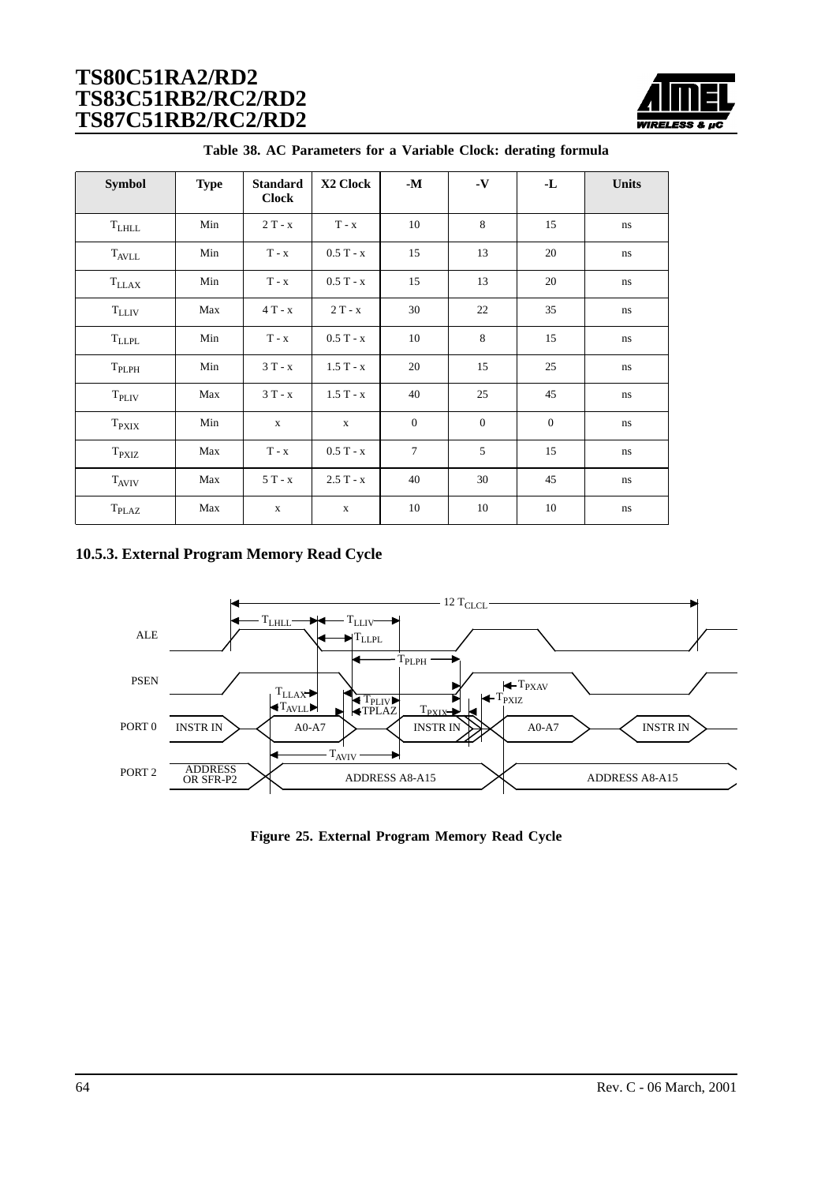**Table 38. AC Parameters for a Variable Clock: derating formula**

| Symbol | Type | Standard Clock | X2 Clock | -M | -V | -L | Units |
|---|---|---|---|---|---|---|---|
| $T_{LHLL}$ | Min | 2 T - x | T - x | 10 | 8 | 15 | ns |
| $T_{AVLL}$ | Min | T - x | 0.5 T - x | 15 | 13 | 20 | ns |
| $T_{LLAX}$ | Min | T - x | 0.5 T - x | 15 | 13 | 20 | ns |
| $T_{LLIV}$ | Max | 4 T - x | 2 T - x | 30 | 22 | 35 | ns |
| $T_{LLPL}$ | Min | T - x | 0.5 T - x | 10 | 8 | 15 | ns |
| $T_{PLPH}$ | Min | 3 T - x | 1.5 T - x | 20 | 15 | 25 | ns |
| $T_{PLIV}$ | Max | 3 T - x | 1.5 T - x | 40 | 25 | 45 | ns |
| $T_{PXIX}$ | Min | x | x | 0 | 0 | 0 | ns |
| $T_{PXIZ}$ | Max | T - x | 0.5 T - x | 7 | 5 | 15 | ns |
| $T_{AVIV}$ | Max | 5 T - x | 2.5 T - x | 40 | 30 | 45 | ns |
| $T_{PLAZ}$ | Max | x | x | 10 | 10 | 10 | ns |

### 10.5.3. External Program Memory Read Cycle

**Figure 25. External Program Memory Read Cycle**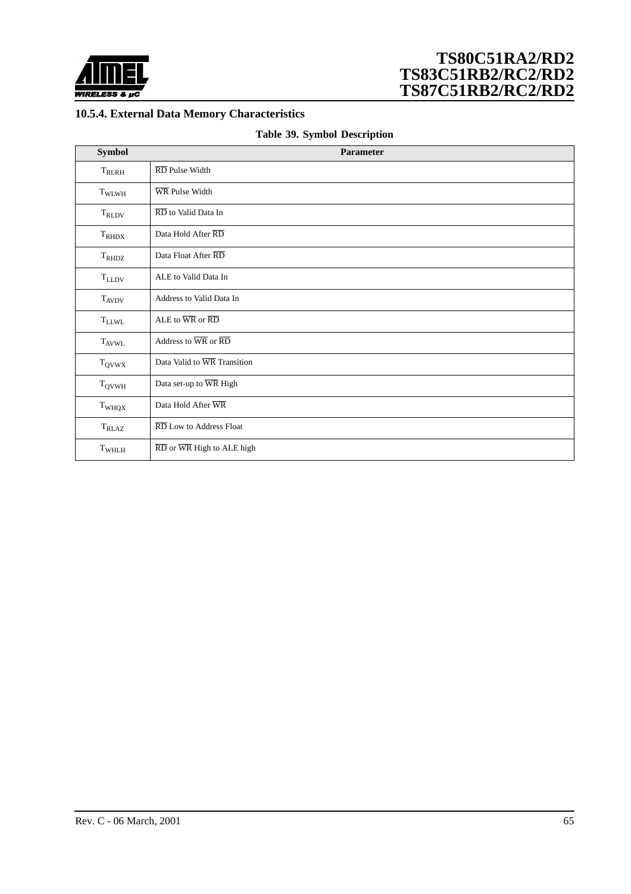### 10.5.4. External Data Memory Characteristics

**Table 39. Symbol Description**

| Symbol | Parameter |
|---|---|
| $T_{RLRH}$ | $\overline{RD}$ Pulse Width |
| $T_{WLWH}$ | $\overline{WR}$ Pulse Width |
| $T_{RLDV}$ | $\overline{RD}$ to Valid Data In |
| $T_{RHDX}$ | Data Hold After $\overline{RD}$ |
| $T_{RHDZ}$ | Data Float After $\overline{RD}$ |
| $T_{LLDV}$ | ALE to Valid Data In |
| $T_{AVDV}$ | Address to Valid Data In |
| $T_{LLWL}$ | ALE to $\overline{WR}$ or $\overline{RD}$ |
| $T_{AVWL}$ | Address to $\overline{WR}$ or $\overline{RD}$ |
| $T_{QVWX}$ | Data Valid to $\overline{WR}$ Transition |
| $T_{QVWH}$ | Data set-up to $\overline{WR}$ High |
| $T_{WHQX}$ | Data Hold After $\overline{WR}$ |
| $T_{RLAZ}$ | $\overline{RD}$ Low to Address Float |
| $T_{WHLH}$ | $\overline{RD}$ or $\overline{WR}$ High to ALE high |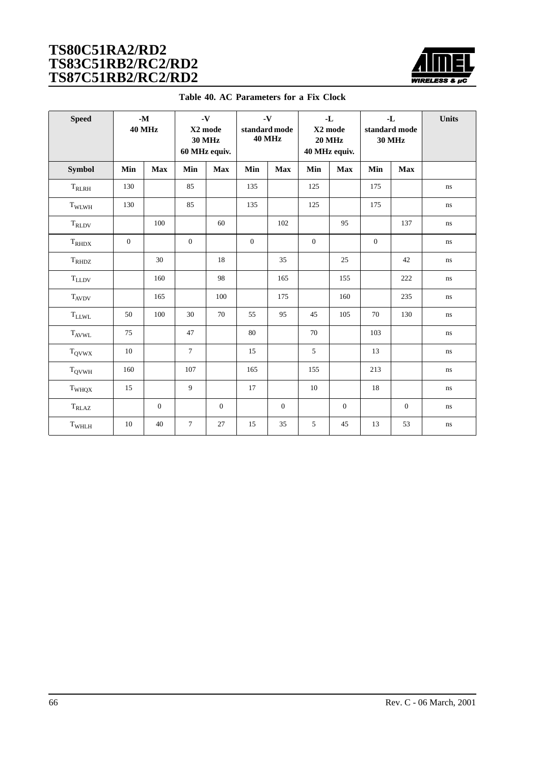**Table 40. AC Parameters for a Fix Clock**

| Speed | -M 40 MHz | | -V X2 mode 30 MHz 60 MHz equiv. | | -V standard mode 40 MHz | | -L X2 mode 20 MHz 40 MHz equiv. | | -L standard mode 30 MHz | | Units |
|---|---|---|---|---|---|---|---|---|---|---|---|
| **Symbol** | **Min** | **Max** | **Min** | **Max** | **Min** | **Max** | **Min** | **Max** | **Min** | **Max** | |
| $T_{RLRH}$ | 130 | | 85 | | 135 | | 125 | | 175 | | ns |
| $T_{WLWH}$ | 130 | | 85 | | 135 | | 125 | | 175 | | ns |
| $T_{RLDV}$ | | 100 | | 60 | | 102 | | 95 | | 137 | ns |
| $T_{RHDX}$ | 0 | | 0 | | 0 | | 0 | | 0 | | ns |
| $T_{RHDZ}$ | | 30 | | 18 | | 35 | | 25 | | 42 | ns |
| $T_{LLDV}$ | | 160 | | 98 | | 165 | | 155 | | 222 | ns |
| $T_{AVDV}$ | | 165 | | 100 | | 175 | | 160 | | 235 | ns |
| $T_{LLWL}$ | 50 | 100 | 30 | 70 | 55 | 95 | 45 | 105 | 70 | 130 | ns |
| $T_{AVWL}$ | 75 | | 47 | | 80 | | 70 | | 103 | | ns |
| $T_{QVWX}$ | 10 | | 7 | | 15 | | 5 | | 13 | | ns |
| $T_{QVWH}$ | 160 | | 107 | | 165 | | 155 | | 213 | | ns |
| $T_{WHQX}$ | 15 | | 9 | | 17 | | 10 | | 18 | | ns |
| $T_{RLAZ}$ | | 0 | | 0 | | 0 | | 0 | | 0 | ns |
| $T_{WHLH}$ | 10 | 40 | 7 | 27 | 15 | 35 | 5 | 45 | 13 | 53 | ns |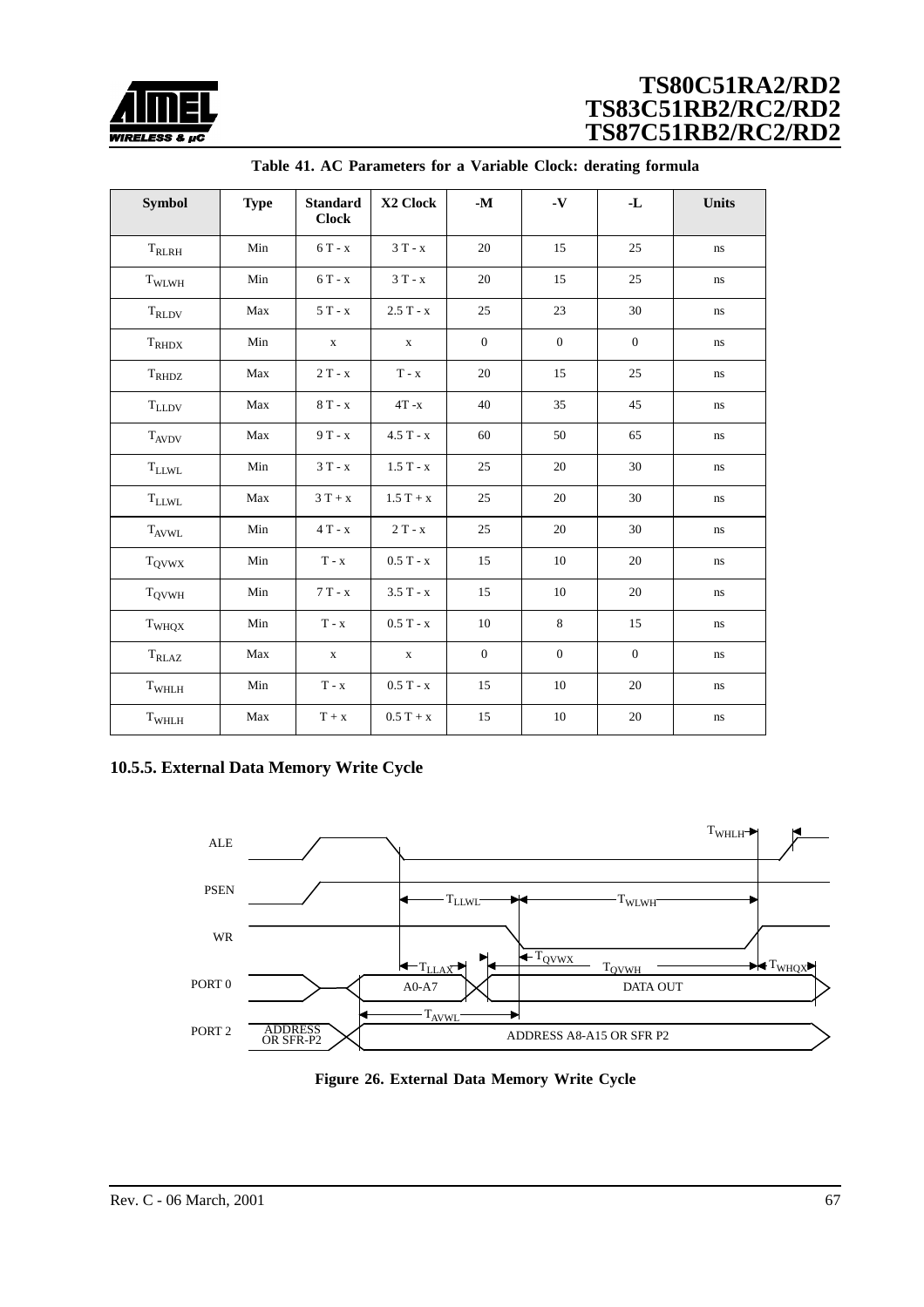**Table 41. AC Parameters for a Variable Clock: derating formula**

| Symbol | Type | Standard Clock | X2 Clock | -M | -V | -L | Units |
|---|---|---|---|---|---|---|---|
| $T_{RLRH}$ | Min | 6 T - x | 3 T - x | 20 | 15 | 25 | ns |
| $T_{WLWH}$ | Min | 6 T - x | 3 T - x | 20 | 15 | 25 | ns |
| $T_{RLDV}$ | Max | 5 T - x | 2.5 T - x | 25 | 23 | 30 | ns |
| $T_{RHDX}$ | Min | x | x | 0 | 0 | 0 | ns |
| $T_{RHDZ}$ | Max | 2 T - x | T - x | 20 | 15 | 25 | ns |
| $T_{LLDV}$ | Max | 8 T - x | 4T -x | 40 | 35 | 45 | ns |
| $T_{AVDV}$ | Max | 9 T - x | 4.5 T - x | 60 | 50 | 65 | ns |
| $T_{LLWL}$ | Min | 3 T - x | 1.5 T - x | 25 | 20 | 30 | ns |
| $T_{LLWL}$ | Max | 3 T + x | 1.5 T + x | 25 | 20 | 30 | ns |
| $T_{AVWL}$ | Min | 4 T - x | 2 T - x | 25 | 20 | 30 | ns |
| $T_{QVWX}$ | Min | T - x | 0.5 T - x | 15 | 10 | 20 | ns |
| $T_{QVWH}$ | Min | 7 T - x | 3.5 T - x | 15 | 10 | 20 | ns |
| $T_{WHQX}$ | Min | T - x | 0.5 T - x | 10 | 8 | 15 | ns |
| $T_{RLAZ}$ | Max | x | x | 0 | 0 | 0 | ns |
| $T_{WHLH}$ | Min | T - x | 0.5 T - x | 15 | 10 | 20 | ns |
| $T_{WHLH}$ | Max | T + x | 0.5 T + x | 15 | 10 | 20 | ns |

### 10.5.5. External Data Memory Write Cycle

ALE, PSEN, WR, PORT 0, PORT 2; $T_{WHLH}$, $T_{LLWL}$, $T_{WLWH}$, $T_{QVWX}$, $T_{LLAX}$, $T_{QVWH}$, $T_{WHQX}$, $T_{AVWL}$; A0-A7, DATA OUT, ADDRESS OR SFR-P2, ADDRESS A8-A15 OR SFR P2

**Figure 26. External Data Memory Write Cycle**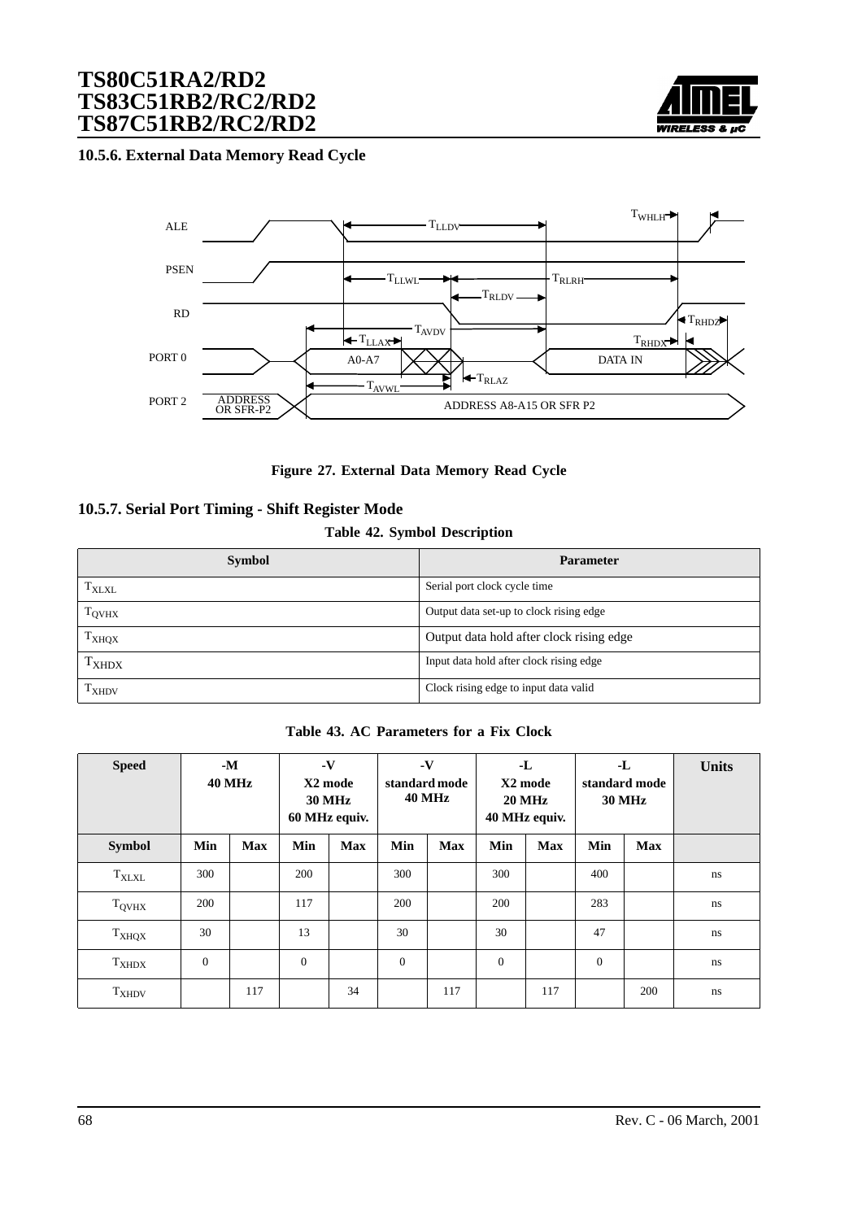### 10.5.6. External Data Memory Read Cycle

**Figure 27.** External Data Memory Read Cycle

### 10.5.7. Serial Port Timing - Shift Register Mode

**Table 42.** Symbol Description

| Symbol | Parameter |
|---|---|
| $T_{XLXL}$ | Serial port clock cycle time |
| $T_{QVHX}$ | Output data set-up to clock rising edge |
| $T_{XHQX}$ | Output data hold after clock rising edge |
| $T_{XHDX}$ | Input data hold after clock rising edge |
| $T_{XHDV}$ | Clock rising edge to input data valid |

**Table 43.** AC Parameters for a Fix Clock

| Speed | -M 40 MHz | | -V X2 mode 30 MHz 60 MHz equiv. | | -V standard mode 40 MHz | | -L X2 mode 20 MHz 40 MHz equiv. | | -L standard mode 30 MHz | | Units |
|---|---|---|---|---|---|---|---|---|---|---|---|
| **Symbol** | **Min** | **Max** | **Min** | **Max** | **Min** | **Max** | **Min** | **Max** | **Min** | **Max** | |
| $T_{XLXL}$ | 300 | | 200 | | 300 | | 300 | | 400 | | ns |
| $T_{QVHX}$ | 200 | | 117 | | 200 | | 200 | | 283 | | ns |
| $T_{XHQX}$ | 30 | | 13 | | 30 | | 30 | | 47 | | ns |
| $T_{XHDX}$ | 0 | | 0 | | 0 | | 0 | | 0 | | ns |
| $T_{XHDV}$ | | 117 | | 34 | | 117 | | 117 | | 200 | ns |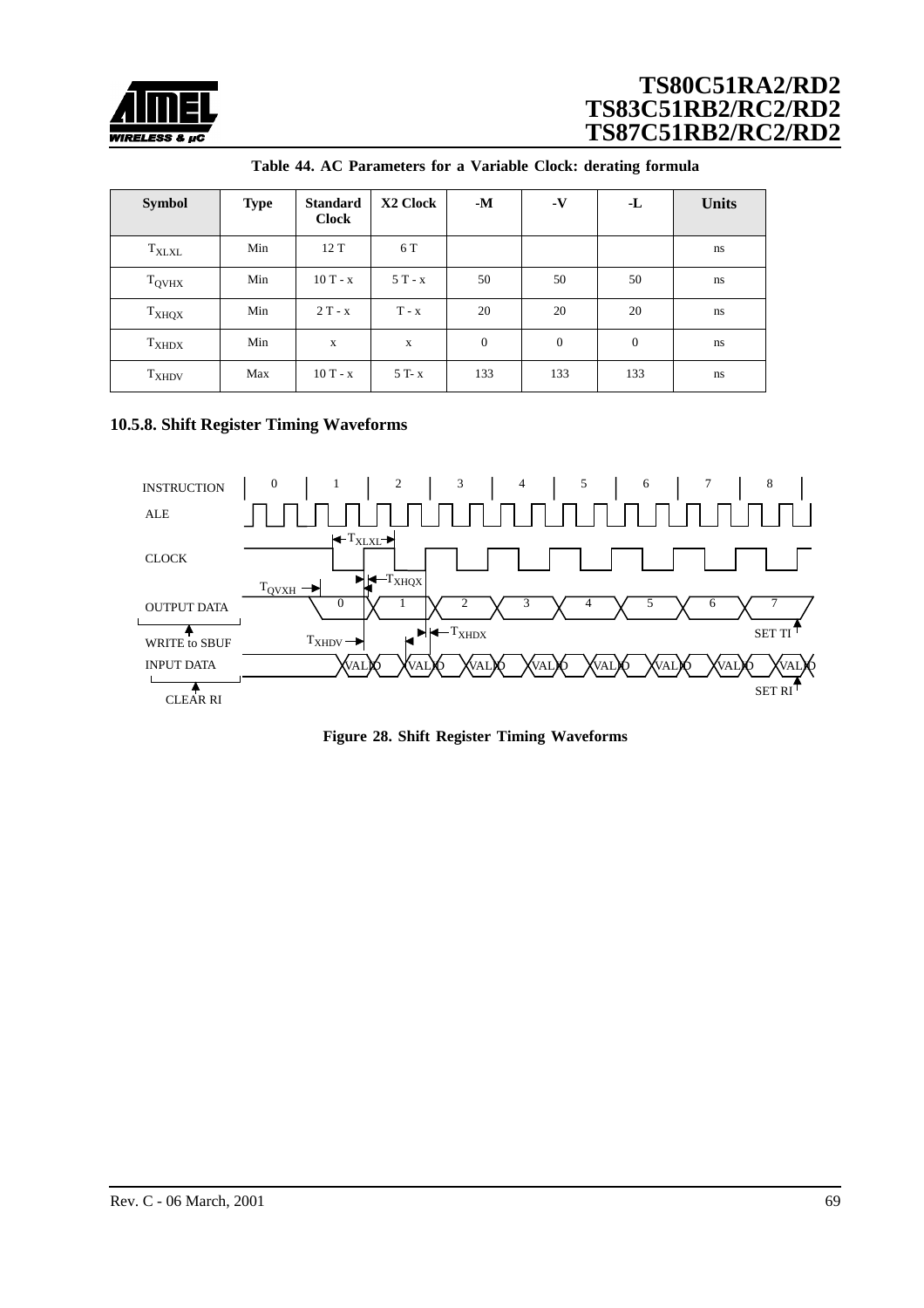**Table 44. AC Parameters for a Variable Clock: derating formula**

| Symbol | Type | Standard Clock | X2 Clock | -M | -V | -L | Units |
|---|---|---|---|---|---|---|---|
| $T_{XLXL}$ | Min | 12 T | 6 T | | | | ns |
| $T_{QVHX}$ | Min | 10 T - x | 5 T - x | 50 | 50 | 50 | ns |
| $T_{XHQX}$ | Min | 2 T - x | T - x | 20 | 20 | 20 | ns |
| $T_{XHDX}$ | Min | x | x | 0 | 0 | 0 | ns |
| $T_{XHDV}$ | Max | 10 T - x | 5 T- x | 133 | 133 | 133 | ns |

### 10.5.8. Shift Register Timing Waveforms

**Figure 28. Shift Register Timing Waveforms**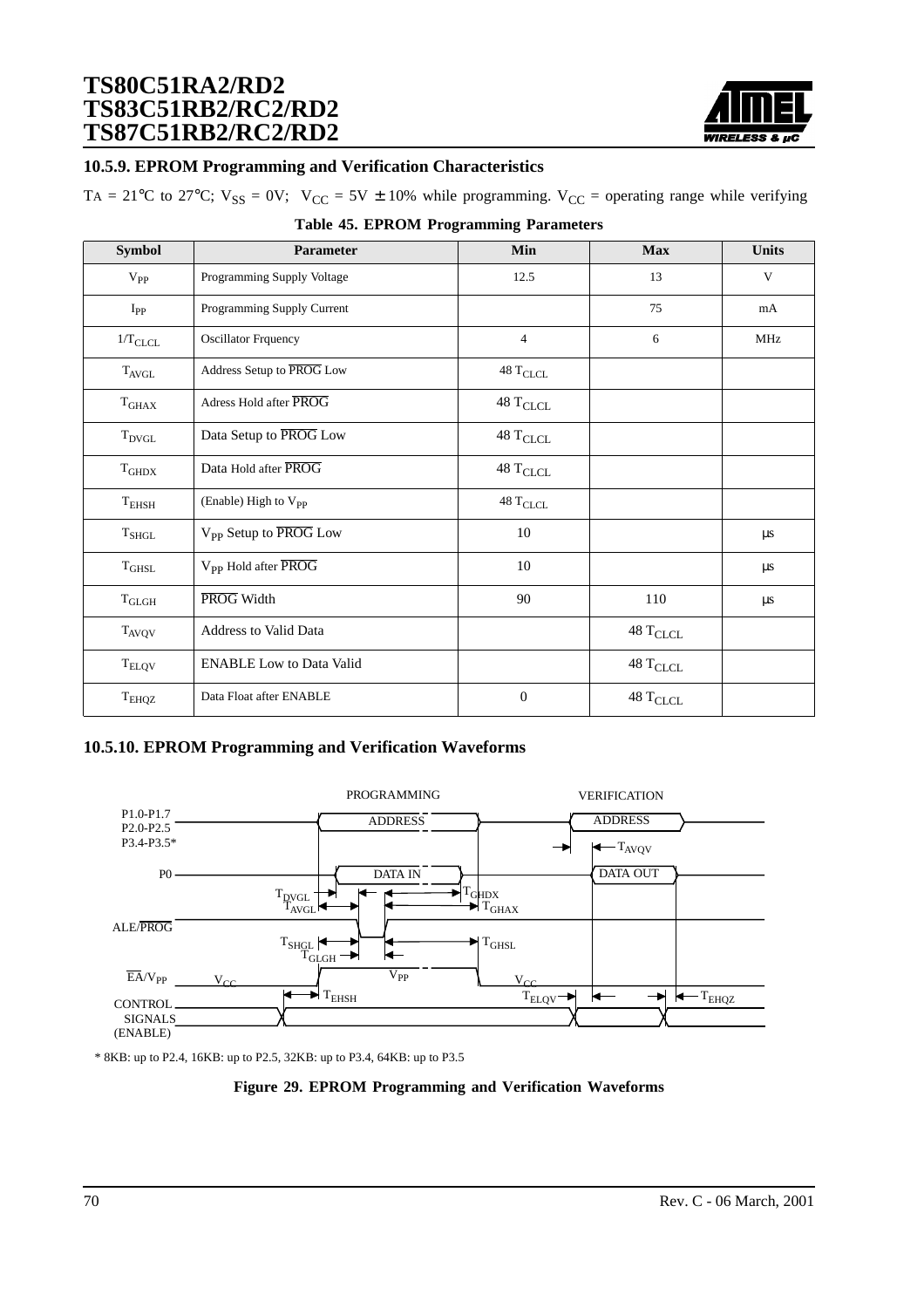### 10.5.9. EPROM Programming and Verification Characteristics

TA = 21°C to 27°C; $V_{SS}$ = 0V; $V_{CC}$ = 5V ± 10% while programming. $V_{CC}$ = operating range while verifying

**Table 45. EPROM Programming Parameters**

| Symbol | Parameter | Min | Max | Units |
|---|---|---|---|---|
| $V_{PP}$ | Programming Supply Voltage | 12.5 | 13 | V |
| $I_{PP}$ | Programming Supply Current | | 75 | mA |
| $1/T_{CLCL}$ | Oscillator Frquency | 4 | 6 | MHz |
| $T_{AVGL}$ | Address Setup to PROG Low | 48 $T_{CLCL}$ | | |
| $T_{GHAX}$ | Adress Hold after PROG | 48 $T_{CLCL}$ | | |
| $T_{DVGL}$ | Data Setup to PROG Low | 48 $T_{CLCL}$ | | |
| $T_{GHDX}$ | Data Hold after PROG | 48 $T_{CLCL}$ | | |
| $T_{EHSH}$ | (Enable) High to $V_{PP}$ | 48 $T_{CLCL}$ | | |
| $T_{SHGL}$ | $V_{PP}$ Setup to PROG Low | 10 | | µs |
| $T_{GHSL}$ | $V_{PP}$ Hold after PROG | 10 | | µs |
| $T_{GLGH}$ | PROG Width | 90 | 110 | µs |
| $T_{AVQV}$ | Address to Valid Data | | 48 $T_{CLCL}$ | |
| $T_{ELQV}$ | ENABLE Low to Data Valid | | 48 $T_{CLCL}$ | |
| $T_{EHQZ}$ | Data Float after ENABLE | 0 | 48 $T_{CLCL}$ | |

### 10.5.10. EPROM Programming and Verification Waveforms

PROGRAMMING    VERIFICATION

P1.0-P1.7 P2.0-P2.5 P3.4-P3.5*    ADDRESS    ADDRESS

$T_{AVQV}$

P0    DATA IN    DATA OUT

$T_{DVGL}$    $T_{GHDX}$
$T_{AVGL}$    $T_{GHAX}$

ALE/PROG

$T_{SHGL}$    $T_{GHSL}$
$T_{GLGH}$

EA/$V_{PP}$    $V_{CC}$    $V_{PP}$    $V_{CC}$

$T_{EHSH}$    $T_{ELQV}$    $T_{EHQZ}$

CONTROL SIGNALS (ENABLE)

\* 8KB: up to P2.4, 16KB: up to P2.5, 32KB: up to P3.4, 64KB: up to P3.5

**Figure 29. EPROM Programming and Verification Waveforms**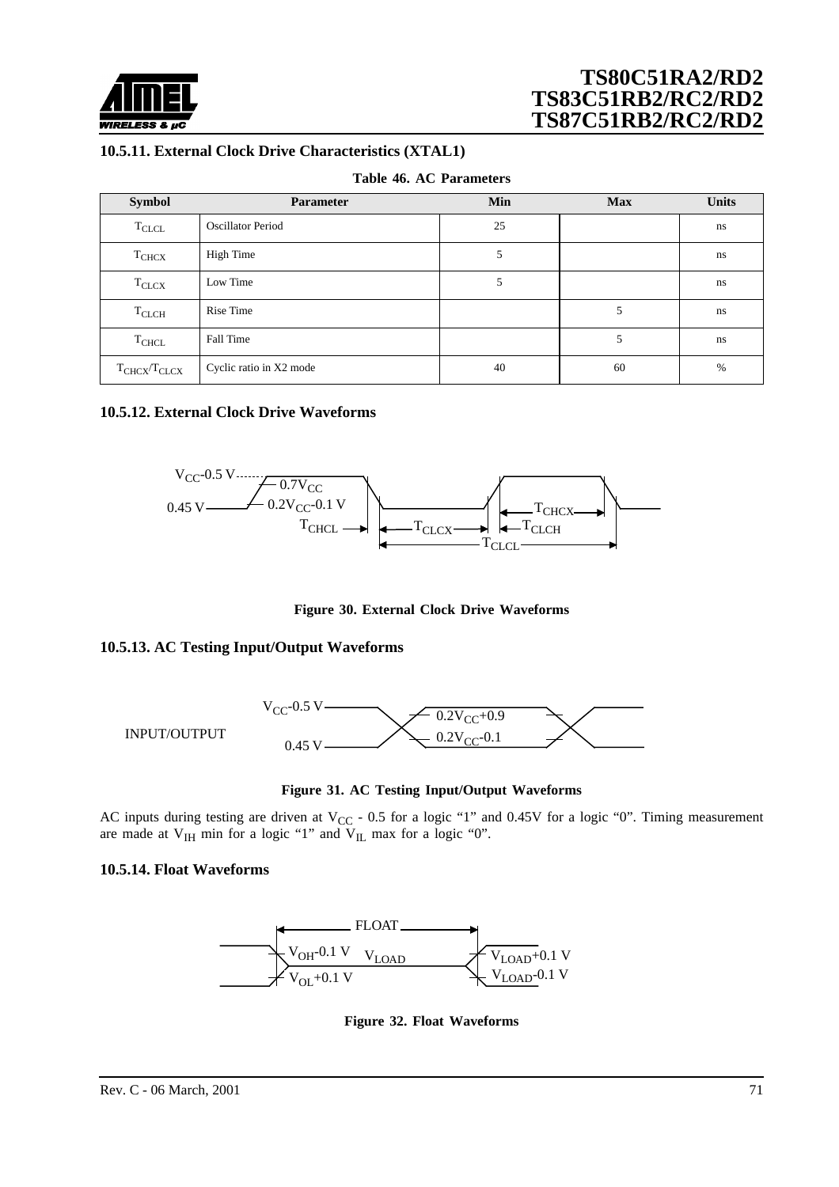### 10.5.11. External Clock Drive Characteristics (XTAL1)

**Table 46. AC Parameters**

| Symbol | Parameter | Min | Max | Units |
|---|---|---|---|---|
| $T_{CLCL}$ | Oscillator Period | 25 | | ns |
| $T_{CHCX}$ | High Time | 5 | | ns |
| $T_{CLCX}$ | Low Time | 5 | | ns |
| $T_{CLCH}$ | Rise Time | | 5 | ns |
| $T_{CHCL}$ | Fall Time | | 5 | ns |
| $T_{CHCX}/T_{CLCX}$ | Cyclic ratio in X2 mode | 40 | 60 | % |

### 10.5.12. External Clock Drive Waveforms

**Figure 30. External Clock Drive Waveforms**

### 10.5.13. AC Testing Input/Output Waveforms

**Figure 31. AC Testing Input/Output Waveforms**

AC inputs during testing are driven at $V_{CC}$ - 0.5 for a logic "1" and 0.45V for a logic "0". Timing measurement are made at $V_{IH}$ min for a logic "1" and $V_{IL}$ max for a logic "0".

### 10.5.14. Float Waveforms

**Figure 32. Float Waveforms**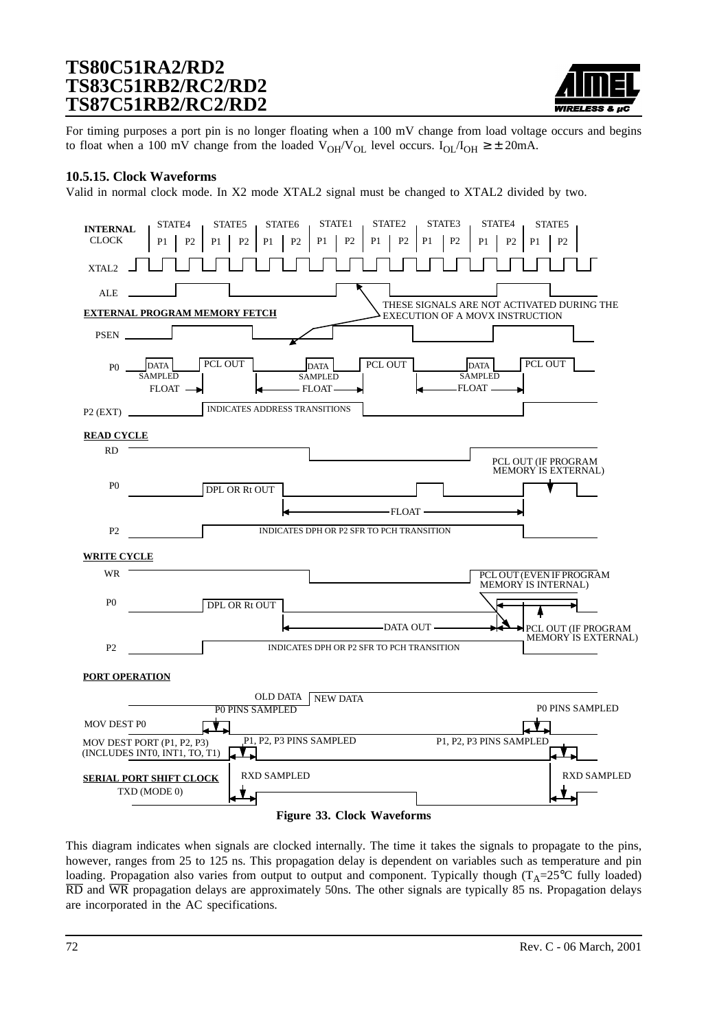For timing purposes a port pin is no longer floating when a 100 mV change from load voltage occurs and begins to float when a 100 mV change from the loaded $V_{OH}/V_{OL}$ level occurs. $I_{OL}/I_{OH} \geq \pm 20mA$.

### 10.5.15. Clock Waveforms

Valid in normal clock mode. In X2 mode XTAL2 signal must be changed to XTAL2 divided by two.

**Figure 33. Clock Waveforms**

This diagram indicates when signals are clocked internally. The time it takes the signals to propagate to the pins, however, ranges from 25 to 125 ns. This propagation delay is dependent on variables such as temperature and pin loading. Propagation also varies from output to output and component. Typically though ($T_A$=25°C fully loaded) $\overline{RD}$ and $\overline{WR}$ propagation delays are approximately 50ns. The other signals are typically 85 ns. Propagation delays are incorporated in the AC specifications.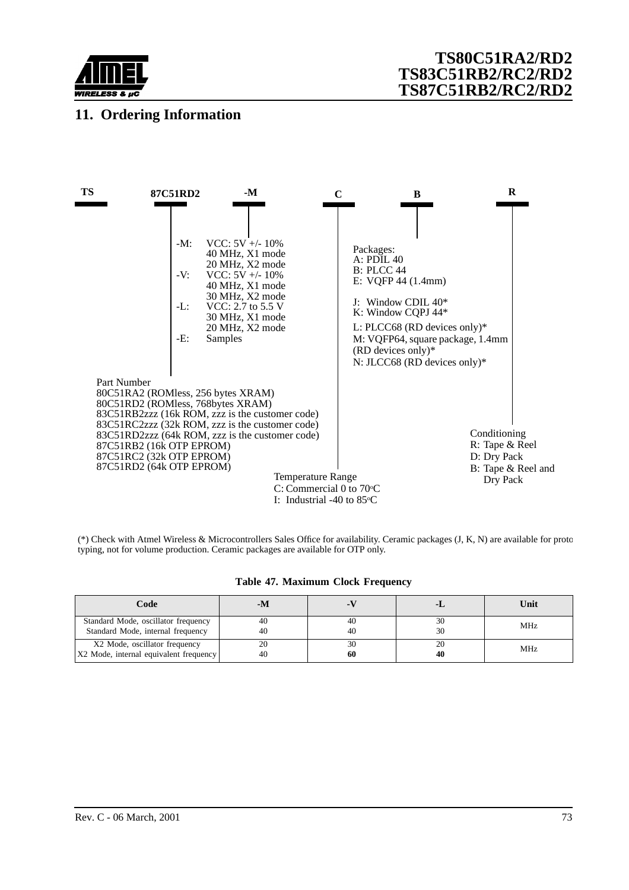## 11. Ordering Information

TS 87C51RD2 -M C B R

-M: VCC: 5V +/- 10%
40 MHz, X1 mode
20 MHz, X2 mode

-V: VCC: 5V +/- 10%
40 MHz, X1 mode
30 MHz, X2 mode

-L: VCC: 2.7 to 5.5 V
30 MHz, X1 mode
20 MHz, X2 mode

-E: Samples

Part Number
80C51RA2 (ROMless, 256 bytes XRAM)
80C51RD2 (ROMless, 768bytes XRAM)
83C51RB2zzz (16k ROM, zzz is the customer code)
83C51RC2zzz (32k ROM, zzz is the customer code)
83C51RD2zzz (64k ROM, zzz is the customer code)
87C51RB2 (16k OTP EPROM)
87C51RC2 (32k OTP EPROM)
87C51RD2 (64k OTP EPROM)

Packages:
A: PDIL 40
B: PLCC 44
E: VQFP 44 (1.4mm)

J: Window CDIL 40*
K: Window CQPJ 44*

L: PLCC68 (RD devices only)*
M: VQFP64, square package, 1.4mm (RD devices only)*
N: JLCC68 (RD devices only)*

Temperature Range
C: Commercial 0 to 70°C
I: Industrial -40 to 85°C

Conditioning
R: Tape & Reel
D: Dry Pack
B: Tape & Reel and Dry Pack

(*) Check with Atmel Wireless & Microcontrollers Sales Office for availability. Ceramic packages (J, K, N) are available for prototyping, not for volume production. Ceramic packages are available for OTP only.

**Table 47. Maximum Clock Frequency**

| Code | -M | -V | -L | Unit |
|---|---|---|---|---|
| Standard Mode, oscillator frequency<br>Standard Mode, internal frequency | 40<br>40 | 40<br>40 | 30<br>30 | MHz |
| X2 Mode, oscillator frequency<br>X2 Mode, internal equivalent frequency | 20<br>40 | 30<br>**60** | 20<br>**40** | MHz |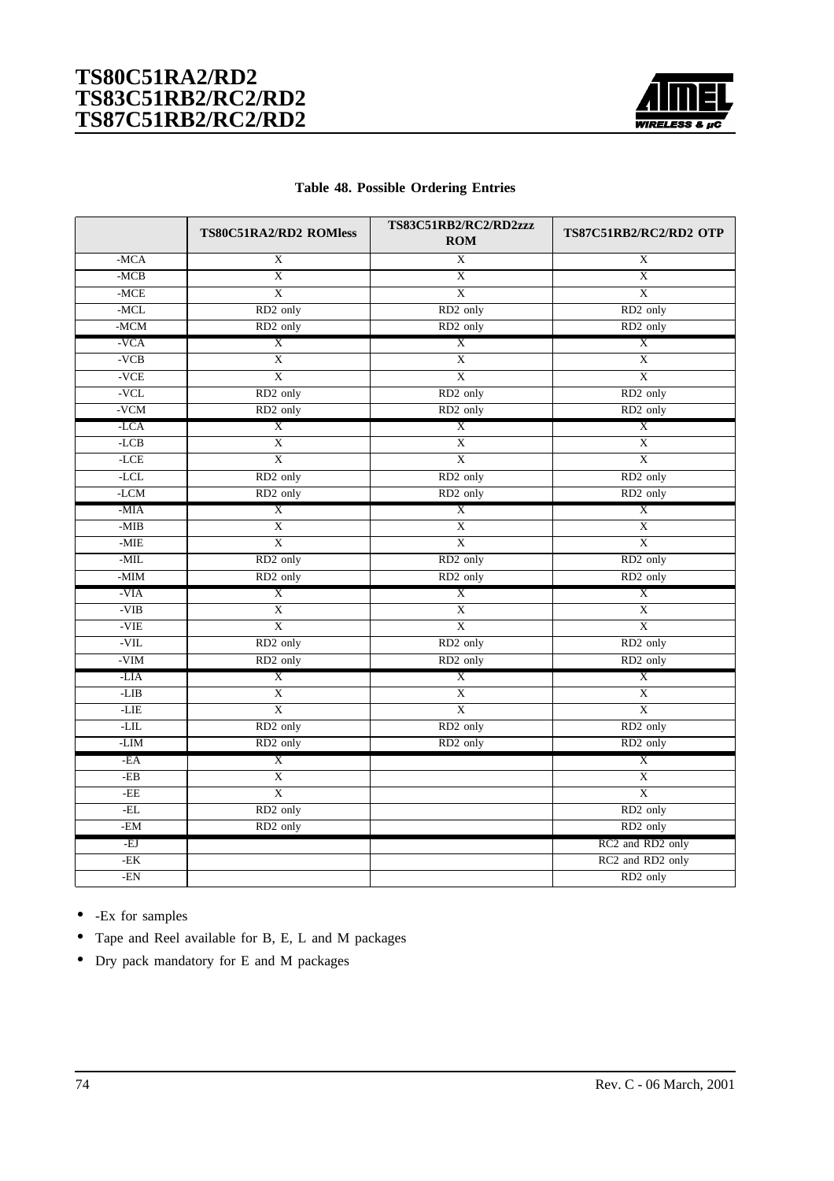**Table 48. Possible Ordering Entries**

| | TS80C51RA2/RD2 ROMless | TS83C51RB2/RC2/RD2zzz ROM | TS87C51RB2/RC2/RD2 OTP |
|---|---|---|---|
| -MCA | X | X | X |
| -MCB | X | X | X |
| -MCE | X | X | X |
| -MCL | RD2 only | RD2 only | RD2 only |
| -MCM | RD2 only | RD2 only | RD2 only |
| -VCA | X | X | X |
| -VCB | X | X | X |
| -VCE | X | X | X |
| -VCL | RD2 only | RD2 only | RD2 only |
| -VCM | RD2 only | RD2 only | RD2 only |
| -LCA | X | X | X |
| -LCB | X | X | X |
| -LCE | X | X | X |
| -LCL | RD2 only | RD2 only | RD2 only |
| -LCM | RD2 only | RD2 only | RD2 only |
| -MIA | X | X | X |
| -MIB | X | X | X |
| -MIE | X | X | X |
| -MIL | RD2 only | RD2 only | RD2 only |
| -MIM | RD2 only | RD2 only | RD2 only |
| -VIA | X | X | X |
| -VIB | X | X | X |
| -VIE | X | X | X |
| -VIL | RD2 only | RD2 only | RD2 only |
| -VIM | RD2 only | RD2 only | RD2 only |
| -LIA | X | X | X |
| -LIB | X | X | X |
| -LIE | X | X | X |
| -LIL | RD2 only | RD2 only | RD2 only |
| -LIM | RD2 only | RD2 only | RD2 only |
| -EA | X | | X |
| -EB | X | | X |
| -EE | X | | X |
| -EL | RD2 only | | RD2 only |
| -EM | RD2 only | | RD2 only |
| -EJ | | | RC2 and RD2 only |
| -EK | | | RC2 and RD2 only |
| -EN | | | RD2 only |

- -Ex for samples
- Tape and Reel available for B, E, L and M packages
- Dry pack mandatory for E and M packages